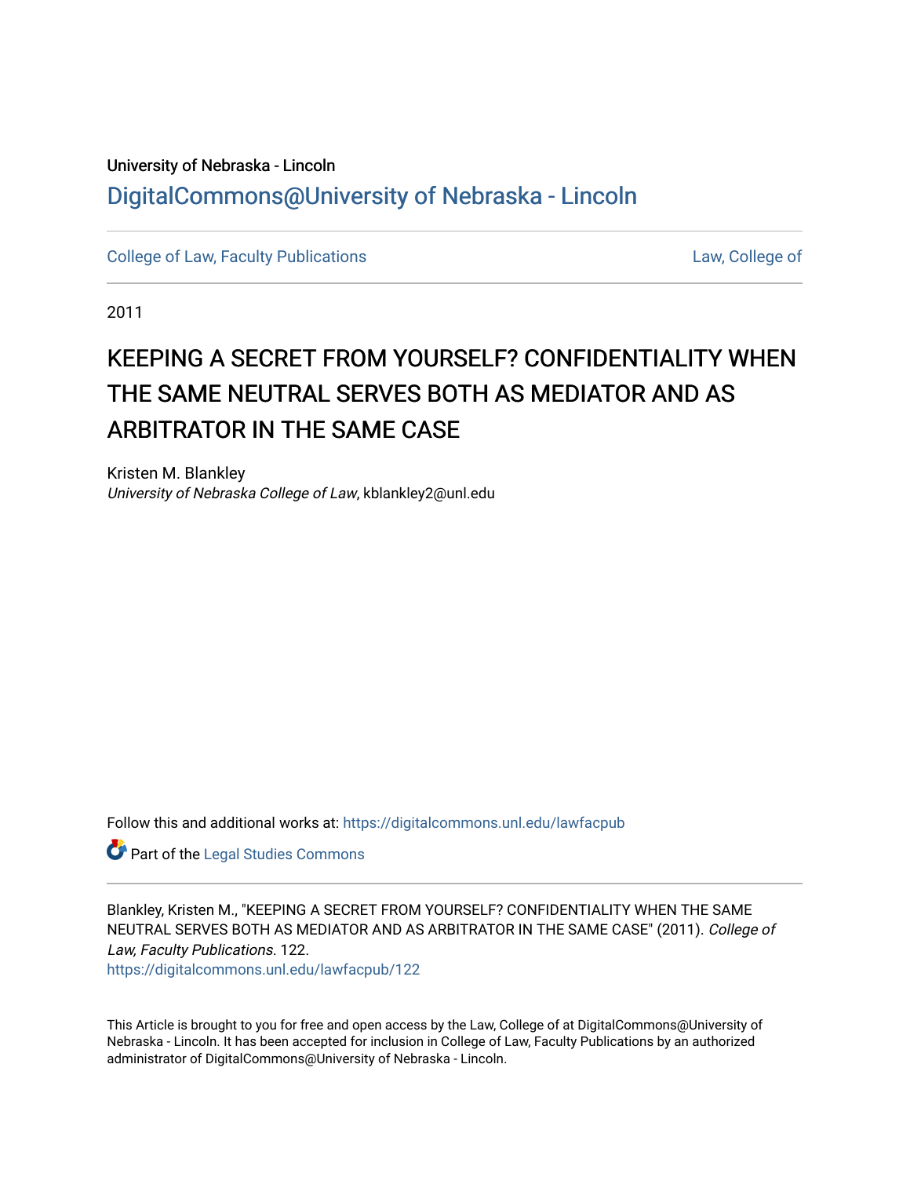University of Nebraska - Lincoln

DigitalCommons@University of Nebraska - Lincoln

College of Law, Faculty Publications

Law, College of

2011

# KEEPING A SECRET FROM YOURSELF? CONFIDENTIALITY WHEN THE SAME NEUTRAL SERVES BOTH AS MEDIATOR AND AS ARBITRATOR IN THE SAME CASE

Kristen M. Blankley
*University of Nebraska College of Law*, kblankley2@unl.edu

Follow this and additional works at: https://digitalcommons.unl.edu/lawfacpub

Part of the Legal Studies Commons

Blankley, Kristen M., "KEEPING A SECRET FROM YOURSELF? CONFIDENTIALITY WHEN THE SAME NEUTRAL SERVES BOTH AS MEDIATOR AND AS ARBITRATOR IN THE SAME CASE" (2011). *College of Law, Faculty Publications*. 122.
https://digitalcommons.unl.edu/lawfacpub/122

This Article is brought to you for free and open access by the Law, College of at DigitalCommons@University of Nebraska - Lincoln. It has been accepted for inclusion in College of Law, Faculty Publications by an authorized administrator of DigitalCommons@University of Nebraska - Lincoln.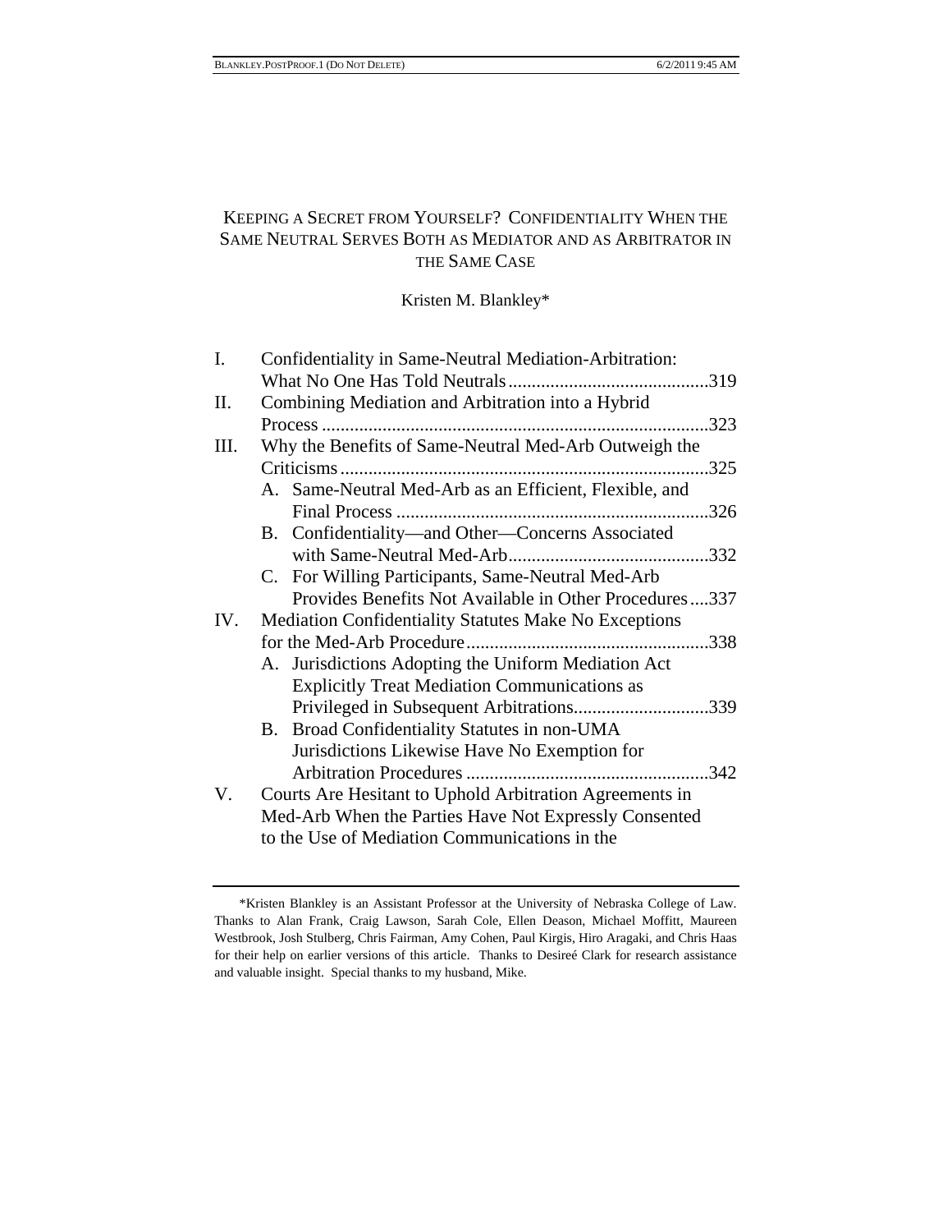# KEEPING A SECRET FROM YOURSELF? CONFIDENTIALITY WHEN THE SAME NEUTRAL SERVES BOTH AS MEDIATOR AND AS ARBITRATOR IN THE SAME CASE

Kristen M. Blankley*

I. Confidentiality in Same-Neutral Mediation-Arbitration: What No One Has Told Neutrals ..........319

II. Combining Mediation and Arbitration into a Hybrid Process ..........323

III. Why the Benefits of Same-Neutral Med-Arb Outweigh the Criticisms ..........325

  A. Same-Neutral Med-Arb as an Efficient, Flexible, and Final Process ..........326

  B. Confidentiality—and Other—Concerns Associated with Same-Neutral Med-Arb ..........332

  C. For Willing Participants, Same-Neutral Med-Arb Provides Benefits Not Available in Other Procedures ....337

IV. Mediation Confidentiality Statutes Make No Exceptions for the Med-Arb Procedure ..........338

  A. Jurisdictions Adopting the Uniform Mediation Act Explicitly Treat Mediation Communications as Privileged in Subsequent Arbitrations..........339

  B. Broad Confidentiality Statutes in non-UMA Jurisdictions Likewise Have No Exemption for Arbitration Procedures ..........342

V. Courts Are Hesitant to Uphold Arbitration Agreements in Med-Arb When the Parties Have Not Expressly Consented to the Use of Mediation Communications in the

---

*Kristen Blankley is an Assistant Professor at the University of Nebraska College of Law. Thanks to Alan Frank, Craig Lawson, Sarah Cole, Ellen Deason, Michael Moffitt, Maureen Westbrook, Josh Stulberg, Chris Fairman, Amy Cohen, Paul Kirgis, Hiro Aragaki, and Chris Haas for their help on earlier versions of this article. Thanks to Desireé Clark for research assistance and valuable insight. Special thanks to my husband, Mike.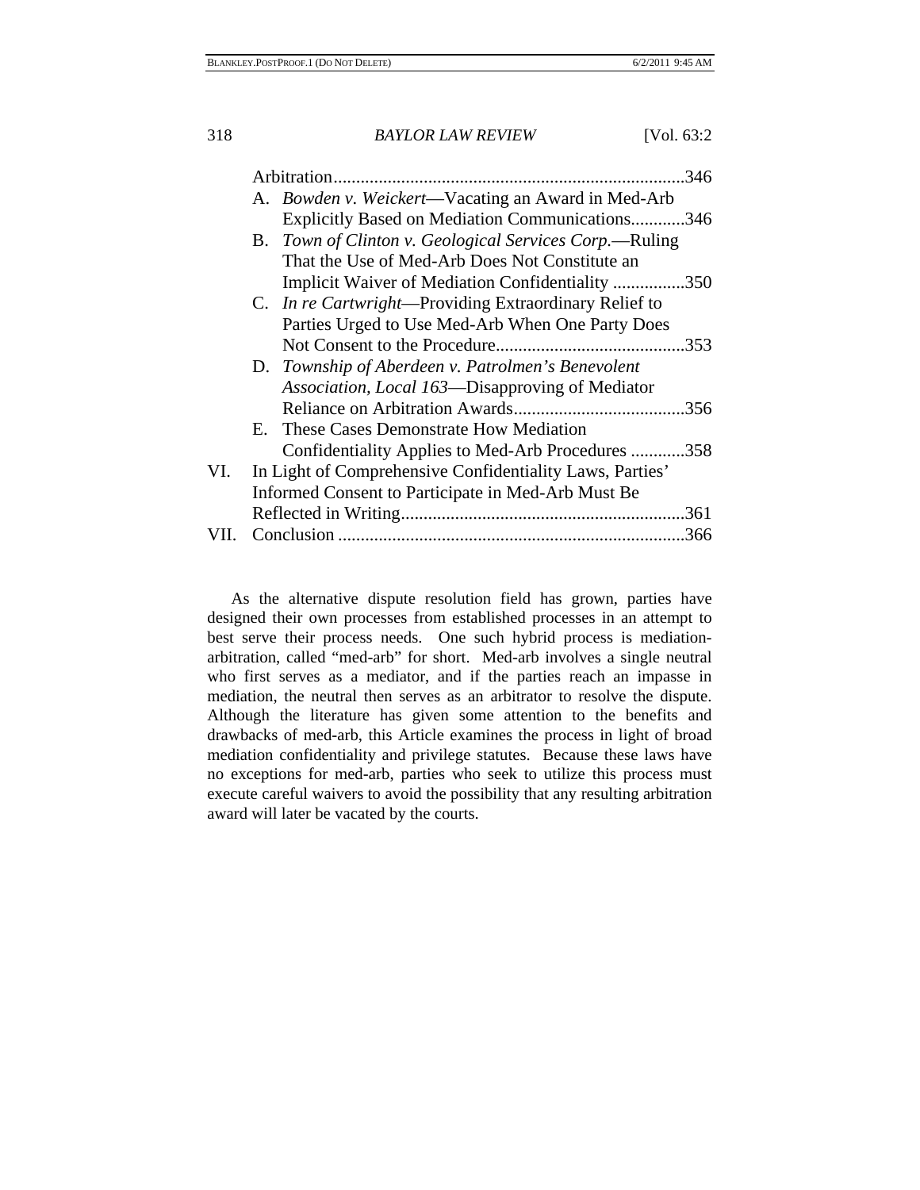Arbitration............................................................................346

A. *Bowden v. Weickert*—Vacating an Award in Med-Arb Explicitly Based on Mediation Communications............346

B. *Town of Clinton v. Geological Services Corp.*—Ruling That the Use of Med-Arb Does Not Constitute an Implicit Waiver of Mediation Confidentiality ................350

C. *In re Cartwright*—Providing Extraordinary Relief to Parties Urged to Use Med-Arb When One Party Does Not Consent to the Procedure..........................................353

D. *Township of Aberdeen v. Patrolmen's Benevolent Association, Local 163*—Disapproving of Mediator Reliance on Arbitration Awards......................................356

E. These Cases Demonstrate How Mediation Confidentiality Applies to Med-Arb Procedures ............358

VI. In Light of Comprehensive Confidentiality Laws, Parties' Informed Consent to Participate in Med-Arb Must Be Reflected in Writing...............................................................361

VII. Conclusion ............................................................................366

As the alternative dispute resolution field has grown, parties have designed their own processes from established processes in an attempt to best serve their process needs. One such hybrid process is mediation-arbitration, called "med-arb" for short. Med-arb involves a single neutral who first serves as a mediator, and if the parties reach an impasse in mediation, the neutral then serves as an arbitrator to resolve the dispute. Although the literature has given some attention to the benefits and drawbacks of med-arb, this Article examines the process in light of broad mediation confidentiality and privilege statutes. Because these laws have no exceptions for med-arb, parties who seek to utilize this process must execute careful waivers to avoid the possibility that any resulting arbitration award will later be vacated by the courts.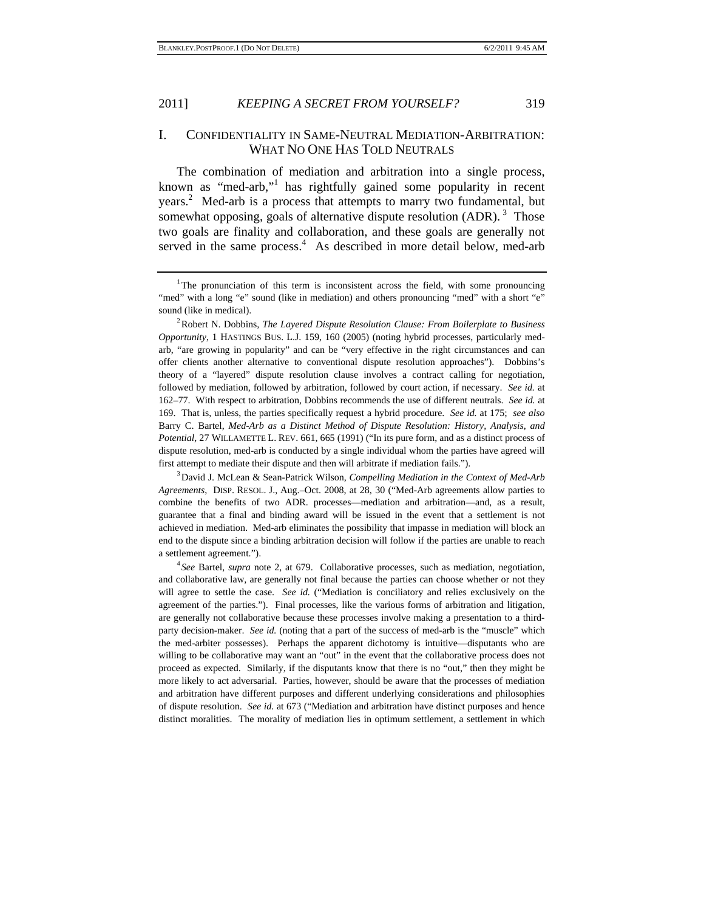## I. CONFIDENTIALITY IN SAME-NEUTRAL MEDIATION-ARBITRATION: WHAT NO ONE HAS TOLD NEUTRALS

The combination of mediation and arbitration into a single process, known as "med-arb,"[1] has rightfully gained some popularity in recent years.[2] Med-arb is a process that attempts to marry two fundamental, but somewhat opposing, goals of alternative dispute resolution (ADR).[3] Those two goals are finality and collaboration, and these goals are generally not served in the same process.[4] As described in more detail below, med-arb

---

[1] The pronunciation of this term is inconsistent across the field, with some pronouncing "med" with a long "e" sound (like in mediation) and others pronouncing "med" with a short "e" sound (like in medical).

[2] Robert N. Dobbins, *The Layered Dispute Resolution Clause: From Boilerplate to Business Opportunity*, 1 HASTINGS BUS. L.J. 159, 160 (2005) (noting hybrid processes, particularly med-arb, "are growing in popularity" and can be "very effective in the right circumstances and can offer clients another alternative to conventional dispute resolution approaches"). Dobbins's theory of a "layered" dispute resolution clause involves a contract calling for negotiation, followed by mediation, followed by arbitration, followed by court action, if necessary. *See id.* at 162–77. With respect to arbitration, Dobbins recommends the use of different neutrals. *See id.* at 169. That is, unless, the parties specifically request a hybrid procedure. *See id.* at 175; *see also* Barry C. Bartel, *Med-Arb as a Distinct Method of Dispute Resolution: History, Analysis, and Potential*, 27 WILLAMETTE L. REV. 661, 665 (1991) ("In its pure form, and as a distinct process of dispute resolution, med-arb is conducted by a single individual whom the parties have agreed will first attempt to mediate their dispute and then will arbitrate if mediation fails.").

[3] David J. McLean & Sean-Patrick Wilson, *Compelling Mediation in the Context of Med-Arb Agreements*, DISP. RESOL. J., Aug.–Oct. 2008, at 28, 30 ("Med-Arb agreements allow parties to combine the benefits of two ADR. processes—mediation and arbitration—and, as a result, guarantee that a final and binding award will be issued in the event that a settlement is not achieved in mediation. Med-arb eliminates the possibility that impasse in mediation will block an end to the dispute since a binding arbitration decision will follow if the parties are unable to reach a settlement agreement.").

[4] *See* Bartel, *supra* note 2, at 679. Collaborative processes, such as mediation, negotiation, and collaborative law, are generally not final because the parties can choose whether or not they will agree to settle the case. *See id.* ("Mediation is conciliatory and relies exclusively on the agreement of the parties."). Final processes, like the various forms of arbitration and litigation, are generally not collaborative because these processes involve making a presentation to a third-party decision-maker. *See id.* (noting that a part of the success of med-arb is the "muscle" which the med-arbiter possesses). Perhaps the apparent dichotomy is intuitive—disputants who are willing to be collaborative may want an "out" in the event that the collaborative process does not proceed as expected. Similarly, if the disputants know that there is no "out," then they might be more likely to act adversarial. Parties, however, should be aware that the processes of mediation and arbitration have different purposes and different underlying considerations and philosophies of dispute resolution. *See id.* at 673 ("Mediation and arbitration have distinct purposes and hence distinct moralities. The morality of mediation lies in optimum settlement, a settlement in which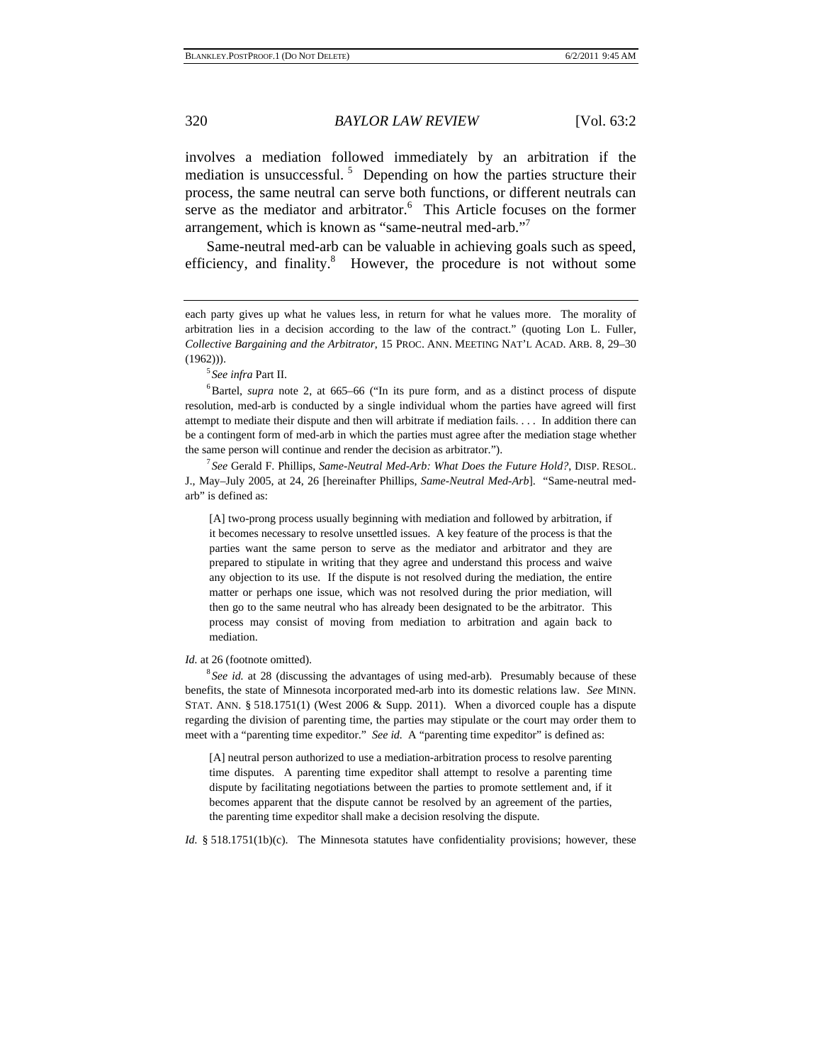involves a mediation followed immediately by an arbitration if the mediation is unsuccessful.[5] Depending on how the parties structure their process, the same neutral can serve both functions, or different neutrals can serve as the mediator and arbitrator.[6] This Article focuses on the former arrangement, which is known as "same-neutral med-arb."[7]

Same-neutral med-arb can be valuable in achieving goals such as speed, efficiency, and finality.[8] However, the procedure is not without some

---

each party gives up what he values less, in return for what he values more. The morality of arbitration lies in a decision according to the law of the contract." (quoting Lon L. Fuller, *Collective Bargaining and the Arbitrator*, 15 PROC. ANN. MEETING NAT'L ACAD. ARB. 8, 29–30 (1962))).

[5] *See infra* Part II.

[6] Bartel, *supra* note 2, at 665–66 ("In its pure form, and as a distinct process of dispute resolution, med-arb is conducted by a single individual whom the parties have agreed will first attempt to mediate their dispute and then will arbitrate if mediation fails. . . . In addition there can be a contingent form of med-arb in which the parties must agree after the mediation stage whether the same person will continue and render the decision as arbitrator.").

[7] *See* Gerald F. Phillips, *Same-Neutral Med-Arb: What Does the Future Hold?*, DISP. RESOL. J., May–July 2005, at 24, 26 [hereinafter Phillips, *Same-Neutral Med-Arb*]. "Same-neutral med-arb" is defined as:

> [A] two-prong process usually beginning with mediation and followed by arbitration, if it becomes necessary to resolve unsettled issues. A key feature of the process is that the parties want the same person to serve as the mediator and arbitrator and they are prepared to stipulate in writing that they agree and understand this process and waive any objection to its use. If the dispute is not resolved during the mediation, the entire matter or perhaps one issue, which was not resolved during the prior mediation, will then go to the same neutral who has already been designated to be the arbitrator. This process may consist of moving from mediation to arbitration and again back to mediation.

*Id.* at 26 (footnote omitted).

[8] *See id.* at 28 (discussing the advantages of using med-arb). Presumably because of these benefits, the state of Minnesota incorporated med-arb into its domestic relations law. *See* MINN. STAT. ANN. § 518.1751(1) (West 2006 & Supp. 2011). When a divorced couple has a dispute regarding the division of parenting time, the parties may stipulate or the court may order them to meet with a "parenting time expeditor." *See id.* A "parenting time expeditor" is defined as:

> [A] neutral person authorized to use a mediation-arbitration process to resolve parenting time disputes. A parenting time expeditor shall attempt to resolve a parenting time dispute by facilitating negotiations between the parties to promote settlement and, if it becomes apparent that the dispute cannot be resolved by an agreement of the parties, the parenting time expeditor shall make a decision resolving the dispute.

*Id.* § 518.1751(1b)(c). The Minnesota statutes have confidentiality provisions; however, these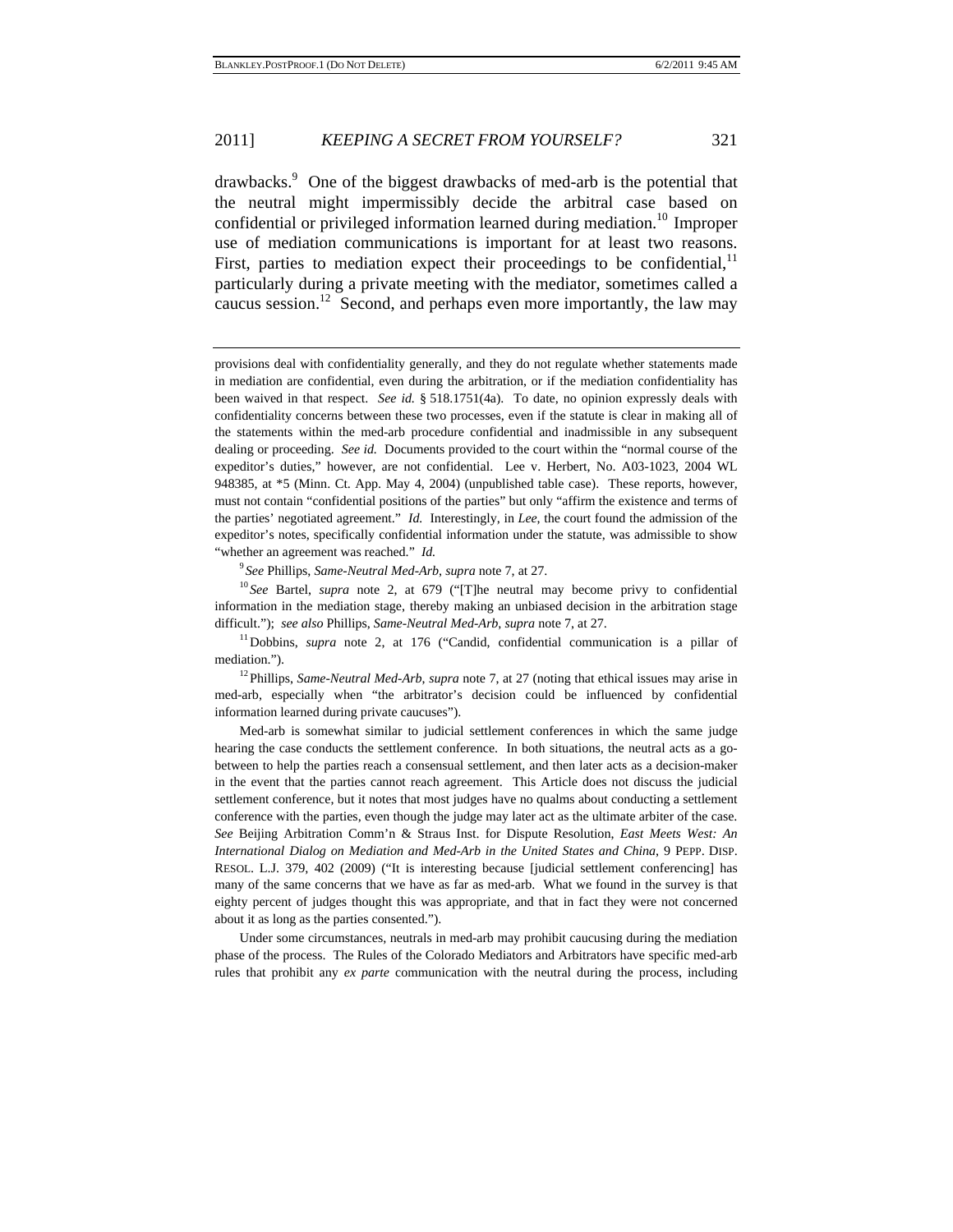drawbacks.[9] One of the biggest drawbacks of med-arb is the potential that the neutral might impermissibly decide the arbitral case based on confidential or privileged information learned during mediation.[10] Improper use of mediation communications is important for at least two reasons. First, parties to mediation expect their proceedings to be confidential,[11] particularly during a private meeting with the mediator, sometimes called a caucus session.[12] Second, and perhaps even more importantly, the law may

---

provisions deal with confidentiality generally, and they do not regulate whether statements made in mediation are confidential, even during the arbitration, or if the mediation confidentiality has been waived in that respect. *See id.* § 518.1751(4a). To date, no opinion expressly deals with confidentiality concerns between these two processes, even if the statute is clear in making all of the statements within the med-arb procedure confidential and inadmissible in any subsequent dealing or proceeding. *See id.* Documents provided to the court within the "normal course of the expeditor's duties," however, are not confidential. Lee v. Herbert, No. A03-1023, 2004 WL 948385, at *5 (Minn. Ct. App. May 4, 2004) (unpublished table case). These reports, however, must not contain "confidential positions of the parties" but only "affirm the existence and terms of the parties' negotiated agreement." *Id.* Interestingly, in *Lee*, the court found the admission of the expeditor's notes, specifically confidential information under the statute, was admissible to show "whether an agreement was reached." *Id.*

[9] *See* Phillips, *Same-Neutral Med-Arb*, *supra* note 7, at 27.

[10] *See* Bartel, *supra* note 2, at 679 ("[T]he neutral may become privy to confidential information in the mediation stage, thereby making an unbiased decision in the arbitration stage difficult."); *see also* Phillips, *Same-Neutral Med-Arb*, *supra* note 7, at 27.

[11] Dobbins, *supra* note 2, at 176 ("Candid, confidential communication is a pillar of mediation.").

[12] Phillips, *Same-Neutral Med-Arb*, *supra* note 7, at 27 (noting that ethical issues may arise in med-arb, especially when "the arbitrator's decision could be influenced by confidential information learned during private caucuses").

Med-arb is somewhat similar to judicial settlement conferences in which the same judge hearing the case conducts the settlement conference. In both situations, the neutral acts as a go-between to help the parties reach a consensual settlement, and then later acts as a decision-maker in the event that the parties cannot reach agreement. This Article does not discuss the judicial settlement conference, but it notes that most judges have no qualms about conducting a settlement conference with the parties, even though the judge may later act as the ultimate arbiter of the case. *See* Beijing Arbitration Comm'n & Straus Inst. for Dispute Resolution, *East Meets West: An International Dialog on Mediation and Med-Arb in the United States and China*, 9 PEPP. DISP. RESOL. L.J. 379, 402 (2009) ("It is interesting because [judicial settlement conferencing] has many of the same concerns that we have as far as med-arb. What we found in the survey is that eighty percent of judges thought this was appropriate, and that in fact they were not concerned about it as long as the parties consented.").

Under some circumstances, neutrals in med-arb may prohibit caucusing during the mediation phase of the process. The Rules of the Colorado Mediators and Arbitrators have specific med-arb rules that prohibit any *ex parte* communication with the neutral during the process, including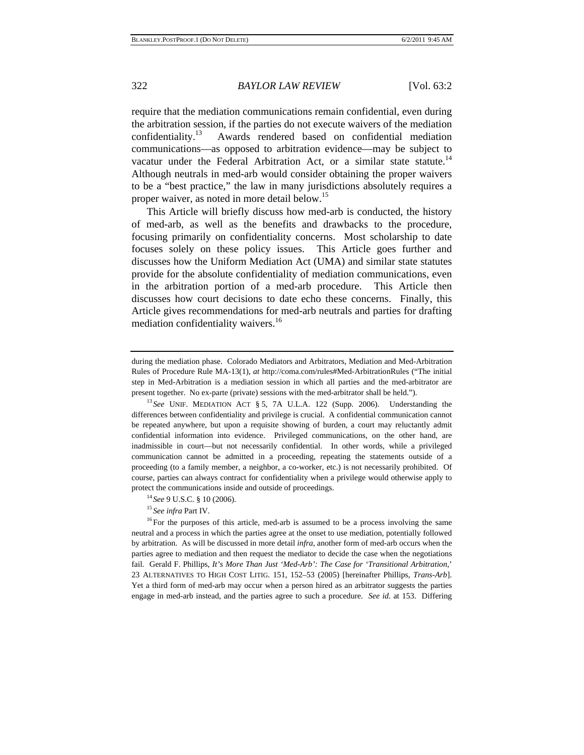require that the mediation communications remain confidential, even during the arbitration session, if the parties do not execute waivers of the mediation confidentiality.[13] Awards rendered based on confidential mediation communications—as opposed to arbitration evidence—may be subject to vacatur under the Federal Arbitration Act, or a similar state statute.[14] Although neutrals in med-arb would consider obtaining the proper waivers to be a "best practice," the law in many jurisdictions absolutely requires a proper waiver, as noted in more detail below.[15]

This Article will briefly discuss how med-arb is conducted, the history of med-arb, as well as the benefits and drawbacks to the procedure, focusing primarily on confidentiality concerns. Most scholarship to date focuses solely on these policy issues. This Article goes further and discusses how the Uniform Mediation Act (UMA) and similar state statutes provide for the absolute confidentiality of mediation communications, even in the arbitration portion of a med-arb procedure. This Article then discusses how court decisions to date echo these concerns. Finally, this Article gives recommendations for med-arb neutrals and parties for drafting mediation confidentiality waivers.[16]

---

during the mediation phase. Colorado Mediators and Arbitrators, Mediation and Med-Arbitration Rules of Procedure Rule MA-13(1), *at* http://coma.com/rules#Med-ArbitrationRules ("The initial step in Med-Arbitration is a mediation session in which all parties and the med-arbitrator are present together. No ex-parte (private) sessions with the med-arbitrator shall be held.").

[13] *See* UNIF. MEDIATION ACT § 5, 7A U.L.A. 122 (Supp. 2006). Understanding the differences between confidentiality and privilege is crucial. A confidential communication cannot be repeated anywhere, but upon a requisite showing of burden, a court may reluctantly admit confidential information into evidence. Privileged communications, on the other hand, are inadmissible in court—but not necessarily confidential. In other words, while a privileged communication cannot be admitted in a proceeding, repeating the statements outside of a proceeding (to a family member, a neighbor, a co-worker, etc.) is not necessarily prohibited. Of course, parties can always contract for confidentiality when a privilege would otherwise apply to protect the communications inside and outside of proceedings.

[14] *See* 9 U.S.C. § 10 (2006).

[15] *See infra* Part IV.

[16] For the purposes of this article, med-arb is assumed to be a process involving the same neutral and a process in which the parties agree at the onset to use mediation, potentially followed by arbitration. As will be discussed in more detail *infra*, another form of med-arb occurs when the parties agree to mediation and then request the mediator to decide the case when the negotiations fail. Gerald F. Phillips, *It's More Than Just 'Med-Arb': The Case for 'Transitional Arbitration*,' 23 ALTERNATIVES TO HIGH COST LITIG. 151, 152–53 (2005) [hereinafter Phillips, *Trans-Arb*]. Yet a third form of med-arb may occur when a person hired as an arbitrator suggests the parties engage in med-arb instead, and the parties agree to such a procedure. *See id.* at 153. Differing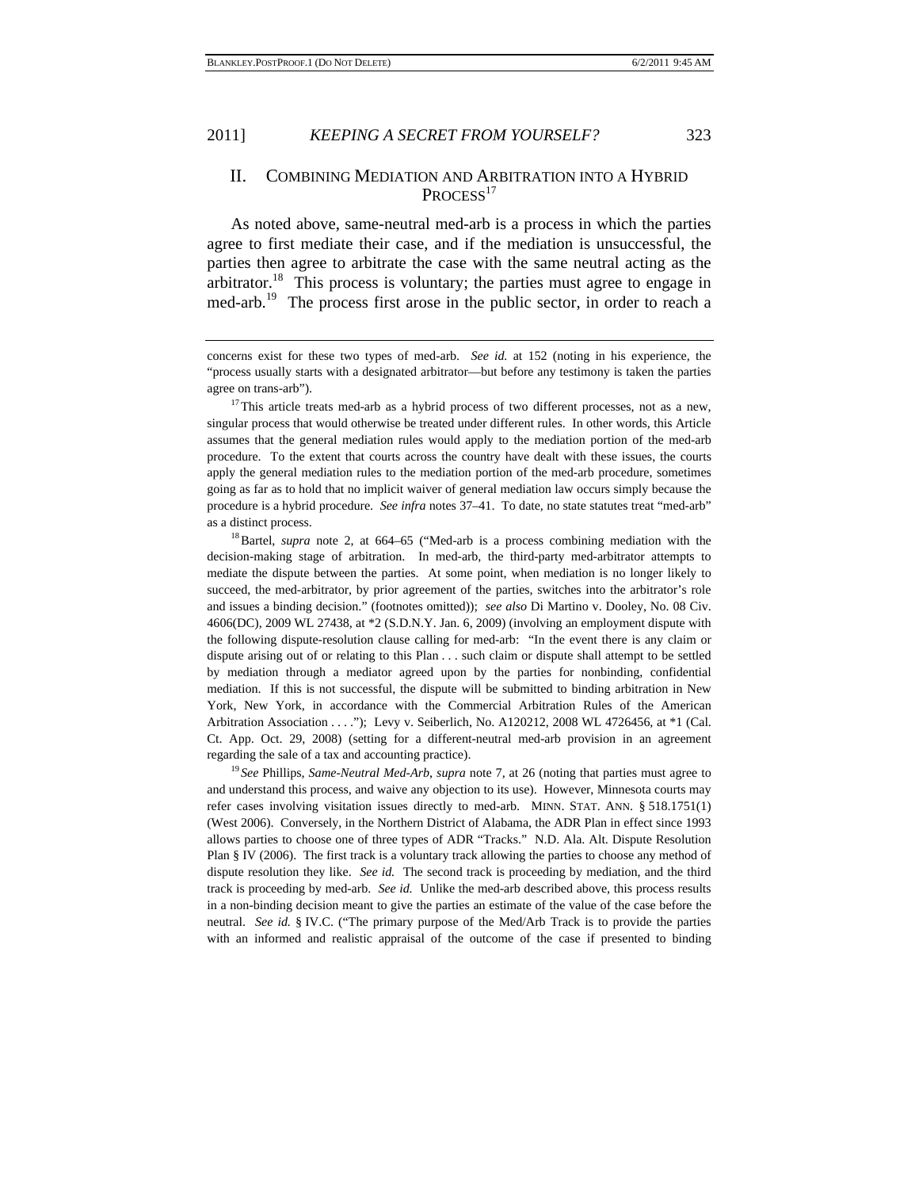## II. Combining Mediation and Arbitration into a Hybrid Process[17]

As noted above, same-neutral med-arb is a process in which the parties agree to first mediate their case, and if the mediation is unsuccessful, the parties then agree to arbitrate the case with the same neutral acting as the arbitrator.[18] This process is voluntary; the parties must agree to engage in med-arb.[19] The process first arose in the public sector, in order to reach a

---

concerns exist for these two types of med-arb. *See id.* at 152 (noting in his experience, the "process usually starts with a designated arbitrator—but before any testimony is taken the parties agree on trans-arb").

[17] This article treats med-arb as a hybrid process of two different processes, not as a new, singular process that would otherwise be treated under different rules. In other words, this Article assumes that the general mediation rules would apply to the mediation portion of the med-arb procedure. To the extent that courts across the country have dealt with these issues, the courts apply the general mediation rules to the mediation portion of the med-arb procedure, sometimes going as far as to hold that no implicit waiver of general mediation law occurs simply because the procedure is a hybrid procedure. *See infra* notes 37–41. To date, no state statutes treat "med-arb" as a distinct process.

[18] Bartel, *supra* note 2, at 664–65 ("Med-arb is a process combining mediation with the decision-making stage of arbitration. In med-arb, the third-party med-arbitrator attempts to mediate the dispute between the parties. At some point, when mediation is no longer likely to succeed, the med-arbitrator, by prior agreement of the parties, switches into the arbitrator's role and issues a binding decision." (footnotes omitted)); *see also* Di Martino v. Dooley, No. 08 Civ. 4606(DC), 2009 WL 27438, at *2 (S.D.N.Y. Jan. 6, 2009) (involving an employment dispute with the following dispute-resolution clause calling for med-arb: "In the event there is any claim or dispute arising out of or relating to this Plan . . . such claim or dispute shall attempt to be settled by mediation through a mediator agreed upon by the parties for nonbinding, confidential mediation. If this is not successful, the dispute will be submitted to binding arbitration in New York, New York, in accordance with the Commercial Arbitration Rules of the American Arbitration Association . . . ."); Levy v. Seiberlich, No. A120212, 2008 WL 4726456, at *1 (Cal. Ct. App. Oct. 29, 2008) (setting for a different-neutral med-arb provision in an agreement regarding the sale of a tax and accounting practice).

[19] *See* Phillips, *Same-Neutral Med-Arb*, *supra* note 7, at 26 (noting that parties must agree to and understand this process, and waive any objection to its use). However, Minnesota courts may refer cases involving visitation issues directly to med-arb. MINN. STAT. ANN. § 518.1751(1) (West 2006). Conversely, in the Northern District of Alabama, the ADR Plan in effect since 1993 allows parties to choose one of three types of ADR "Tracks." N.D. Ala. Alt. Dispute Resolution Plan § IV (2006). The first track is a voluntary track allowing the parties to choose any method of dispute resolution they like. *See id.* The second track is proceeding by mediation, and the third track is proceeding by med-arb. *See id.* Unlike the med-arb described above, this process results in a non-binding decision meant to give the parties an estimate of the value of the case before the neutral. *See id.* § IV.C. ("The primary purpose of the Med/Arb Track is to provide the parties with an informed and realistic appraisal of the outcome of the case if presented to binding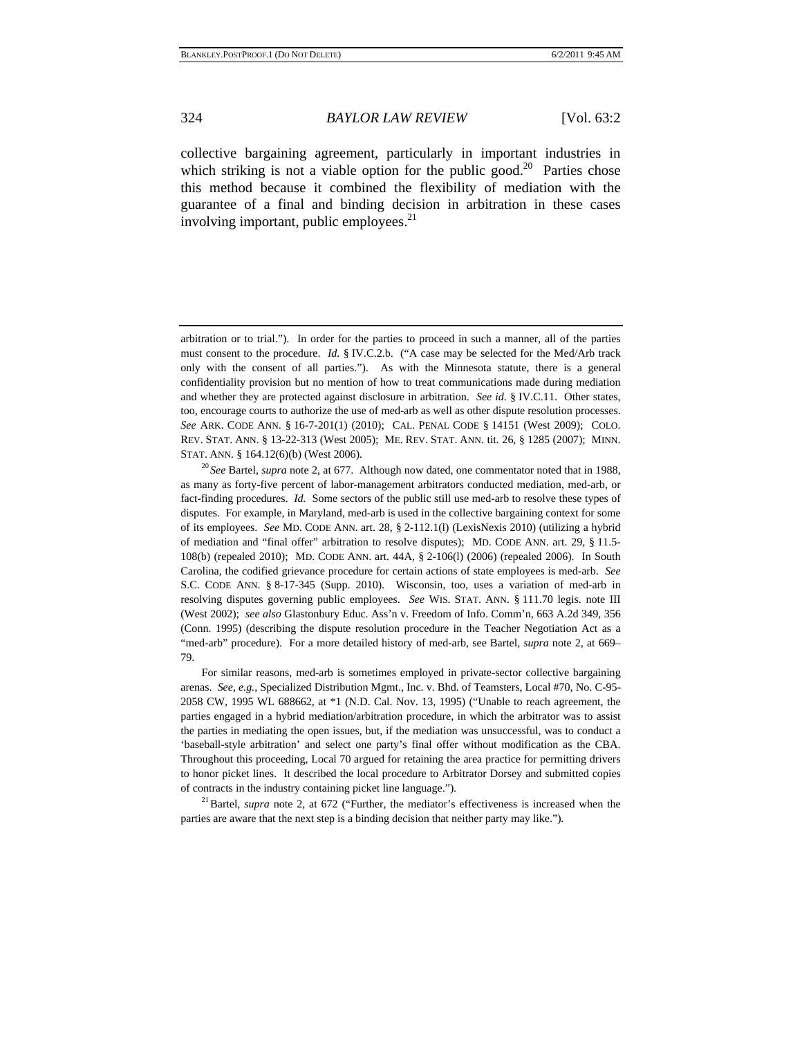collective bargaining agreement, particularly in important industries in which striking is not a viable option for the public good.[20] Parties chose this method because it combined the flexibility of mediation with the guarantee of a final and binding decision in arbitration in these cases involving important, public employees.[21]

---

arbitration or to trial."). In order for the parties to proceed in such a manner, all of the parties must consent to the procedure. *Id.* § IV.C.2.b. ("A case may be selected for the Med/Arb track only with the consent of all parties."). As with the Minnesota statute, there is a general confidentiality provision but no mention of how to treat communications made during mediation and whether they are protected against disclosure in arbitration. *See id.* § IV.C.11. Other states, too, encourage courts to authorize the use of med-arb as well as other dispute resolution processes. *See* ARK. CODE ANN. § 16-7-201(1) (2010); CAL. PENAL CODE § 14151 (West 2009); COLO. REV. STAT. ANN. § 13-22-313 (West 2005); ME. REV. STAT. ANN. tit. 26, § 1285 (2007); MINN. STAT. ANN. § 164.12(6)(b) (West 2006).

[20] *See* Bartel, *supra* note 2, at 677. Although now dated, one commentator noted that in 1988, as many as forty-five percent of labor-management arbitrators conducted mediation, med-arb, or fact-finding procedures. *Id.* Some sectors of the public still use med-arb to resolve these types of disputes. For example, in Maryland, med-arb is used in the collective bargaining context for some of its employees. *See* MD. CODE ANN. art. 28, § 2-112.1(l) (LexisNexis 2010) (utilizing a hybrid of mediation and "final offer" arbitration to resolve disputes); MD. CODE ANN. art. 29, § 11.5-108(b) (repealed 2010); MD. CODE ANN. art. 44A, § 2-106(l) (2006) (repealed 2006). In South Carolina, the codified grievance procedure for certain actions of state employees is med-arb. *See* S.C. CODE ANN. § 8-17-345 (Supp. 2010). Wisconsin, too, uses a variation of med-arb in resolving disputes governing public employees. *See* WIS. STAT. ANN. § 111.70 legis. note III (West 2002); *see also* Glastonbury Educ. Ass'n v. Freedom of Info. Comm'n, 663 A.2d 349, 356 (Conn. 1995) (describing the dispute resolution procedure in the Teacher Negotiation Act as a "med-arb" procedure). For a more detailed history of med-arb, see Bartel, *supra* note 2, at 669–79.

For similar reasons, med-arb is sometimes employed in private-sector collective bargaining arenas. *See, e.g.*, Specialized Distribution Mgmt., Inc. v. Bhd. of Teamsters, Local #70, No. C-95-2058 CW, 1995 WL 688662, at *1 (N.D. Cal. Nov. 13, 1995) ("Unable to reach agreement, the parties engaged in a hybrid mediation/arbitration procedure, in which the arbitrator was to assist the parties in mediating the open issues, but, if the mediation was unsuccessful, was to conduct a 'baseball-style arbitration' and select one party's final offer without modification as the CBA. Throughout this proceeding, Local 70 argued for retaining the area practice for permitting drivers to honor picket lines. It described the local procedure to Arbitrator Dorsey and submitted copies of contracts in the industry containing picket line language.").

[21] Bartel, *supra* note 2, at 672 ("Further, the mediator's effectiveness is increased when the parties are aware that the next step is a binding decision that neither party may like.").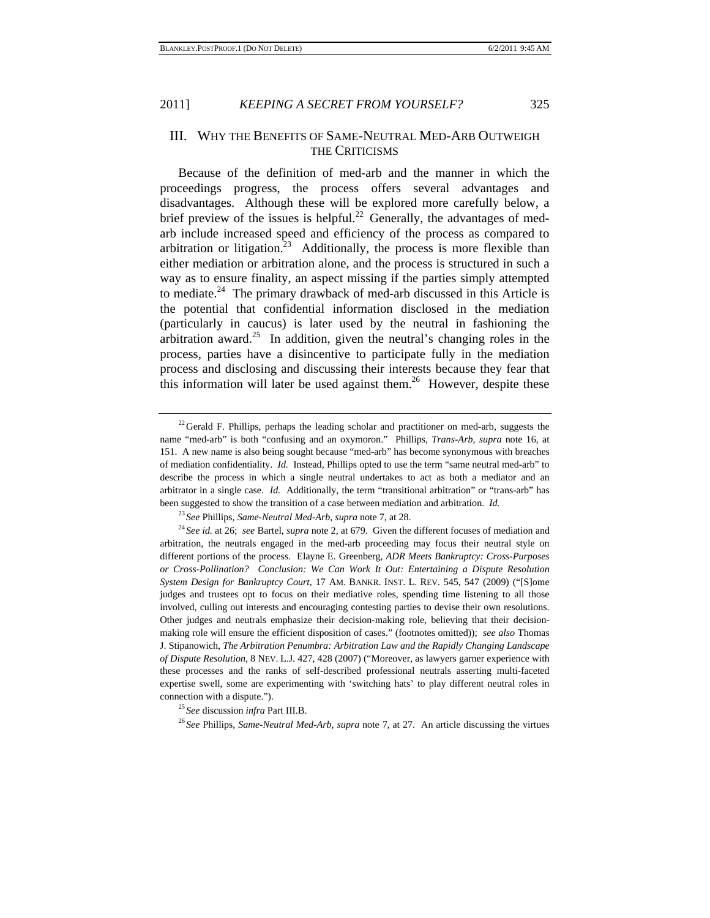## III. WHY THE BENEFITS OF SAME-NEUTRAL MED-ARB OUTWEIGH THE CRITICISMS

Because of the definition of med-arb and the manner in which the proceedings progress, the process offers several advantages and disadvantages. Although these will be explored more carefully below, a brief preview of the issues is helpful.[22] Generally, the advantages of med-arb include increased speed and efficiency of the process as compared to arbitration or litigation.[23] Additionally, the process is more flexible than either mediation or arbitration alone, and the process is structured in such a way as to ensure finality, an aspect missing if the parties simply attempted to mediate.[24] The primary drawback of med-arb discussed in this Article is the potential that confidential information disclosed in the mediation (particularly in caucus) is later used by the neutral in fashioning the arbitration award.[25] In addition, given the neutral's changing roles in the process, parties have a disincentive to participate fully in the mediation process and disclosing and discussing their interests because they fear that this information will later be used against them.[26] However, despite these

---

[22] Gerald F. Phillips, perhaps the leading scholar and practitioner on med-arb, suggests the name "med-arb" is both "confusing and an oxymoron." Phillips, *Trans-Arb*, *supra* note 16, at 151. A new name is also being sought because "med-arb" has become synonymous with breaches of mediation confidentiality. *Id.* Instead, Phillips opted to use the term "same neutral med-arb" to describe the process in which a single neutral undertakes to act as both a mediator and an arbitrator in a single case. *Id.* Additionally, the term "transitional arbitration" or "trans-arb" has been suggested to show the transition of a case between mediation and arbitration. *Id.*

[23] *See* Phillips, *Same-Neutral Med-Arb*, *supra* note 7, at 28.

[24] *See id.* at 26; *see* Bartel, *supra* note 2, at 679. Given the different focuses of mediation and arbitration, the neutrals engaged in the med-arb proceeding may focus their neutral style on different portions of the process. Elayne E. Greenberg, *ADR Meets Bankruptcy: Cross-Purposes or Cross-Pollination? Conclusion: We Can Work It Out: Entertaining a Dispute Resolution System Design for Bankruptcy Court*, 17 AM. BANKR. INST. L. REV. 545, 547 (2009) ("[S]ome judges and trustees opt to focus on their mediative roles, spending time listening to all those involved, culling out interests and encouraging contesting parties to devise their own resolutions. Other judges and neutrals emphasize their decision-making role, believing that their decision-making role will ensure the efficient disposition of cases." (footnotes omitted)); *see also* Thomas J. Stipanowich, *The Arbitration Penumbra: Arbitration Law and the Rapidly Changing Landscape of Dispute Resolution*, 8 NEV. L.J. 427, 428 (2007) ("Moreover, as lawyers garner experience with these processes and the ranks of self-described professional neutrals asserting multi-faceted expertise swell, some are experimenting with 'switching hats' to play different neutral roles in connection with a dispute.").

[25] *See* discussion *infra* Part III.B.

[26] *See* Phillips, *Same-Neutral Med-Arb*, *supra* note 7, at 27. An article discussing the virtues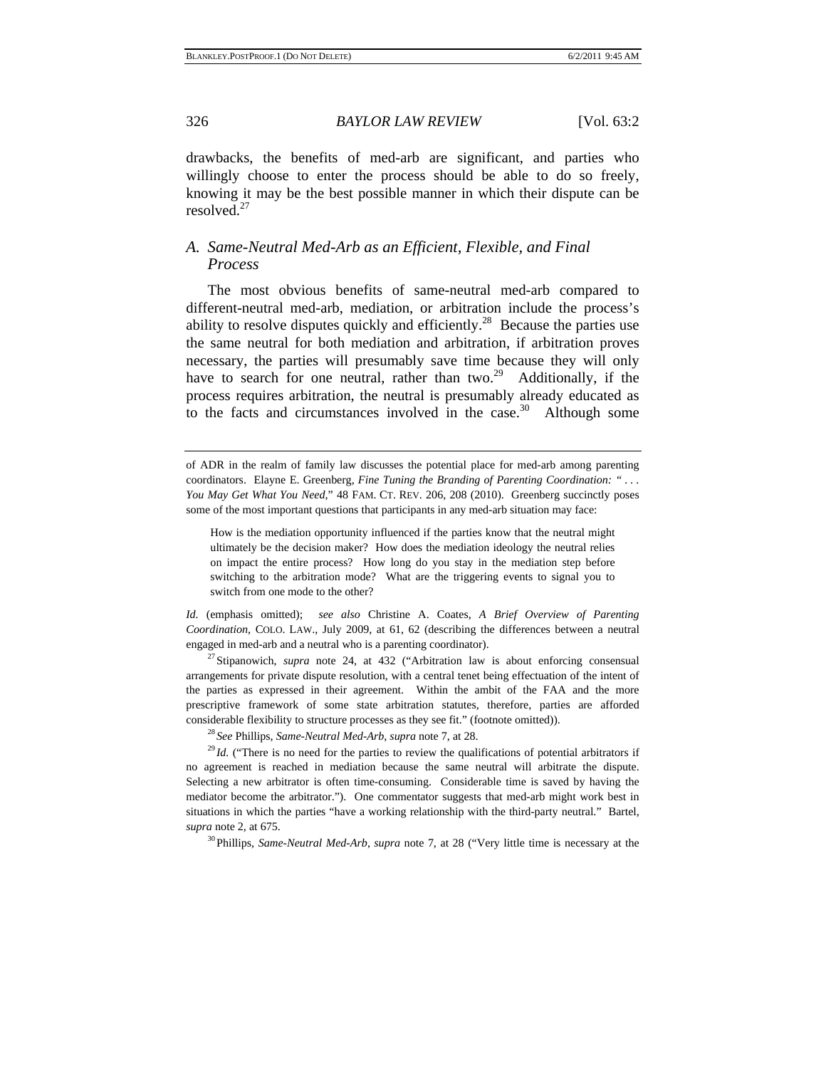drawbacks, the benefits of med-arb are significant, and parties who willingly choose to enter the process should be able to do so freely, knowing it may be the best possible manner in which their dispute can be resolved.[27]

### A. *Same-Neutral Med-Arb as an Efficient, Flexible, and Final Process*

The most obvious benefits of same-neutral med-arb compared to different-neutral med-arb, mediation, or arbitration include the process's ability to resolve disputes quickly and efficiently.[28] Because the parties use the same neutral for both mediation and arbitration, if arbitration proves necessary, the parties will presumably save time because they will only have to search for one neutral, rather than two.[29] Additionally, if the process requires arbitration, the neutral is presumably already educated as to the facts and circumstances involved in the case.[30] Although some

---

of ADR in the realm of family law discusses the potential place for med-arb among parenting coordinators. Elayne E. Greenberg, *Fine Tuning the Branding of Parenting Coordination: " . . . You May Get What You Need*," 48 FAM. CT. REV. 206, 208 (2010). Greenberg succinctly poses some of the most important questions that participants in any med-arb situation may face:

> How is the mediation opportunity influenced if the parties know that the neutral might ultimately be the decision maker? How does the mediation ideology the neutral relies on impact the entire process? How long do you stay in the mediation step before switching to the arbitration mode? What are the triggering events to signal you to switch from one mode to the other?

*Id.* (emphasis omitted); *see also* Christine A. Coates, *A Brief Overview of Parenting Coordination*, COLO. LAW., July 2009, at 61, 62 (describing the differences between a neutral engaged in med-arb and a neutral who is a parenting coordinator).

[27] Stipanowich, *supra* note 24, at 432 ("Arbitration law is about enforcing consensual arrangements for private dispute resolution, with a central tenet being effectuation of the intent of the parties as expressed in their agreement. Within the ambit of the FAA and the more prescriptive framework of some state arbitration statutes, therefore, parties are afforded considerable flexibility to structure processes as they see fit." (footnote omitted)).

[28] *See* Phillips, *Same-Neutral Med-Arb*, *supra* note 7, at 28.

[29] *Id.* ("There is no need for the parties to review the qualifications of potential arbitrators if no agreement is reached in mediation because the same neutral will arbitrate the dispute. Selecting a new arbitrator is often time-consuming. Considerable time is saved by having the mediator become the arbitrator."). One commentator suggests that med-arb might work best in situations in which the parties "have a working relationship with the third-party neutral." Bartel, *supra* note 2, at 675.

[30] Phillips, *Same-Neutral Med-Arb*, *supra* note 7, at 28 ("Very little time is necessary at the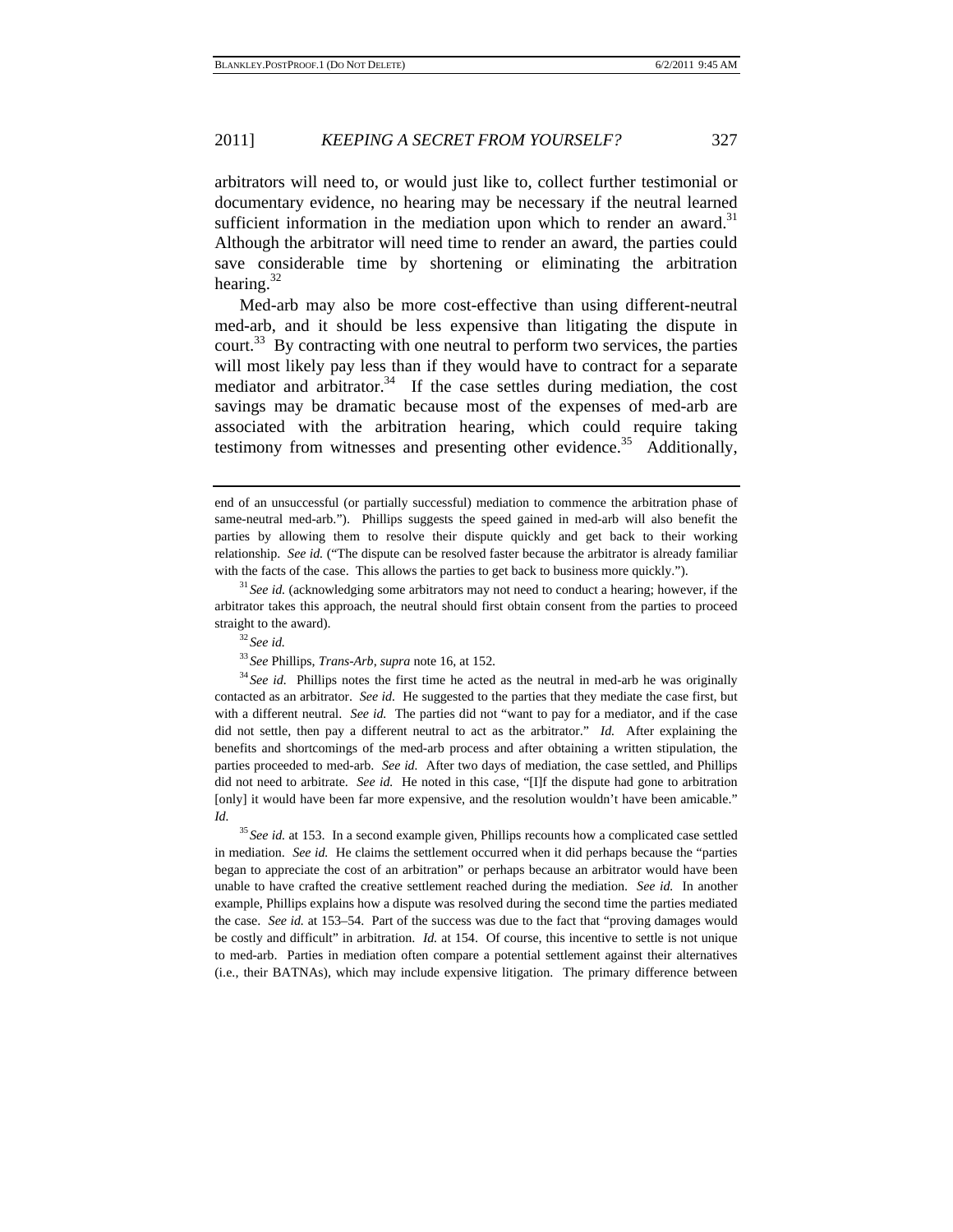arbitrators will need to, or would just like to, collect further testimonial or documentary evidence, no hearing may be necessary if the neutral learned sufficient information in the mediation upon which to render an award.[31] Although the arbitrator will need time to render an award, the parties could save considerable time by shortening or eliminating the arbitration hearing.[32]

Med-arb may also be more cost-effective than using different-neutral med-arb, and it should be less expensive than litigating the dispute in court.[33] By contracting with one neutral to perform two services, the parties will most likely pay less than if they would have to contract for a separate mediator and arbitrator.[34] If the case settles during mediation, the cost savings may be dramatic because most of the expenses of med-arb are associated with the arbitration hearing, which could require taking testimony from witnesses and presenting other evidence.[35] Additionally,

---

end of an unsuccessful (or partially successful) mediation to commence the arbitration phase of same-neutral med-arb."). Phillips suggests the speed gained in med-arb will also benefit the parties by allowing them to resolve their dispute quickly and get back to their working relationship. *See id.* ("The dispute can be resolved faster because the arbitrator is already familiar with the facts of the case. This allows the parties to get back to business more quickly.").

[31] *See id.* (acknowledging some arbitrators may not need to conduct a hearing; however, if the arbitrator takes this approach, the neutral should first obtain consent from the parties to proceed straight to the award).

[32] *See id.*

[33] *See* Phillips, *Trans-Arb*, *supra* note 16, at 152.

[34] *See id.* Phillips notes the first time he acted as the neutral in med-arb he was originally contacted as an arbitrator. *See id.* He suggested to the parties that they mediate the case first, but with a different neutral. *See id.* The parties did not "want to pay for a mediator, and if the case did not settle, then pay a different neutral to act as the arbitrator." *Id.* After explaining the benefits and shortcomings of the med-arb process and after obtaining a written stipulation, the parties proceeded to med-arb. *See id.* After two days of mediation, the case settled, and Phillips did not need to arbitrate. *See id.* He noted in this case, "[I]f the dispute had gone to arbitration [only] it would have been far more expensive, and the resolution wouldn't have been amicable." *Id.*

[35] *See id.* at 153. In a second example given, Phillips recounts how a complicated case settled in mediation. *See id.* He claims the settlement occurred when it did perhaps because the "parties began to appreciate the cost of an arbitration" or perhaps because an arbitrator would have been unable to have crafted the creative settlement reached during the mediation. *See id.* In another example, Phillips explains how a dispute was resolved during the second time the parties mediated the case. *See id.* at 153–54. Part of the success was due to the fact that "proving damages would be costly and difficult" in arbitration. *Id.* at 154. Of course, this incentive to settle is not unique to med-arb. Parties in mediation often compare a potential settlement against their alternatives (i.e., their BATNAs), which may include expensive litigation. The primary difference between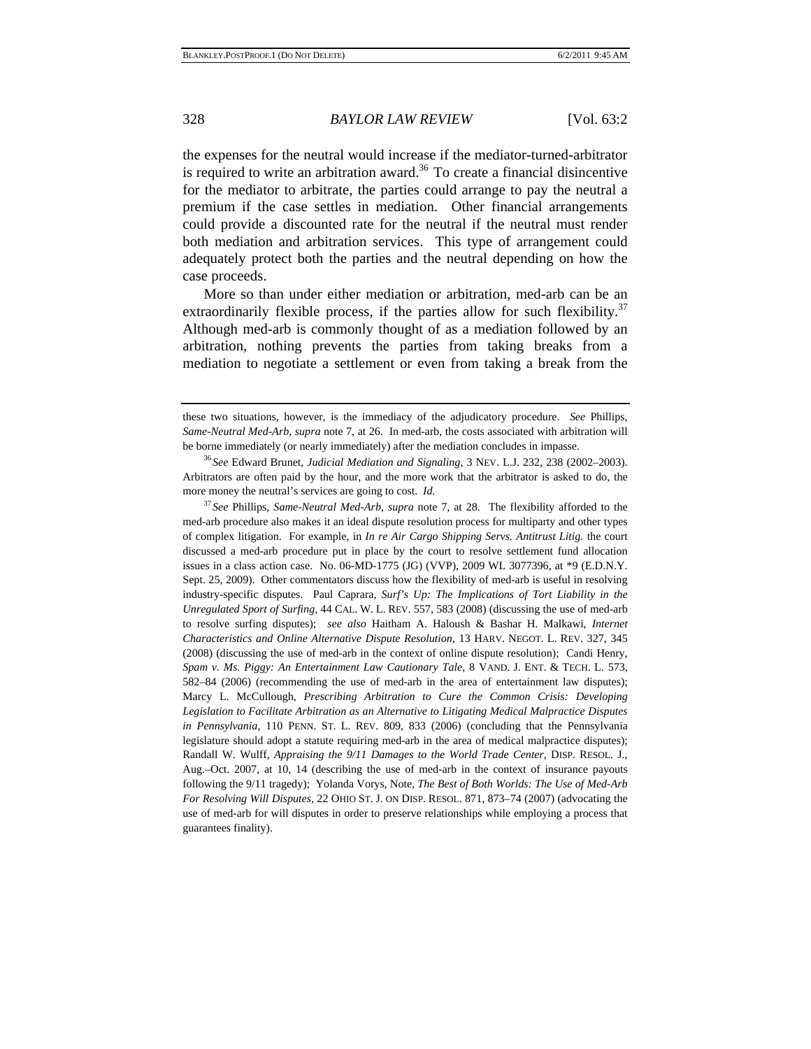the expenses for the neutral would increase if the mediator-turned-arbitrator is required to write an arbitration award.[36] To create a financial disincentive for the mediator to arbitrate, the parties could arrange to pay the neutral a premium if the case settles in mediation. Other financial arrangements could provide a discounted rate for the neutral if the neutral must render both mediation and arbitration services. This type of arrangement could adequately protect both the parties and the neutral depending on how the case proceeds.

More so than under either mediation or arbitration, med-arb can be an extraordinarily flexible process, if the parties allow for such flexibility.[37] Although med-arb is commonly thought of as a mediation followed by an arbitration, nothing prevents the parties from taking breaks from a mediation to negotiate a settlement or even from taking a break from the

---

these two situations, however, is the immediacy of the adjudicatory procedure. *See* Phillips, *Same-Neutral Med-Arb*, *supra* note 7, at 26. In med-arb, the costs associated with arbitration will be borne immediately (or nearly immediately) after the mediation concludes in impasse.

[36] *See* Edward Brunet, *Judicial Mediation and Signaling*, 3 NEV. L.J. 232, 238 (2002–2003). Arbitrators are often paid by the hour, and the more work that the arbitrator is asked to do, the more money the neutral's services are going to cost. *Id.*

[37] *See* Phillips, *Same-Neutral Med-Arb*, *supra* note 7, at 28. The flexibility afforded to the med-arb procedure also makes it an ideal dispute resolution process for multiparty and other types of complex litigation. For example, in *In re Air Cargo Shipping Servs. Antitrust Litig.* the court discussed a med-arb procedure put in place by the court to resolve settlement fund allocation issues in a class action case. No. 06-MD-1775 (JG) (VVP), 2009 WL 3077396, at *9 (E.D.N.Y. Sept. 25, 2009). Other commentators discuss how the flexibility of med-arb is useful in resolving industry-specific disputes. Paul Caprara, *Surf's Up: The Implications of Tort Liability in the Unregulated Sport of Surfing*, 44 CAL. W. L. REV. 557, 583 (2008) (discussing the use of med-arb to resolve surfing disputes); *see also* Haitham A. Haloush & Bashar H. Malkawi, *Internet Characteristics and Online Alternative Dispute Resolution*, 13 HARV. NEGOT. L. REV. 327, 345 (2008) (discussing the use of med-arb in the context of online dispute resolution); Candi Henry, *Spam v. Ms. Piggy: An Entertainment Law Cautionary Tale*, 8 VAND. J. ENT. & TECH. L. 573, 582–84 (2006) (recommending the use of med-arb in the area of entertainment law disputes); Marcy L. McCullough, *Prescribing Arbitration to Cure the Common Crisis: Developing Legislation to Facilitate Arbitration as an Alternative to Litigating Medical Malpractice Disputes in Pennsylvania*, 110 PENN. ST. L. REV. 809, 833 (2006) (concluding that the Pennsylvania legislature should adopt a statute requiring med-arb in the area of medical malpractice disputes); Randall W. Wulff, *Appraising the 9/11 Damages to the World Trade Center*, DISP. RESOL. J., Aug.–Oct. 2007, at 10, 14 (describing the use of med-arb in the context of insurance payouts following the 9/11 tragedy); Yolanda Vorys, Note, *The Best of Both Worlds: The Use of Med-Arb For Resolving Will Disputes*, 22 OHIO ST. J. ON DISP. RESOL. 871, 873–74 (2007) (advocating the use of med-arb for will disputes in order to preserve relationships while employing a process that guarantees finality).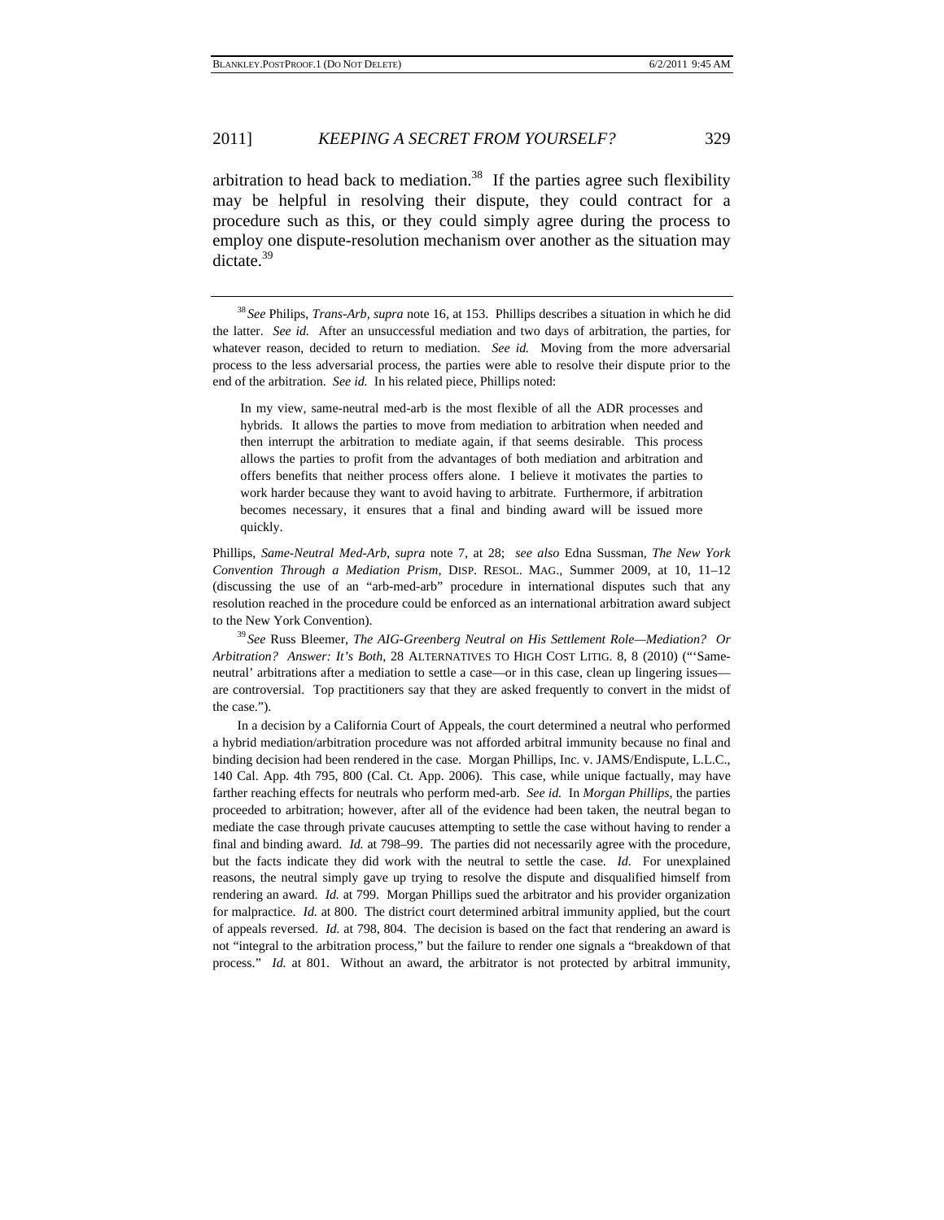arbitration to head back to mediation.[38] If the parties agree such flexibility may be helpful in resolving their dispute, they could contract for a procedure such as this, or they could simply agree during the process to employ one dispute-resolution mechanism over another as the situation may dictate.[39]

---

[38] *See* Philips, *Trans-Arb*, *supra* note 16, at 153. Phillips describes a situation in which he did the latter. *See id.* After an unsuccessful mediation and two days of arbitration, the parties, for whatever reason, decided to return to mediation. *See id.* Moving from the more adversarial process to the less adversarial process, the parties were able to resolve their dispute prior to the end of the arbitration. *See id.* In his related piece, Phillips noted:

> In my view, same-neutral med-arb is the most flexible of all the ADR processes and hybrids. It allows the parties to move from mediation to arbitration when needed and then interrupt the arbitration to mediate again, if that seems desirable. This process allows the parties to profit from the advantages of both mediation and arbitration and offers benefits that neither process offers alone. I believe it motivates the parties to work harder because they want to avoid having to arbitrate. Furthermore, if arbitration becomes necessary, it ensures that a final and binding award will be issued more quickly.

Phillips, *Same-Neutral Med-Arb*, *supra* note 7, at 28; *see also* Edna Sussman, *The New York Convention Through a Mediation Prism*, DISP. RESOL. MAG., Summer 2009, at 10, 11–12 (discussing the use of an "arb-med-arb" procedure in international disputes such that any resolution reached in the procedure could be enforced as an international arbitration award subject to the New York Convention).

[39] *See* Russ Bleemer, *The AIG-Greenberg Neutral on His Settlement Role—Mediation? Or Arbitration? Answer: It's Both*, 28 ALTERNATIVES TO HIGH COST LITIG. 8, 8 (2010) ("'Same-neutral' arbitrations after a mediation to settle a case—or in this case, clean up lingering issues—are controversial. Top practitioners say that they are asked frequently to convert in the midst of the case.").

In a decision by a California Court of Appeals, the court determined a neutral who performed a hybrid mediation/arbitration procedure was not afforded arbitral immunity because no final and binding decision had been rendered in the case. Morgan Phillips, Inc. v. JAMS/Endispute, L.L.C., 140 Cal. App. 4th 795, 800 (Cal. Ct. App. 2006). This case, while unique factually, may have farther reaching effects for neutrals who perform med-arb. *See id.* In *Morgan Phillips*, the parties proceeded to arbitration; however, after all of the evidence had been taken, the neutral began to mediate the case through private caucuses attempting to settle the case without having to render a final and binding award. *Id.* at 798–99. The parties did not necessarily agree with the procedure, but the facts indicate they did work with the neutral to settle the case. *Id.* For unexplained reasons, the neutral simply gave up trying to resolve the dispute and disqualified himself from rendering an award. *Id.* at 799. Morgan Phillips sued the arbitrator and his provider organization for malpractice. *Id.* at 800. The district court determined arbitral immunity applied, but the court of appeals reversed. *Id.* at 798, 804. The decision is based on the fact that rendering an award is not "integral to the arbitration process," but the failure to render one signals a "breakdown of that process." *Id.* at 801. Without an award, the arbitrator is not protected by arbitral immunity,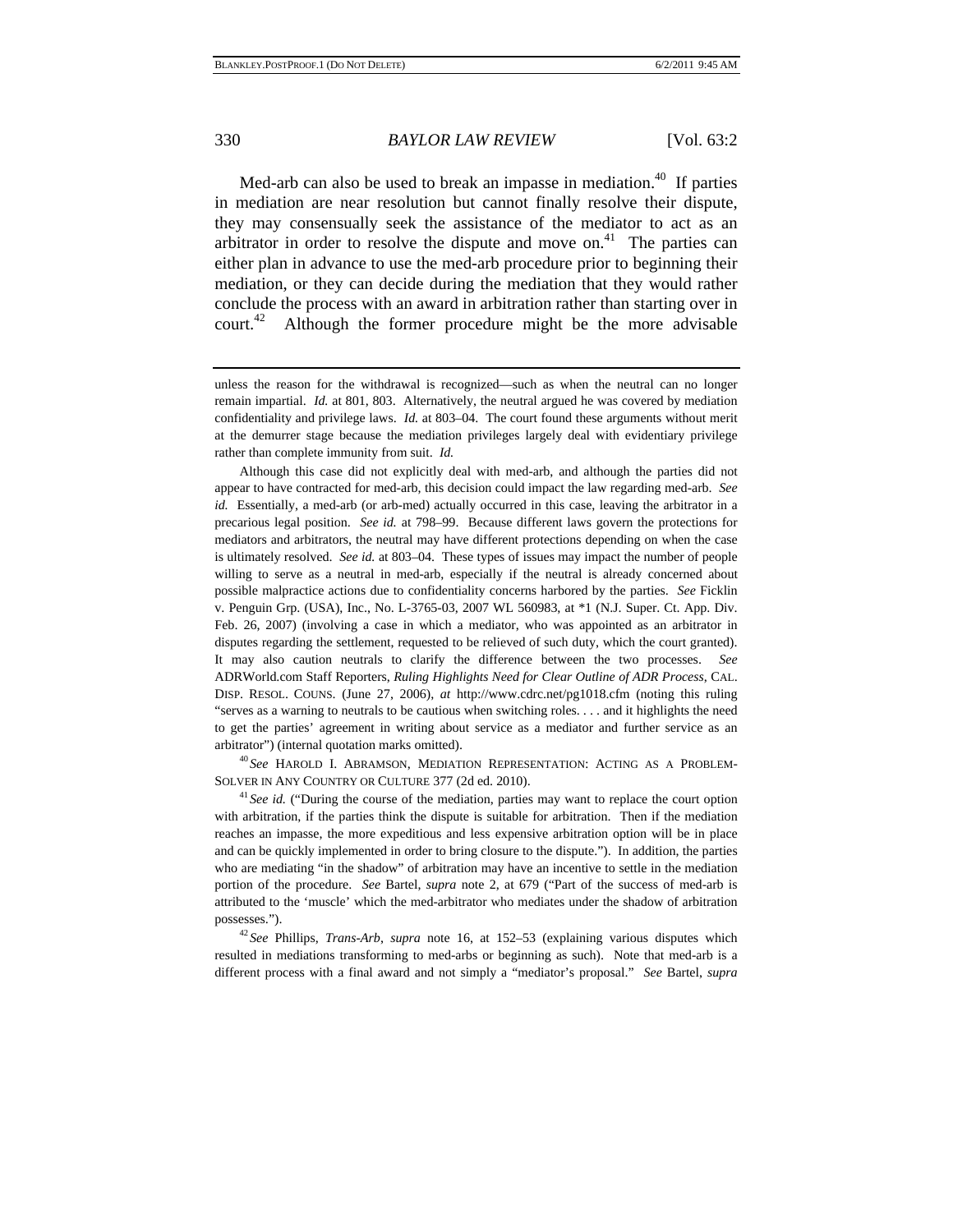Med-arb can also be used to break an impasse in mediation.[40] If parties in mediation are near resolution but cannot finally resolve their dispute, they may consensually seek the assistance of the mediator to act as an arbitrator in order to resolve the dispute and move on.[41] The parties can either plan in advance to use the med-arb procedure prior to beginning their mediation, or they can decide during the mediation that they would rather conclude the process with an award in arbitration rather than starting over in court.[42] Although the former procedure might be the more advisable

---

unless the reason for the withdrawal is recognized—such as when the neutral can no longer remain impartial. *Id.* at 801, 803. Alternatively, the neutral argued he was covered by mediation confidentiality and privilege laws. *Id.* at 803–04. The court found these arguments without merit at the demurrer stage because the mediation privileges largely deal with evidentiary privilege rather than complete immunity from suit. *Id.*

Although this case did not explicitly deal with med-arb, and although the parties did not appear to have contracted for med-arb, this decision could impact the law regarding med-arb. *See id.* Essentially, a med-arb (or arb-med) actually occurred in this case, leaving the arbitrator in a precarious legal position. *See id.* at 798–99. Because different laws govern the protections for mediators and arbitrators, the neutral may have different protections depending on when the case is ultimately resolved. *See id.* at 803–04. These types of issues may impact the number of people willing to serve as a neutral in med-arb, especially if the neutral is already concerned about possible malpractice actions due to confidentiality concerns harbored by the parties. *See* Ficklin v. Penguin Grp. (USA), Inc., No. L-3765-03, 2007 WL 560983, at *1 (N.J. Super. Ct. App. Div. Feb. 26, 2007) (involving a case in which a mediator, who was appointed as an arbitrator in disputes regarding the settlement, requested to be relieved of such duty, which the court granted). It may also caution neutrals to clarify the difference between the two processes. *See* ADRWorld.com Staff Reporters, *Ruling Highlights Need for Clear Outline of ADR Process*, CAL. DISP. RESOL. COUNS. (June 27, 2006), *at* http://www.cdrc.net/pg1018.cfm (noting this ruling "serves as a warning to neutrals to be cautious when switching roles. . . . and it highlights the need to get the parties' agreement in writing about service as a mediator and further service as an arbitrator") (internal quotation marks omitted).

[40] *See* HAROLD I. ABRAMSON, MEDIATION REPRESENTATION: ACTING AS A PROBLEM-SOLVER IN ANY COUNTRY OR CULTURE 377 (2d ed. 2010).

[41] *See id.* ("During the course of the mediation, parties may want to replace the court option with arbitration, if the parties think the dispute is suitable for arbitration. Then if the mediation reaches an impasse, the more expeditious and less expensive arbitration option will be in place and can be quickly implemented in order to bring closure to the dispute."). In addition, the parties who are mediating "in the shadow" of arbitration may have an incentive to settle in the mediation portion of the procedure. *See* Bartel, *supra* note 2, at 679 ("Part of the success of med-arb is attributed to the 'muscle' which the med-arbitrator who mediates under the shadow of arbitration possesses.").

[42] *See* Phillips, *Trans-Arb*, *supra* note 16, at 152–53 (explaining various disputes which resulted in mediations transforming to med-arbs or beginning as such). Note that med-arb is a different process with a final award and not simply a "mediator's proposal." *See* Bartel, *supra*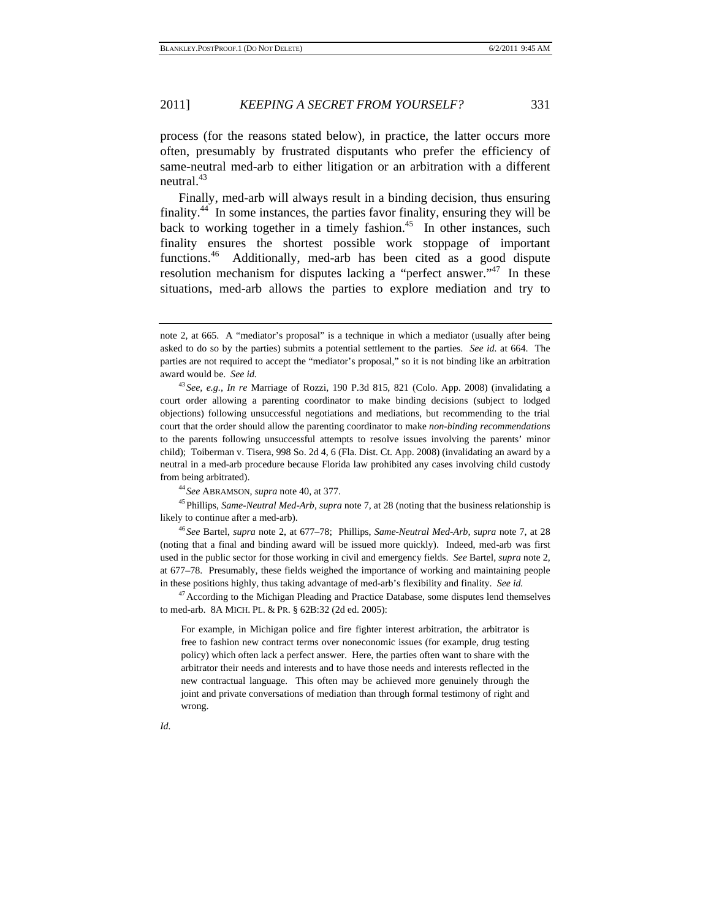process (for the reasons stated below), in practice, the latter occurs more often, presumably by frustrated disputants who prefer the efficiency of same-neutral med-arb to either litigation or an arbitration with a different neutral.[43]

Finally, med-arb will always result in a binding decision, thus ensuring finality.[44] In some instances, the parties favor finality, ensuring they will be back to working together in a timely fashion.[45] In other instances, such finality ensures the shortest possible work stoppage of important functions.[46] Additionally, med-arb has been cited as a good dispute resolution mechanism for disputes lacking a "perfect answer."[47] In these situations, med-arb allows the parties to explore mediation and try to

---

note 2, at 665. A "mediator's proposal" is a technique in which a mediator (usually after being asked to do so by the parties) submits a potential settlement to the parties. *See id.* at 664. The parties are not required to accept the "mediator's proposal," so it is not binding like an arbitration award would be. *See id.*

[43] *See, e.g.*, *In re* Marriage of Rozzi, 190 P.3d 815, 821 (Colo. App. 2008) (invalidating a court order allowing a parenting coordinator to make binding decisions (subject to lodged objections) following unsuccessful negotiations and mediations, but recommending to the trial court that the order should allow the parenting coordinator to make *non-binding recommendations* to the parents following unsuccessful attempts to resolve issues involving the parents' minor child); Toiberman v. Tisera, 998 So. 2d 4, 6 (Fla. Dist. Ct. App. 2008) (invalidating an award by a neutral in a med-arb procedure because Florida law prohibited any cases involving child custody from being arbitrated).

[44] *See* ABRAMSON, *supra* note 40, at 377.

[45] Phillips, *Same-Neutral Med-Arb*, *supra* note 7, at 28 (noting that the business relationship is likely to continue after a med-arb).

[46] *See* Bartel, *supra* note 2, at 677–78; Phillips, *Same-Neutral Med-Arb*, *supra* note 7, at 28 (noting that a final and binding award will be issued more quickly). Indeed, med-arb was first used in the public sector for those working in civil and emergency fields. *See* Bartel, *supra* note 2, at 677–78. Presumably, these fields weighed the importance of working and maintaining people in these positions highly, thus taking advantage of med-arb's flexibility and finality. *See id.*

[47] According to the Michigan Pleading and Practice Database, some disputes lend themselves to med-arb. 8A MICH. PL. & PR. § 62B:32 (2d ed. 2005):

> For example, in Michigan police and fire fighter interest arbitration, the arbitrator is free to fashion new contract terms over noneconomic issues (for example, drug testing policy) which often lack a perfect answer. Here, the parties often want to share with the arbitrator their needs and interests and to have those needs and interests reflected in the new contractual language. This often may be achieved more genuinely through the joint and private conversations of mediation than through formal testimony of right and wrong.

*Id.*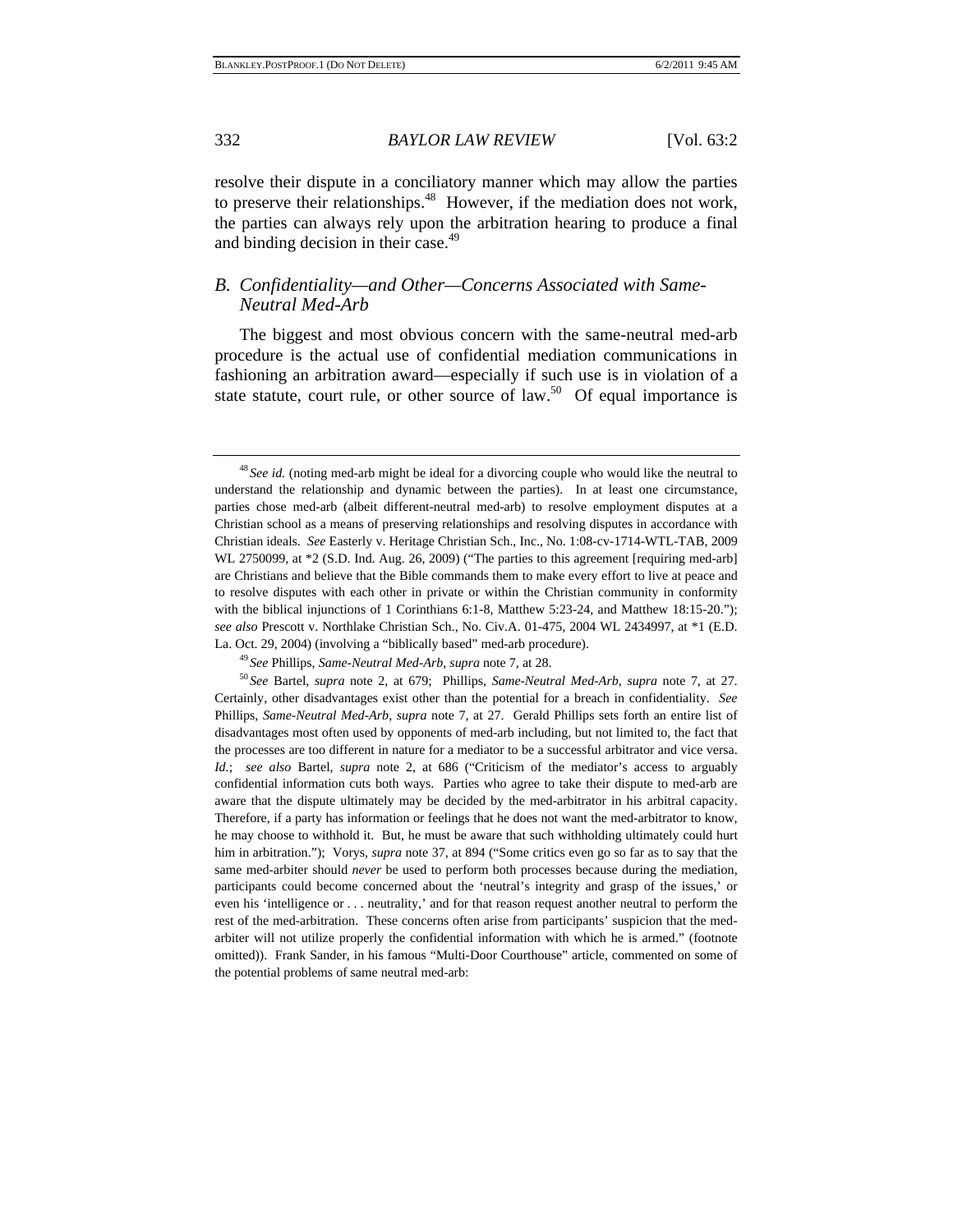resolve their dispute in a conciliatory manner which may allow the parties to preserve their relationships.[48] However, if the mediation does not work, the parties can always rely upon the arbitration hearing to produce a final and binding decision in their case.[49]

### B. *Confidentiality—and Other—Concerns Associated with Same-Neutral Med-Arb*

The biggest and most obvious concern with the same-neutral med-arb procedure is the actual use of confidential mediation communications in fashioning an arbitration award—especially if such use is in violation of a state statute, court rule, or other source of law.[50] Of equal importance is

---

[48] *See id.* (noting med-arb might be ideal for a divorcing couple who would like the neutral to understand the relationship and dynamic between the parties). In at least one circumstance, parties chose med-arb (albeit different-neutral med-arb) to resolve employment disputes at a Christian school as a means of preserving relationships and resolving disputes in accordance with Christian ideals. *See* Easterly v. Heritage Christian Sch., Inc., No. 1:08-cv-1714-WTL-TAB, 2009 WL 2750099, at *2 (S.D. Ind. Aug. 26, 2009) ("The parties to this agreement [requiring med-arb] are Christians and believe that the Bible commands them to make every effort to live at peace and to resolve disputes with each other in private or within the Christian community in conformity with the biblical injunctions of 1 Corinthians 6:1-8, Matthew 5:23-24, and Matthew 18:15-20."); *see also* Prescott v. Northlake Christian Sch., No. Civ.A. 01-475, 2004 WL 2434997, at *1 (E.D. La. Oct. 29, 2004) (involving a "biblically based" med-arb procedure).

[49] *See* Phillips, *Same-Neutral Med-Arb*, *supra* note 7, at 28.

[50] *See* Bartel, *supra* note 2, at 679; Phillips, *Same-Neutral Med-Arb*, *supra* note 7, at 27. Certainly, other disadvantages exist other than the potential for a breach in confidentiality. *See* Phillips, *Same-Neutral Med-Arb*, *supra* note 7, at 27. Gerald Phillips sets forth an entire list of disadvantages most often used by opponents of med-arb including, but not limited to, the fact that the processes are too different in nature for a mediator to be a successful arbitrator and vice versa. *Id.*; *see also* Bartel, *supra* note 2, at 686 ("Criticism of the mediator's access to arguably confidential information cuts both ways. Parties who agree to take their dispute to med-arb are aware that the dispute ultimately may be decided by the med-arbitrator in his arbitral capacity. Therefore, if a party has information or feelings that he does not want the med-arbitrator to know, he may choose to withhold it. But, he must be aware that such withholding ultimately could hurt him in arbitration."); Vorys, *supra* note 37, at 894 ("Some critics even go so far as to say that the same med-arbiter should *never* be used to perform both processes because during the mediation, participants could become concerned about the 'neutral's integrity and grasp of the issues,' or even his 'intelligence or . . . neutrality,' and for that reason request another neutral to perform the rest of the med-arbitration. These concerns often arise from participants' suspicion that the med-arbiter will not utilize properly the confidential information with which he is armed." (footnote omitted)). Frank Sander, in his famous "Multi-Door Courthouse" article, commented on some of the potential problems of same neutral med-arb: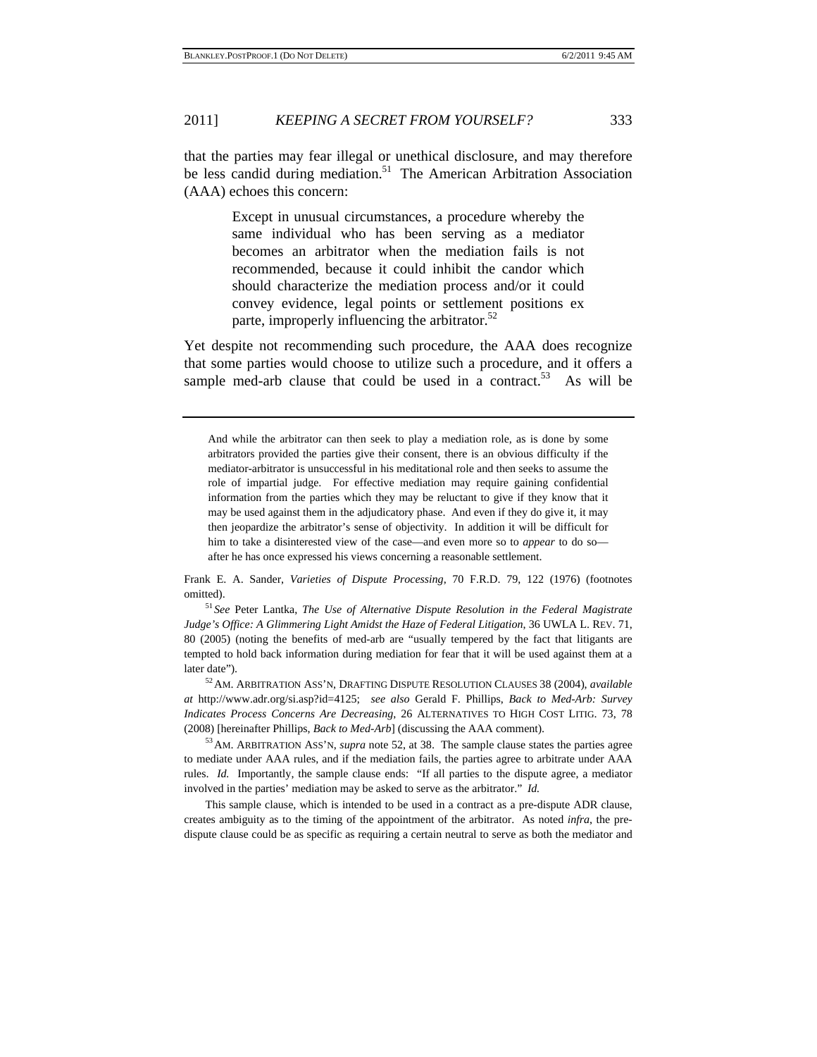that the parties may fear illegal or unethical disclosure, and may therefore be less candid during mediation.[51] The American Arbitration Association (AAA) echoes this concern:

> Except in unusual circumstances, a procedure whereby the same individual who has been serving as a mediator becomes an arbitrator when the mediation fails is not recommended, because it could inhibit the candor which should characterize the mediation process and/or it could convey evidence, legal points or settlement positions ex parte, improperly influencing the arbitrator.[52]

Yet despite not recommending such procedure, the AAA does recognize that some parties would choose to utilize such a procedure, and it offers a sample med-arb clause that could be used in a contract.[53] As will be

---

> And while the arbitrator can then seek to play a mediation role, as is done by some arbitrators provided the parties give their consent, there is an obvious difficulty if the mediator-arbitrator is unsuccessful in his meditational role and then seeks to assume the role of impartial judge. For effective mediation may require gaining confidential information from the parties which they may be reluctant to give if they know that it may be used against them in the adjudicatory phase. And even if they do give it, it may then jeopardize the arbitrator's sense of objectivity. In addition it will be difficult for him to take a disinterested view of the case—and even more so to *appear* to do so—after he has once expressed his views concerning a reasonable settlement.

Frank E. A. Sander, *Varieties of Dispute Processing*, 70 F.R.D. 79, 122 (1976) (footnotes omitted).

[51] *See* Peter Lantka, *The Use of Alternative Dispute Resolution in the Federal Magistrate Judge's Office: A Glimmering Light Amidst the Haze of Federal Litigation*, 36 UWLA L. REV. 71, 80 (2005) (noting the benefits of med-arb are "usually tempered by the fact that litigants are tempted to hold back information during mediation for fear that it will be used against them at a later date").

[52] AM. ARBITRATION ASS'N, DRAFTING DISPUTE RESOLUTION CLAUSES 38 (2004), *available at* http://www.adr.org/si.asp?id=4125; *see also* Gerald F. Phillips, *Back to Med-Arb: Survey Indicates Process Concerns Are Decreasing*, 26 ALTERNATIVES TO HIGH COST LITIG. 73, 78 (2008) [hereinafter Phillips, *Back to Med-Arb*] (discussing the AAA comment).

[53] AM. ARBITRATION ASS'N, *supra* note 52, at 38. The sample clause states the parties agree to mediate under AAA rules, and if the mediation fails, the parties agree to arbitrate under AAA rules. *Id.* Importantly, the sample clause ends: "If all parties to the dispute agree, a mediator involved in the parties' mediation may be asked to serve as the arbitrator." *Id.*

This sample clause, which is intended to be used in a contract as a pre-dispute ADR clause, creates ambiguity as to the timing of the appointment of the arbitrator. As noted *infra*, the pre-dispute clause could be as specific as requiring a certain neutral to serve as both the mediator and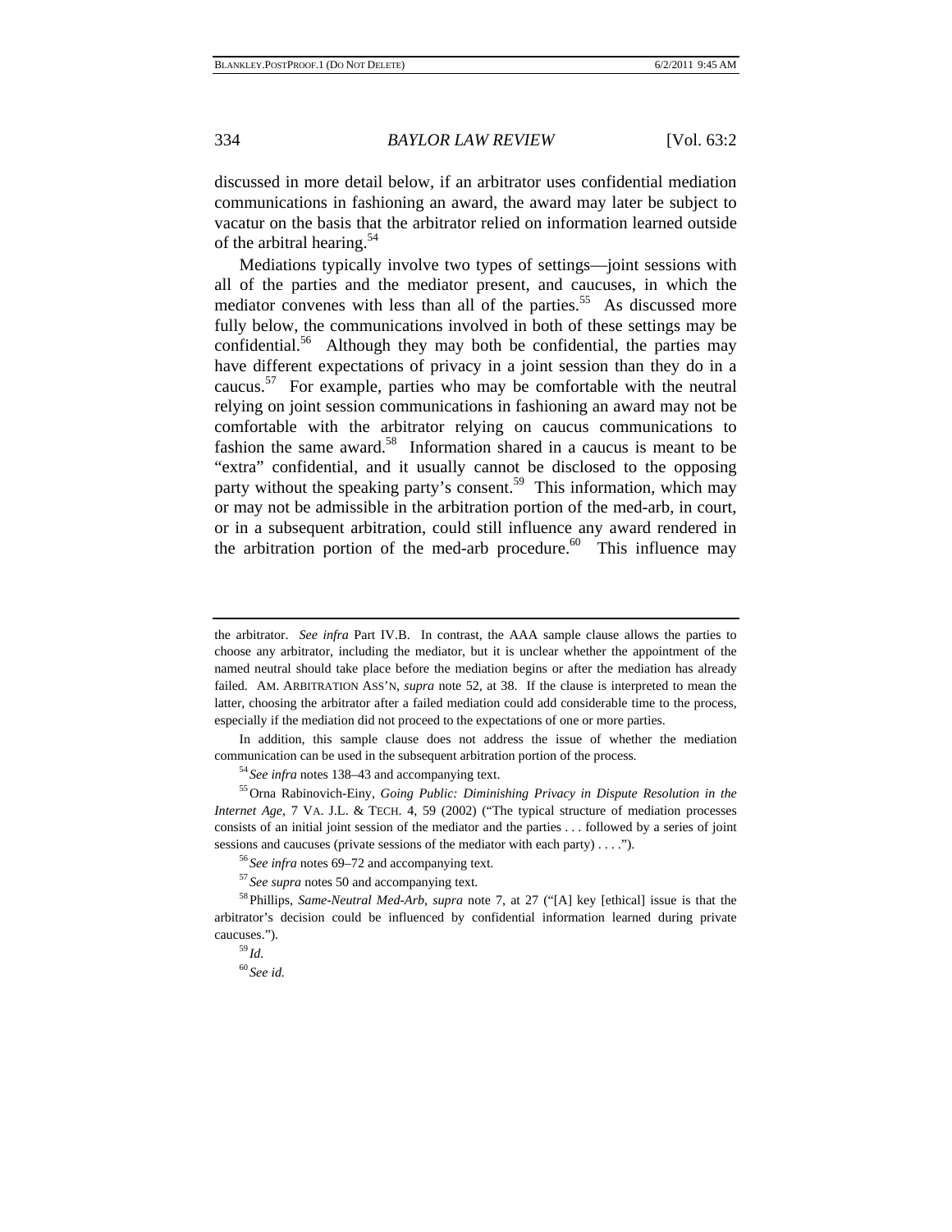discussed in more detail below, if an arbitrator uses confidential mediation communications in fashioning an award, the award may later be subject to vacatur on the basis that the arbitrator relied on information learned outside of the arbitral hearing.[54]

Mediations typically involve two types of settings—joint sessions with all of the parties and the mediator present, and caucuses, in which the mediator convenes with less than all of the parties.[55] As discussed more fully below, the communications involved in both of these settings may be confidential.[56] Although they may both be confidential, the parties may have different expectations of privacy in a joint session than they do in a caucus.[57] For example, parties who may be comfortable with the neutral relying on joint session communications in fashioning an award may not be comfortable with the arbitrator relying on caucus communications to fashion the same award.[58] Information shared in a caucus is meant to be "extra" confidential, and it usually cannot be disclosed to the opposing party without the speaking party's consent.[59] This information, which may or may not be admissible in the arbitration portion of the med-arb, in court, or in a subsequent arbitration, could still influence any award rendered in the arbitration portion of the med-arb procedure.[60] This influence may

---

the arbitrator. *See infra* Part IV.B. In contrast, the AAA sample clause allows the parties to choose any arbitrator, including the mediator, but it is unclear whether the appointment of the named neutral should take place before the mediation begins or after the mediation has already failed. AM. ARBITRATION ASS'N, *supra* note 52, at 38. If the clause is interpreted to mean the latter, choosing the arbitrator after a failed mediation could add considerable time to the process, especially if the mediation did not proceed to the expectations of one or more parties.

In addition, this sample clause does not address the issue of whether the mediation communication can be used in the subsequent arbitration portion of the process.

[54] *See infra* notes 138–43 and accompanying text.

[55] Orna Rabinovich-Einy, *Going Public: Diminishing Privacy in Dispute Resolution in the Internet Age*, 7 VA. J.L. & TECH. 4, 59 (2002) ("The typical structure of mediation processes consists of an initial joint session of the mediator and the parties . . . followed by a series of joint sessions and caucuses (private sessions of the mediator with each party) . . . .").

[56] *See infra* notes 69–72 and accompanying text.

[57] *See supra* notes 50 and accompanying text.

[58] Phillips, *Same-Neutral Med-Arb*, *supra* note 7, at 27 ("[A] key [ethical] issue is that the arbitrator's decision could be influenced by confidential information learned during private caucuses.").

[59] *Id.*

[60] *See id.*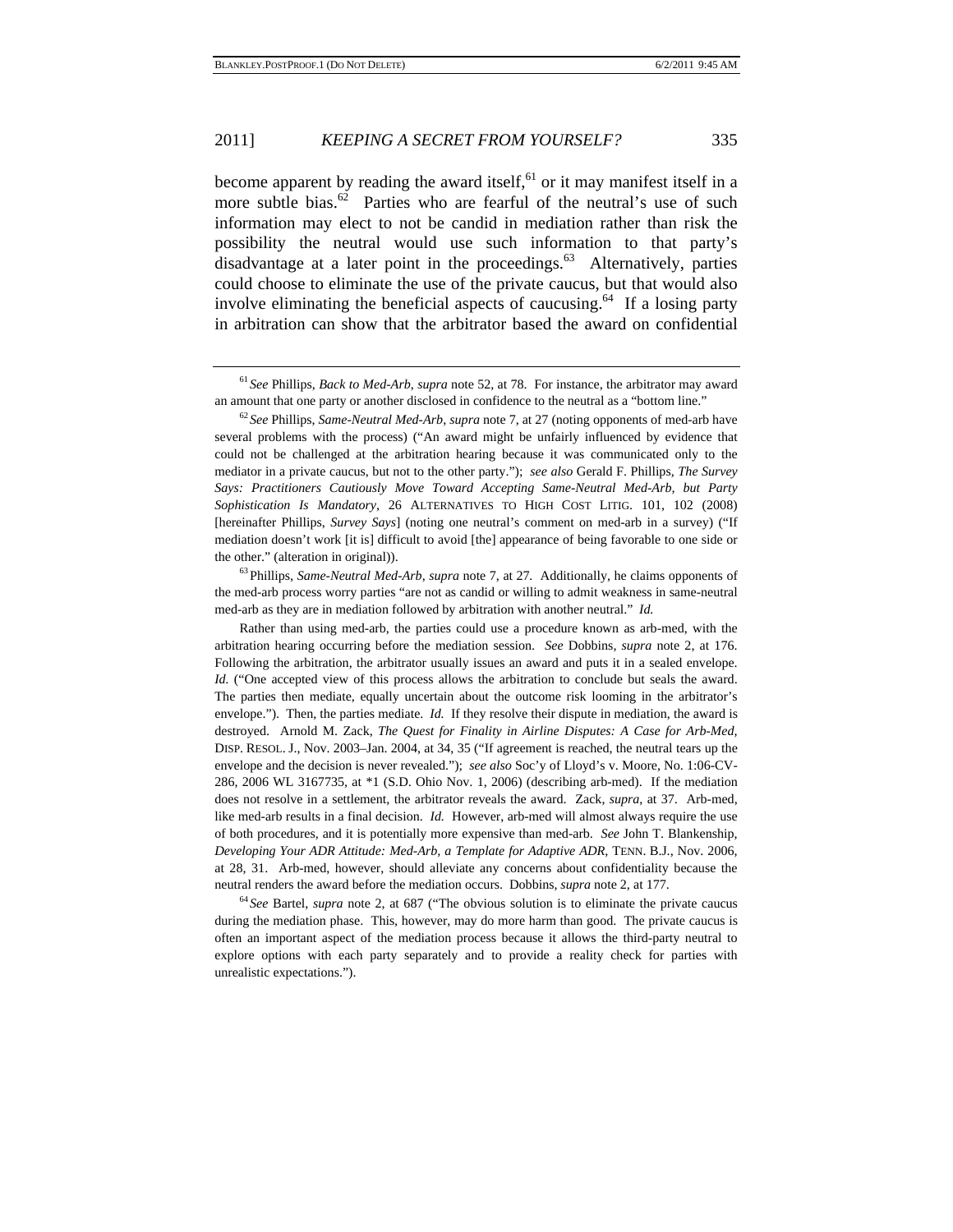become apparent by reading the award itself,[61] or it may manifest itself in a more subtle bias.[62] Parties who are fearful of the neutral's use of such information may elect to not be candid in mediation rather than risk the possibility the neutral would use such information to that party's disadvantage at a later point in the proceedings.[63] Alternatively, parties could choose to eliminate the use of the private caucus, but that would also involve eliminating the beneficial aspects of caucusing.[64] If a losing party in arbitration can show that the arbitrator based the award on confidential

---

[61] *See* Phillips, *Back to Med-Arb*, *supra* note 52, at 78. For instance, the arbitrator may award an amount that one party or another disclosed in confidence to the neutral as a "bottom line."

[62] *See* Phillips, *Same-Neutral Med-Arb*, *supra* note 7, at 27 (noting opponents of med-arb have several problems with the process) ("An award might be unfairly influenced by evidence that could not be challenged at the arbitration hearing because it was communicated only to the mediator in a private caucus, but not to the other party."); *see also* Gerald F. Phillips, *The Survey Says: Practitioners Cautiously Move Toward Accepting Same-Neutral Med-Arb, but Party Sophistication Is Mandatory*, 26 ALTERNATIVES TO HIGH COST LITIG. 101, 102 (2008) [hereinafter Phillips, *Survey Says*] (noting one neutral's comment on med-arb in a survey) ("If mediation doesn't work [it is] difficult to avoid [the] appearance of being favorable to one side or the other." (alteration in original)).

[63] Phillips, *Same-Neutral Med-Arb*, *supra* note 7, at 27. Additionally, he claims opponents of the med-arb process worry parties "are not as candid or willing to admit weakness in same-neutral med-arb as they are in mediation followed by arbitration with another neutral." *Id.*

Rather than using med-arb, the parties could use a procedure known as arb-med, with the arbitration hearing occurring before the mediation session. *See* Dobbins, *supra* note 2, at 176. Following the arbitration, the arbitrator usually issues an award and puts it in a sealed envelope. *Id.* ("One accepted view of this process allows the arbitration to conclude but seals the award. The parties then mediate, equally uncertain about the outcome risk looming in the arbitrator's envelope."). Then, the parties mediate. *Id.* If they resolve their dispute in mediation, the award is destroyed. Arnold M. Zack, *The Quest for Finality in Airline Disputes: A Case for Arb-Med*, DISP. RESOL. J., Nov. 2003–Jan. 2004, at 34, 35 ("If agreement is reached, the neutral tears up the envelope and the decision is never revealed."); *see also* Soc'y of Lloyd's v. Moore, No. 1:06-CV-286, 2006 WL 3167735, at *1 (S.D. Ohio Nov. 1, 2006) (describing arb-med). If the mediation does not resolve in a settlement, the arbitrator reveals the award. Zack, *supra*, at 37. Arb-med, like med-arb results in a final decision. *Id.* However, arb-med will almost always require the use of both procedures, and it is potentially more expensive than med-arb. *See* John T. Blankenship, *Developing Your ADR Attitude: Med-Arb, a Template for Adaptive ADR*, TENN. B.J., Nov. 2006, at 28, 31. Arb-med, however, should alleviate any concerns about confidentiality because the neutral renders the award before the mediation occurs. Dobbins, *supra* note 2, at 177.

[64] *See* Bartel, *supra* note 2, at 687 ("The obvious solution is to eliminate the private caucus during the mediation phase. This, however, may do more harm than good. The private caucus is often an important aspect of the mediation process because it allows the third-party neutral to explore options with each party separately and to provide a reality check for parties with unrealistic expectations.").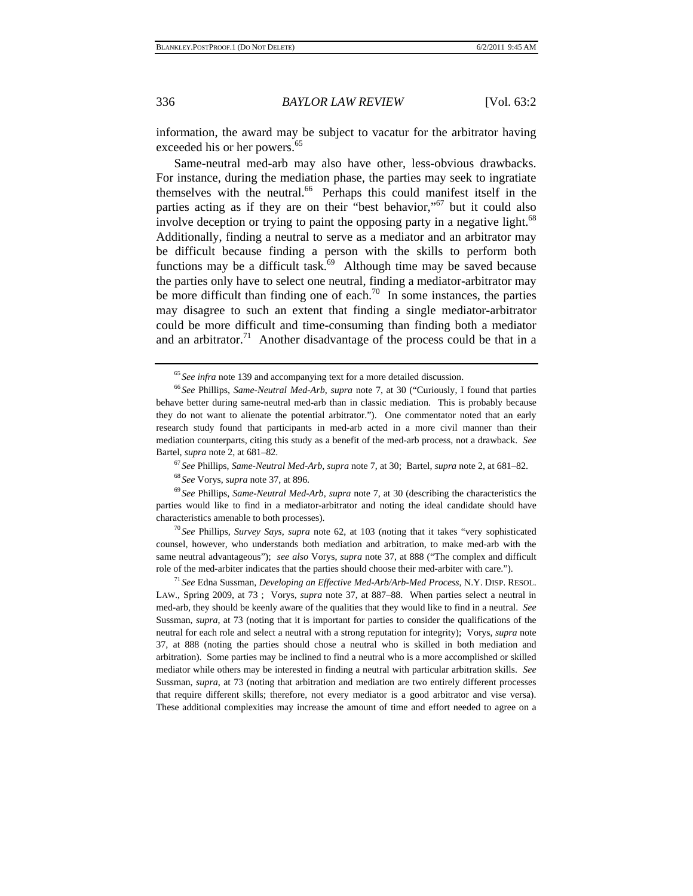information, the award may be subject to vacatur for the arbitrator having exceeded his or her powers.[65]

Same-neutral med-arb may also have other, less-obvious drawbacks. For instance, during the mediation phase, the parties may seek to ingratiate themselves with the neutral.[66] Perhaps this could manifest itself in the parties acting as if they are on their "best behavior,"[67] but it could also involve deception or trying to paint the opposing party in a negative light.[68] Additionally, finding a neutral to serve as a mediator and an arbitrator may be difficult because finding a person with the skills to perform both functions may be a difficult task.[69] Although time may be saved because the parties only have to select one neutral, finding a mediator-arbitrator may be more difficult than finding one of each.[70] In some instances, the parties may disagree to such an extent that finding a single mediator-arbitrator could be more difficult and time-consuming than finding both a mediator and an arbitrator.[71] Another disadvantage of the process could be that in a

---

[65] *See infra* note 139 and accompanying text for a more detailed discussion.

[66] *See* Phillips, *Same-Neutral Med-Arb*, *supra* note 7, at 30 ("Curiously, I found that parties behave better during same-neutral med-arb than in classic mediation. This is probably because they do not want to alienate the potential arbitrator."). One commentator noted that an early research study found that participants in med-arb acted in a more civil manner than their mediation counterparts, citing this study as a benefit of the med-arb process, not a drawback. *See* Bartel, *supra* note 2, at 681–82.

[67] *See* Phillips, *Same-Neutral Med-Arb*, *supra* note 7, at 30; Bartel, *supra* note 2, at 681–82.

[68] *See* Vorys, *supra* note 37, at 896.

[69] *See* Phillips, *Same-Neutral Med-Arb*, *supra* note 7, at 30 (describing the characteristics the parties would like to find in a mediator-arbitrator and noting the ideal candidate should have characteristics amenable to both processes).

[70] *See* Phillips, *Survey Says*, *supra* note 62, at 103 (noting that it takes "very sophisticated counsel, however, who understands both mediation and arbitration, to make med-arb with the same neutral advantageous"); *see also* Vorys, *supra* note 37, at 888 ("The complex and difficult role of the med-arbiter indicates that the parties should choose their med-arbiter with care.").

[71] *See* Edna Sussman, *Developing an Effective Med-Arb/Arb-Med Process*, N.Y. DISP. RESOL. LAW., Spring 2009, at 73 ; Vorys, *supra* note 37, at 887–88. When parties select a neutral in med-arb, they should be keenly aware of the qualities that they would like to find in a neutral. *See* Sussman, *supra*, at 73 (noting that it is important for parties to consider the qualifications of the neutral for each role and select a neutral with a strong reputation for integrity); Vorys, *supra* note 37, at 888 (noting the parties should chose a neutral who is skilled in both mediation and arbitration). Some parties may be inclined to find a neutral who is a more accomplished or skilled mediator while others may be interested in finding a neutral with particular arbitration skills. *See* Sussman, *supra*, at 73 (noting that arbitration and mediation are two entirely different processes that require different skills; therefore, not every mediator is a good arbitrator and vise versa). These additional complexities may increase the amount of time and effort needed to agree on a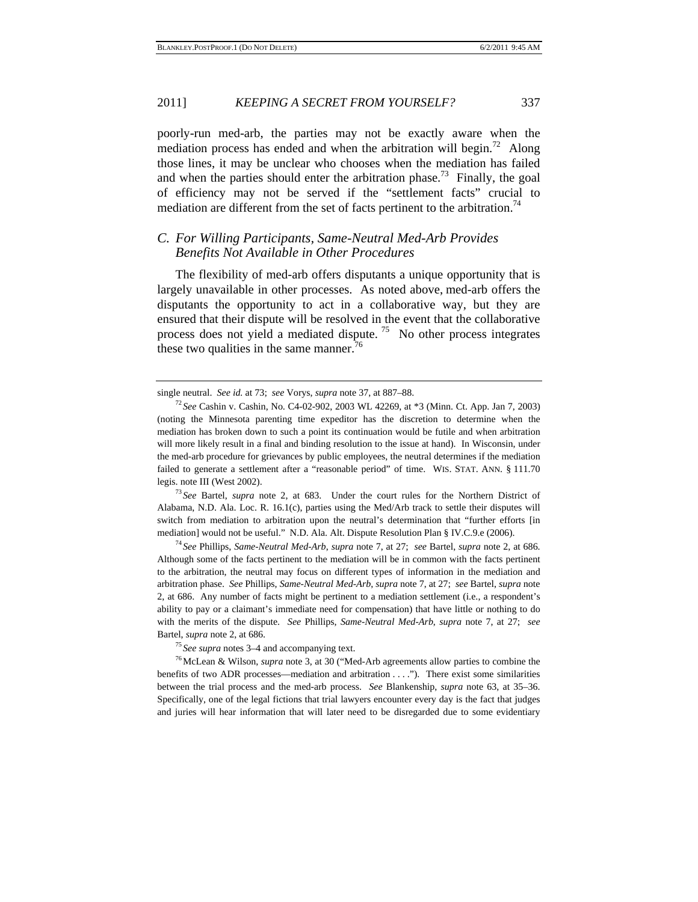poorly-run med-arb, the parties may not be exactly aware when the mediation process has ended and when the arbitration will begin.[72] Along those lines, it may be unclear who chooses when the mediation has failed and when the parties should enter the arbitration phase.[73] Finally, the goal of efficiency may not be served if the "settlement facts" crucial to mediation are different from the set of facts pertinent to the arbitration.[74]

### *C. For Willing Participants, Same-Neutral Med-Arb Provides Benefits Not Available in Other Procedures*

The flexibility of med-arb offers disputants a unique opportunity that is largely unavailable in other processes. As noted above, med-arb offers the disputants the opportunity to act in a collaborative way, but they are ensured that their dispute will be resolved in the event that the collaborative process does not yield a mediated dispute.[75] No other process integrates these two qualities in the same manner.[76]

---

single neutral. *See id.* at 73; *see* Vorys, *supra* note 37, at 887–88.

[72] *See* Cashin v. Cashin, No. C4-02-902, 2003 WL 42269, at *3 (Minn. Ct. App. Jan 7, 2003) (noting the Minnesota parenting time expeditor has the discretion to determine when the mediation has broken down to such a point its continuation would be futile and when arbitration will more likely result in a final and binding resolution to the issue at hand). In Wisconsin, under the med-arb procedure for grievances by public employees, the neutral determines if the mediation failed to generate a settlement after a "reasonable period" of time. WIS. STAT. ANN. § 111.70 legis. note III (West 2002).

[73] *See* Bartel, *supra* note 2, at 683. Under the court rules for the Northern District of Alabama, N.D. Ala. Loc. R. 16.1(c), parties using the Med/Arb track to settle their disputes will switch from mediation to arbitration upon the neutral's determination that "further efforts [in mediation] would not be useful." N.D. Ala. Alt. Dispute Resolution Plan § IV.C.9.e (2006).

[74] *See* Phillips, *Same-Neutral Med-Arb*, *supra* note 7, at 27; *see* Bartel, *supra* note 2, at 686. Although some of the facts pertinent to the mediation will be in common with the facts pertinent to the arbitration, the neutral may focus on different types of information in the mediation and arbitration phase. *See* Phillips, *Same-Neutral Med-Arb*, *supra* note 7, at 27; *see* Bartel, *supra* note 2, at 686. Any number of facts might be pertinent to a mediation settlement (i.e., a respondent's ability to pay or a claimant's immediate need for compensation) that have little or nothing to do with the merits of the dispute. *See* Phillips, *Same-Neutral Med-Arb*, *supra* note 7, at 27; *see* Bartel, *supra* note 2, at 686.

[75] *See supra* notes 3–4 and accompanying text.

[76] McLean & Wilson, *supra* note 3, at 30 ("Med-Arb agreements allow parties to combine the benefits of two ADR processes—mediation and arbitration . . . ."). There exist some similarities between the trial process and the med-arb process. *See* Blankenship, *supra* note 63, at 35–36. Specifically, one of the legal fictions that trial lawyers encounter every day is the fact that judges and juries will hear information that will later need to be disregarded due to some evidentiary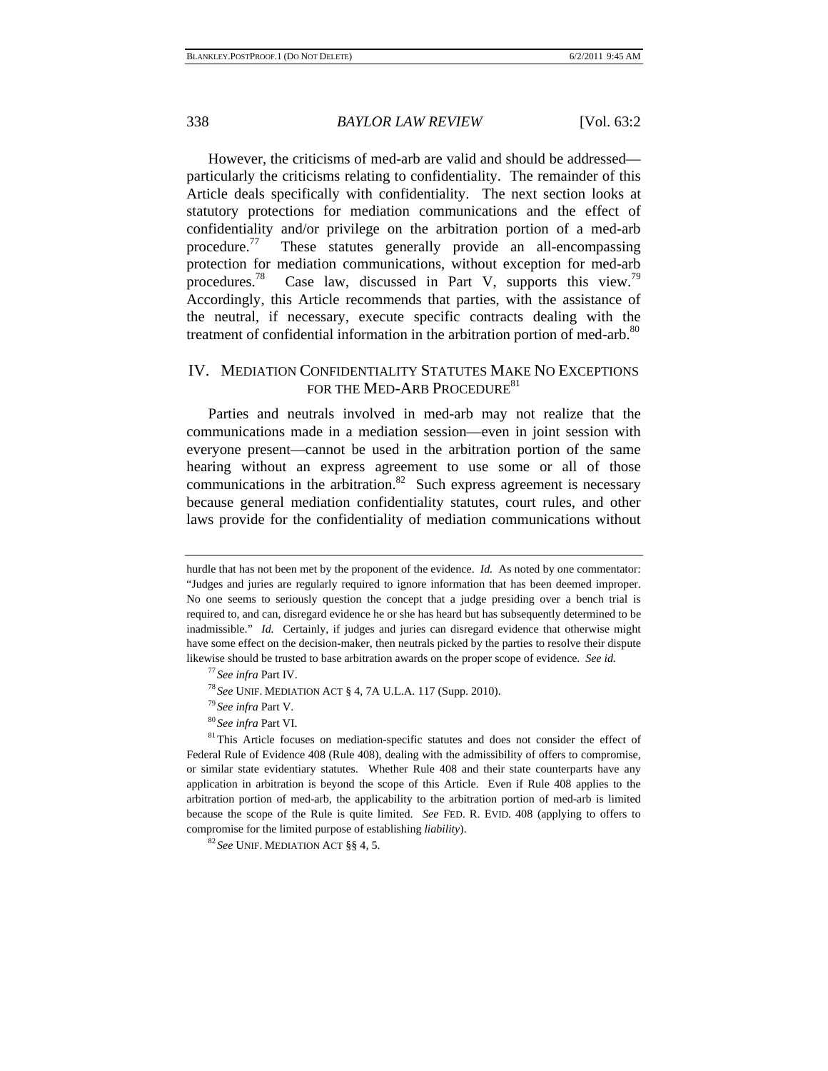However, the criticisms of med-arb are valid and should be addressed—particularly the criticisms relating to confidentiality. The remainder of this Article deals specifically with confidentiality. The next section looks at statutory protections for mediation communications and the effect of confidentiality and/or privilege on the arbitration portion of a med-arb procedure.[77] These statutes generally provide an all-encompassing protection for mediation communications, without exception for med-arb procedures.[78] Case law, discussed in Part V, supports this view.[79] Accordingly, this Article recommends that parties, with the assistance of the neutral, if necessary, execute specific contracts dealing with the treatment of confidential information in the arbitration portion of med-arb.[80]

## IV. MEDIATION CONFIDENTIALITY STATUTES MAKE NO EXCEPTIONS FOR THE MED-ARB PROCEDURE[81]

Parties and neutrals involved in med-arb may not realize that the communications made in a mediation session—even in joint session with everyone present—cannot be used in the arbitration portion of the same hearing without an express agreement to use some or all of those communications in the arbitration.[82] Such express agreement is necessary because general mediation confidentiality statutes, court rules, and other laws provide for the confidentiality of mediation communications without

---

hurdle that has not been met by the proponent of the evidence. *Id.* As noted by one commentator: "Judges and juries are regularly required to ignore information that has been deemed improper. No one seems to seriously question the concept that a judge presiding over a bench trial is required to, and can, disregard evidence he or she has heard but has subsequently determined to be inadmissible." *Id.* Certainly, if judges and juries can disregard evidence that otherwise might have some effect on the decision-maker, then neutrals picked by the parties to resolve their dispute likewise should be trusted to base arbitration awards on the proper scope of evidence. *See id.*

[77] *See infra* Part IV.

[78] *See* UNIF. MEDIATION ACT § 4, 7A U.L.A. 117 (Supp. 2010).

[79] *See infra* Part V.

[80] *See infra* Part VI.

[81] This Article focuses on mediation-specific statutes and does not consider the effect of Federal Rule of Evidence 408 (Rule 408), dealing with the admissibility of offers to compromise, or similar state evidentiary statutes. Whether Rule 408 and their state counterparts have any application in arbitration is beyond the scope of this Article. Even if Rule 408 applies to the arbitration portion of med-arb, the applicability to the arbitration portion of med-arb is limited because the scope of the Rule is quite limited. *See* FED. R. EVID. 408 (applying to offers to compromise for the limited purpose of establishing *liability*).

[82] *See* UNIF. MEDIATION ACT §§ 4, 5.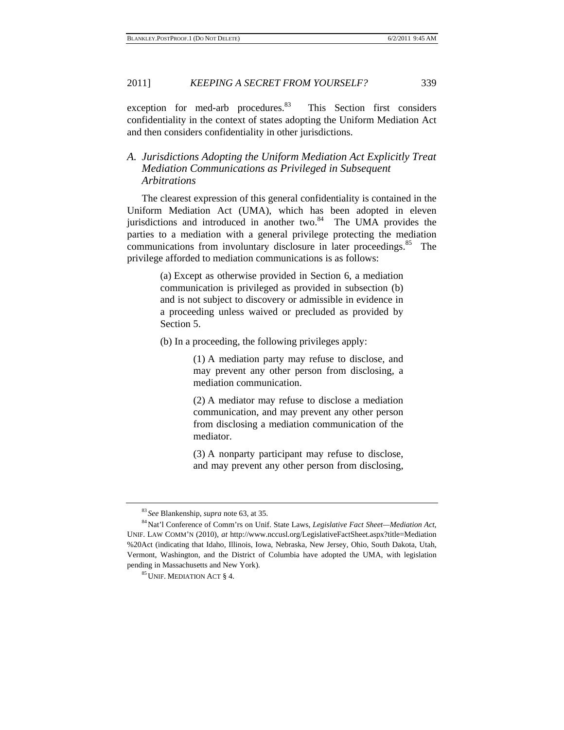exception for med-arb procedures.[83] This Section first considers confidentiality in the context of states adopting the Uniform Mediation Act and then considers confidentiality in other jurisdictions.

### A. *Jurisdictions Adopting the Uniform Mediation Act Explicitly Treat Mediation Communications as Privileged in Subsequent Arbitrations*

The clearest expression of this general confidentiality is contained in the Uniform Mediation Act (UMA), which has been adopted in eleven jurisdictions and introduced in another two.[84] The UMA provides the parties to a mediation with a general privilege protecting the mediation communications from involuntary disclosure in later proceedings.[85] The privilege afforded to mediation communications is as follows:

> (a) Except as otherwise provided in Section 6, a mediation communication is privileged as provided in subsection (b) and is not subject to discovery or admissible in evidence in a proceeding unless waived or precluded as provided by Section 5.
>
> (b) In a proceeding, the following privileges apply:
>
> > (1) A mediation party may refuse to disclose, and may prevent any other person from disclosing, a mediation communication.
> >
> > (2) A mediator may refuse to disclose a mediation communication, and may prevent any other person from disclosing a mediation communication of the mediator.
> >
> > (3) A nonparty participant may refuse to disclose, and may prevent any other person from disclosing,

---

[83] *See* Blankenship, *supra* note 63, at 35.

[84] Nat'l Conference of Comm'rs on Unif. State Laws, *Legislative Fact Sheet—Mediation Act*, UNIF. LAW COMM'N (2010), *at* http://www.nccusl.org/LegislativeFactSheet.aspx?title=Mediation%20Act (indicating that Idaho, Illinois, Iowa, Nebraska, New Jersey, Ohio, South Dakota, Utah, Vermont, Washington, and the District of Columbia have adopted the UMA, with legislation pending in Massachusetts and New York).

[85] UNIF. MEDIATION ACT § 4.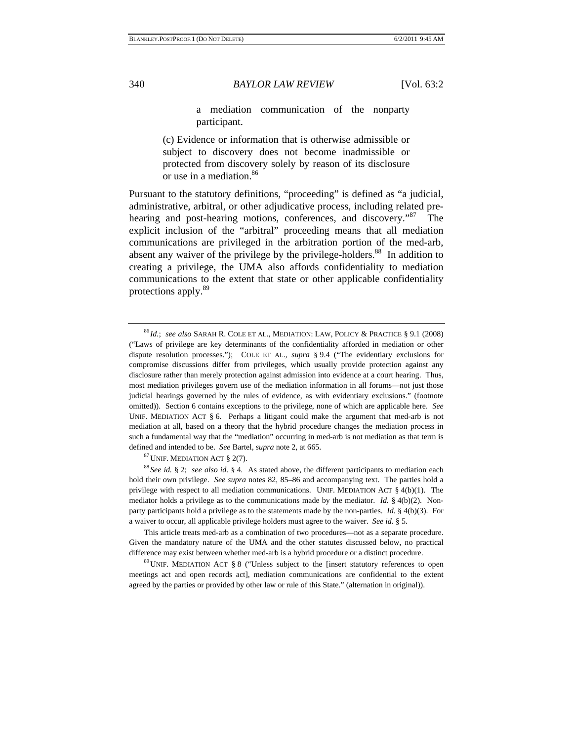> a mediation communication of the nonparty participant.
>
> (c) Evidence or information that is otherwise admissible or subject to discovery does not become inadmissible or protected from discovery solely by reason of its disclosure or use in a mediation.[86]

Pursuant to the statutory definitions, "proceeding" is defined as "a judicial, administrative, arbitral, or other adjudicative process, including related pre-hearing and post-hearing motions, conferences, and discovery."[87] The explicit inclusion of the "arbitral" proceeding means that all mediation communications are privileged in the arbitration portion of the med-arb, absent any waiver of the privilege by the privilege-holders.[88] In addition to creating a privilege, the UMA also affords confidentiality to mediation communications to the extent that state or other applicable confidentiality protections apply.[89]

---

[86] *Id.*; *see also* SARAH R. COLE ET AL., MEDIATION: LAW, POLICY & PRACTICE § 9.1 (2008) ("Laws of privilege are key determinants of the confidentiality afforded in mediation or other dispute resolution processes."); COLE ET AL., *supra* § 9.4 ("The evidentiary exclusions for compromise discussions differ from privileges, which usually provide protection against any disclosure rather than merely protection against admission into evidence at a court hearing. Thus, most mediation privileges govern use of the mediation information in all forums—not just those judicial hearings governed by the rules of evidence, as with evidentiary exclusions." (footnote omitted)). Section 6 contains exceptions to the privilege, none of which are applicable here. *See* UNIF. MEDIATION ACT § 6. Perhaps a litigant could make the argument that med-arb is not mediation at all, based on a theory that the hybrid procedure changes the mediation process in such a fundamental way that the "mediation" occurring in med-arb is not mediation as that term is defined and intended to be. *See* Bartel, *supra* note 2, at 665.

[87] UNIF. MEDIATION ACT § 2(7).

[88] *See id.* § 2; *see also id.* § 4. As stated above, the different participants to mediation each hold their own privilege. *See supra* notes 82, 85–86 and accompanying text. The parties hold a privilege with respect to all mediation communications. UNIF. MEDIATION ACT § 4(b)(1). The mediator holds a privilege as to the communications made by the mediator. *Id.* § 4(b)(2). Non-party participants hold a privilege as to the statements made by the non-parties. *Id.* § 4(b)(3). For a waiver to occur, all applicable privilege holders must agree to the waiver. *See id.* § 5.

This article treats med-arb as a combination of two procedures—not as a separate procedure. Given the mandatory nature of the UMA and the other statutes discussed below, no practical difference may exist between whether med-arb is a hybrid procedure or a distinct procedure.

[89] UNIF. MEDIATION ACT § 8 ("Unless subject to the [insert statutory references to open meetings act and open records act], mediation communications are confidential to the extent agreed by the parties or provided by other law or rule of this State." (alternation in original)).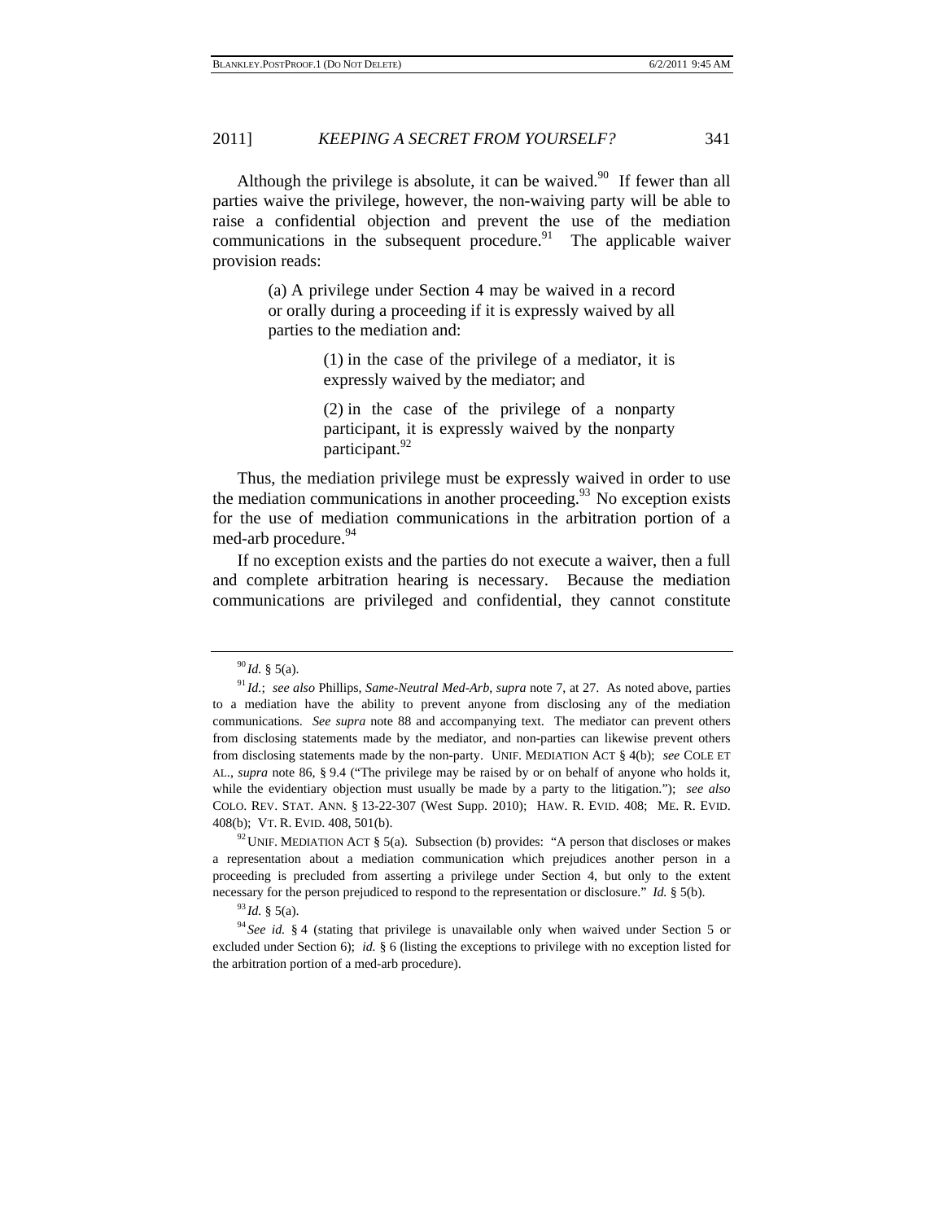Although the privilege is absolute, it can be waived.[90] If fewer than all parties waive the privilege, however, the non-waiving party will be able to raise a confidential objection and prevent the use of the mediation communications in the subsequent procedure.[91] The applicable waiver provision reads:

> (a) A privilege under Section 4 may be waived in a record or orally during a proceeding if it is expressly waived by all parties to the mediation and:
>
> > (1) in the case of the privilege of a mediator, it is expressly waived by the mediator; and
> >
> > (2) in the case of the privilege of a nonparty participant, it is expressly waived by the nonparty participant.[92]

Thus, the mediation privilege must be expressly waived in order to use the mediation communications in another proceeding.[93] No exception exists for the use of mediation communications in the arbitration portion of a med-arb procedure.[94]

If no exception exists and the parties do not execute a waiver, then a full and complete arbitration hearing is necessary. Because the mediation communications are privileged and confidential, they cannot constitute

---

[90] *Id.* § 5(a).

[91] *Id.*; *see also* Phillips, *Same-Neutral Med-Arb*, *supra* note 7, at 27. As noted above, parties to a mediation have the ability to prevent anyone from disclosing any of the mediation communications. *See supra* note 88 and accompanying text. The mediator can prevent others from disclosing statements made by the mediator, and non-parties can likewise prevent others from disclosing statements made by the non-party. UNIF. MEDIATION ACT § 4(b); *see* COLE ET AL., *supra* note 86, § 9.4 ("The privilege may be raised by or on behalf of anyone who holds it, while the evidentiary objection must usually be made by a party to the litigation."); *see also* COLO. REV. STAT. ANN. § 13-22-307 (West Supp. 2010); HAW. R. EVID. 408; ME. R. EVID. 408(b); VT. R. EVID. 408, 501(b).

[92] UNIF. MEDIATION ACT § 5(a). Subsection (b) provides: "A person that discloses or makes a representation about a mediation communication which prejudices another person in a proceeding is precluded from asserting a privilege under Section 4, but only to the extent necessary for the person prejudiced to respond to the representation or disclosure." *Id.* § 5(b).

[93] *Id.* § 5(a).

[94] *See id.* § 4 (stating that privilege is unavailable only when waived under Section 5 or excluded under Section 6); *id.* § 6 (listing the exceptions to privilege with no exception listed for the arbitration portion of a med-arb procedure).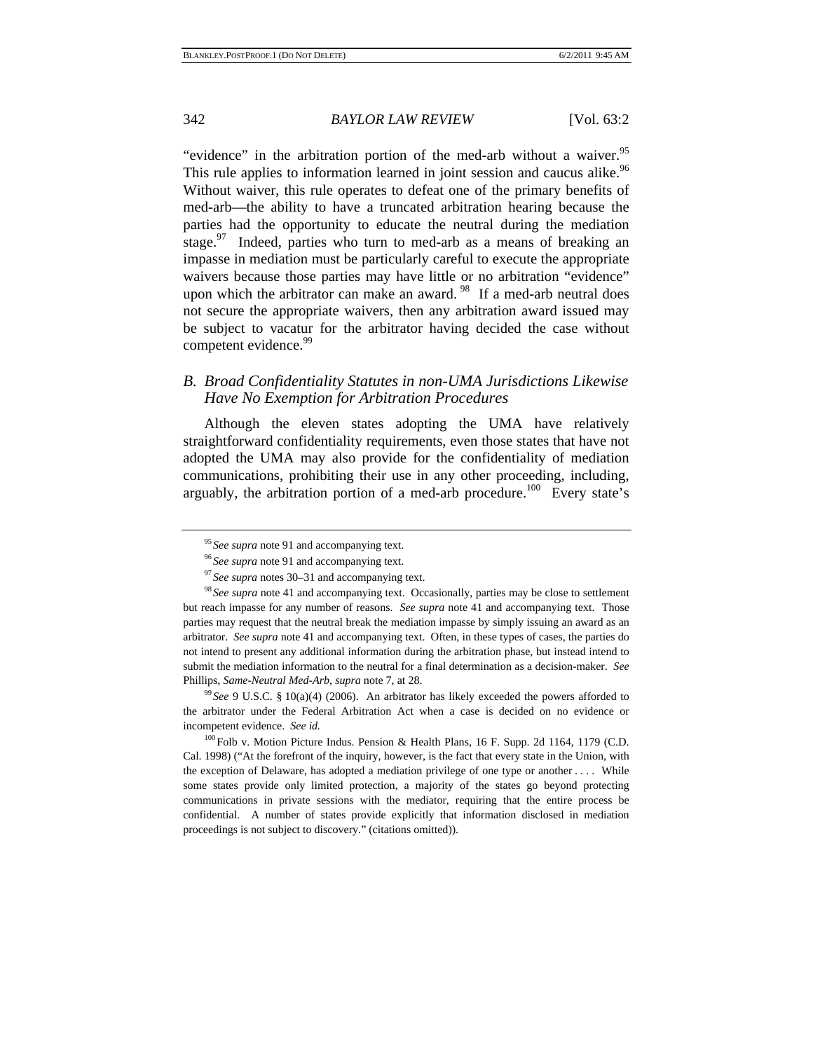"evidence" in the arbitration portion of the med-arb without a waiver.[95] This rule applies to information learned in joint session and caucus alike.[96] Without waiver, this rule operates to defeat one of the primary benefits of med-arb—the ability to have a truncated arbitration hearing because the parties had the opportunity to educate the neutral during the mediation stage.[97] Indeed, parties who turn to med-arb as a means of breaking an impasse in mediation must be particularly careful to execute the appropriate waivers because those parties may have little or no arbitration "evidence" upon which the arbitrator can make an award.[98] If a med-arb neutral does not secure the appropriate waivers, then any arbitration award issued may be subject to vacatur for the arbitrator having decided the case without competent evidence.[99]

### *B. Broad Confidentiality Statutes in non-UMA Jurisdictions Likewise Have No Exemption for Arbitration Procedures*

Although the eleven states adopting the UMA have relatively straightforward confidentiality requirements, even those states that have not adopted the UMA may also provide for the confidentiality of mediation communications, prohibiting their use in any other proceeding, including, arguably, the arbitration portion of a med-arb procedure.[100] Every state's

---

[95] *See supra* note 91 and accompanying text.

[96] *See supra* note 91 and accompanying text.

[97] *See supra* notes 30–31 and accompanying text.

[98] *See supra* note 41 and accompanying text. Occasionally, parties may be close to settlement but reach impasse for any number of reasons. *See supra* note 41 and accompanying text. Those parties may request that the neutral break the mediation impasse by simply issuing an award as an arbitrator. *See supra* note 41 and accompanying text. Often, in these types of cases, the parties do not intend to present any additional information during the arbitration phase, but instead intend to submit the mediation information to the neutral for a final determination as a decision-maker. *See* Phillips, *Same-Neutral Med-Arb*, *supra* note 7, at 28.

[99] *See* 9 U.S.C. § 10(a)(4) (2006). An arbitrator has likely exceeded the powers afforded to the arbitrator under the Federal Arbitration Act when a case is decided on no evidence or incompetent evidence. *See id.*

[100] Folb v. Motion Picture Indus. Pension & Health Plans, 16 F. Supp. 2d 1164, 1179 (C.D. Cal. 1998) ("At the forefront of the inquiry, however, is the fact that every state in the Union, with the exception of Delaware, has adopted a mediation privilege of one type or another . . . . While some states provide only limited protection, a majority of the states go beyond protecting communications in private sessions with the mediator, requiring that the entire process be confidential. A number of states provide explicitly that information disclosed in mediation proceedings is not subject to discovery." (citations omitted)).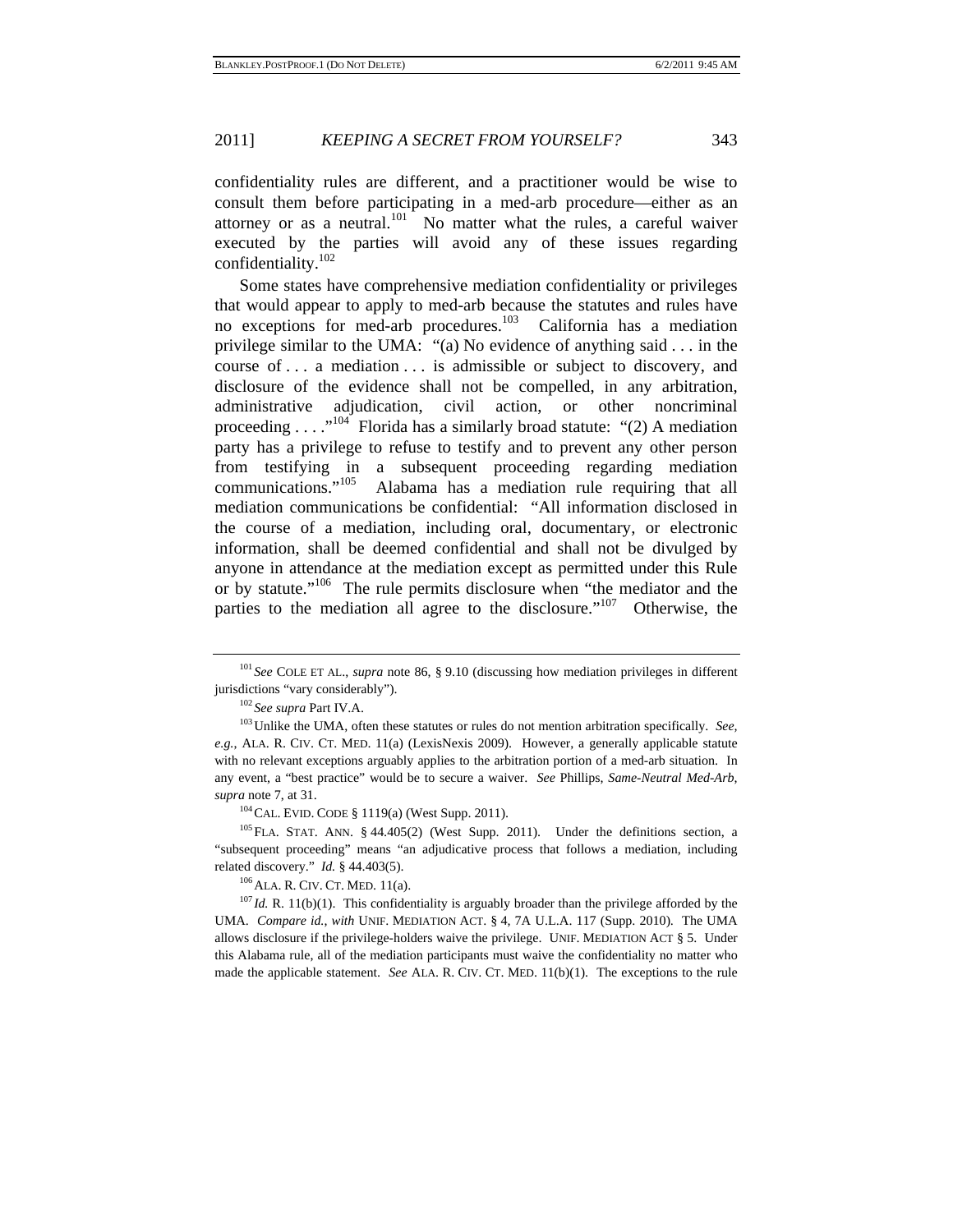confidentiality rules are different, and a practitioner would be wise to consult them before participating in a med-arb procedure—either as an attorney or as a neutral.[101] No matter what the rules, a careful waiver executed by the parties will avoid any of these issues regarding confidentiality.[102]

Some states have comprehensive mediation confidentiality or privileges that would appear to apply to med-arb because the statutes and rules have no exceptions for med-arb procedures.[103] California has a mediation privilege similar to the UMA: "(a) No evidence of anything said . . . in the course of . . . a mediation . . . is admissible or subject to discovery, and disclosure of the evidence shall not be compelled, in any arbitration, administrative adjudication, civil action, or other noncriminal proceeding . . . ."[104] Florida has a similarly broad statute: "(2) A mediation party has a privilege to refuse to testify and to prevent any other person from testifying in a subsequent proceeding regarding mediation communications."[105] Alabama has a mediation rule requiring that all mediation communications be confidential: "All information disclosed in the course of a mediation, including oral, documentary, or electronic information, shall be deemed confidential and shall not be divulged by anyone in attendance at the mediation except as permitted under this Rule or by statute."[106] The rule permits disclosure when "the mediator and the parties to the mediation all agree to the disclosure."[107] Otherwise, the

---

[101] *See* COLE ET AL., *supra* note 86, § 9.10 (discussing how mediation privileges in different jurisdictions "vary considerably").

[102] *See supra* Part IV.A.

[103] Unlike the UMA, often these statutes or rules do not mention arbitration specifically. *See, e.g.*, ALA. R. CIV. CT. MED. 11(a) (LexisNexis 2009). However, a generally applicable statute with no relevant exceptions arguably applies to the arbitration portion of a med-arb situation. In any event, a "best practice" would be to secure a waiver. *See* Phillips, *Same-Neutral Med-Arb*, *supra* note 7, at 31.

[104] CAL. EVID. CODE § 1119(a) (West Supp. 2011).

[105] FLA. STAT. ANN. § 44.405(2) (West Supp. 2011). Under the definitions section, a "subsequent proceeding" means "an adjudicative process that follows a mediation, including related discovery." *Id.* § 44.403(5).

[106] ALA. R. CIV. CT. MED. 11(a).

[107] *Id.* R. 11(b)(1). This confidentiality is arguably broader than the privilege afforded by the UMA. *Compare id.*, *with* UNIF. MEDIATION ACT. § 4, 7A U.L.A. 117 (Supp. 2010). The UMA allows disclosure if the privilege-holders waive the privilege. UNIF. MEDIATION ACT § 5. Under this Alabama rule, all of the mediation participants must waive the confidentiality no matter who made the applicable statement. *See* ALA. R. CIV. CT. MED. 11(b)(1). The exceptions to the rule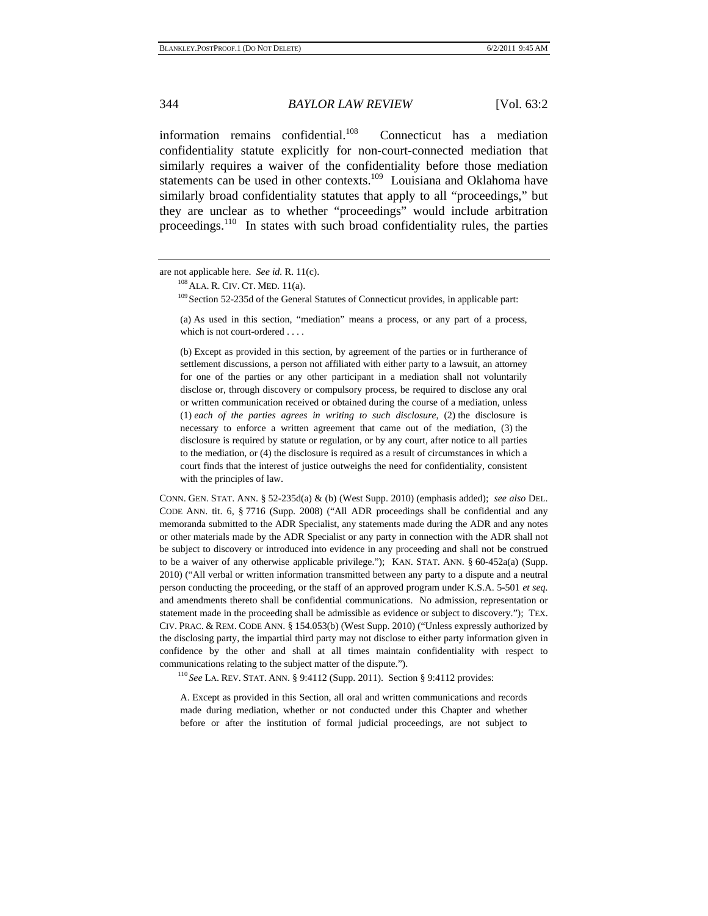information remains confidential.[108] Connecticut has a mediation confidentiality statute explicitly for non-court-connected mediation that similarly requires a waiver of the confidentiality before those mediation statements can be used in other contexts.[109] Louisiana and Oklahoma have similarly broad confidentiality statutes that apply to all "proceedings," but they are unclear as to whether "proceedings" would include arbitration proceedings.[110] In states with such broad confidentiality rules, the parties

---

are not applicable here. *See id.* R. 11(c).

[108] ALA. R. CIV. CT. MED. 11(a).

[109] Section 52-235d of the General Statutes of Connecticut provides, in applicable part:

> (a) As used in this section, "mediation" means a process, or any part of a process, which is not court-ordered . . . .
>
> (b) Except as provided in this section, by agreement of the parties or in furtherance of settlement discussions, a person not affiliated with either party to a lawsuit, an attorney for one of the parties or any other participant in a mediation shall not voluntarily disclose or, through discovery or compulsory process, be required to disclose any oral or written communication received or obtained during the course of a mediation, unless (1) *each of the parties agrees in writing to such disclosure*, (2) the disclosure is necessary to enforce a written agreement that came out of the mediation, (3) the disclosure is required by statute or regulation, or by any court, after notice to all parties to the mediation, or (4) the disclosure is required as a result of circumstances in which a court finds that the interest of justice outweighs the need for confidentiality, consistent with the principles of law.

CONN. GEN. STAT. ANN. § 52-235d(a) & (b) (West Supp. 2010) (emphasis added); *see also* DEL. CODE ANN. tit. 6, § 7716 (Supp. 2008) ("All ADR proceedings shall be confidential and any memoranda submitted to the ADR Specialist, any statements made during the ADR and any notes or other materials made by the ADR Specialist or any party in connection with the ADR shall not be subject to discovery or introduced into evidence in any proceeding and shall not be construed to be a waiver of any otherwise applicable privilege."); KAN. STAT. ANN. § 60-452a(a) (Supp. 2010) ("All verbal or written information transmitted between any party to a dispute and a neutral person conducting the proceeding, or the staff of an approved program under K.S.A. 5-501 *et seq.* and amendments thereto shall be confidential communications. No admission, representation or statement made in the proceeding shall be admissible as evidence or subject to discovery."); TEX. CIV. PRAC. & REM. CODE ANN. § 154.053(b) (West Supp. 2010) ("Unless expressly authorized by the disclosing party, the impartial third party may not disclose to either party information given in confidence by the other and shall at all times maintain confidentiality with respect to communications relating to the subject matter of the dispute.").

[110] *See* LA. REV. STAT. ANN. § 9:4112 (Supp. 2011). Section § 9:4112 provides:

> A. Except as provided in this Section, all oral and written communications and records made during mediation, whether or not conducted under this Chapter and whether before or after the institution of formal judicial proceedings, are not subject to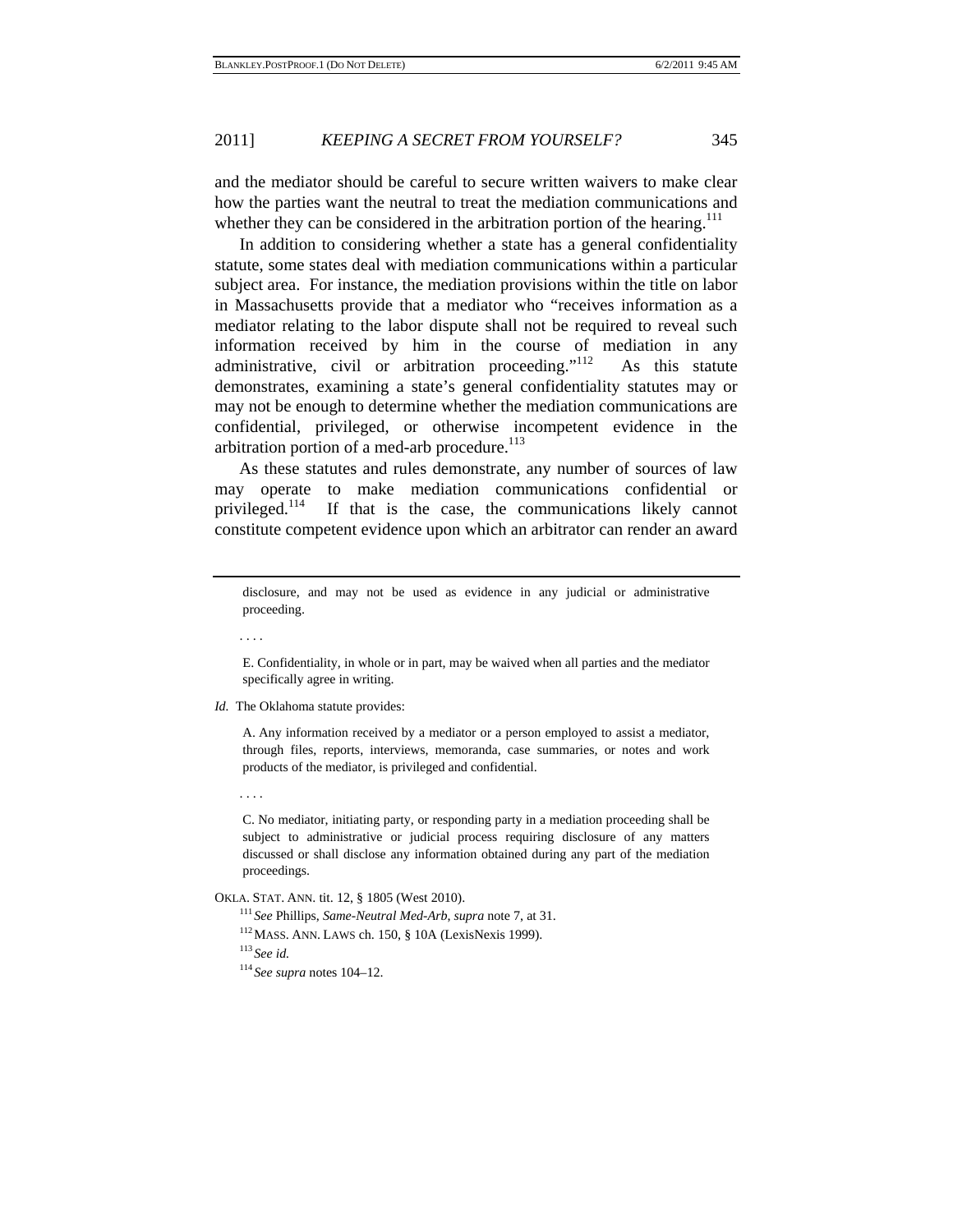and the mediator should be careful to secure written waivers to make clear how the parties want the neutral to treat the mediation communications and whether they can be considered in the arbitration portion of the hearing.[111]

In addition to considering whether a state has a general confidentiality statute, some states deal with mediation communications within a particular subject area. For instance, the mediation provisions within the title on labor in Massachusetts provide that a mediator who "receives information as a mediator relating to the labor dispute shall not be required to reveal such information received by him in the course of mediation in any administrative, civil or arbitration proceeding."[112] As this statute demonstrates, examining a state's general confidentiality statutes may or may not be enough to determine whether the mediation communications are confidential, privileged, or otherwise incompetent evidence in the arbitration portion of a med-arb procedure.[113]

As these statutes and rules demonstrate, any number of sources of law may operate to make mediation communications confidential or privileged.[114] If that is the case, the communications likely cannot constitute competent evidence upon which an arbitrator can render an award

---

> disclosure, and may not be used as evidence in any judicial or administrative proceeding.
>
> . . . .
>
> E. Confidentiality, in whole or in part, may be waived when all parties and the mediator specifically agree in writing.

*Id.* The Oklahoma statute provides:

> A. Any information received by a mediator or a person employed to assist a mediator, through files, reports, interviews, memoranda, case summaries, or notes and work products of the mediator, is privileged and confidential.
>
> . . . .
>
> C. No mediator, initiating party, or responding party in a mediation proceeding shall be subject to administrative or judicial process requiring disclosure of any matters discussed or shall disclose any information obtained during any part of the mediation proceedings.

OKLA. STAT. ANN. tit. 12, § 1805 (West 2010).

[111] *See* Phillips, *Same-Neutral Med-Arb*, *supra* note 7, at 31.

[112] MASS. ANN. LAWS ch. 150, § 10A (LexisNexis 1999).

[113] *See id.*

[114] *See supra* notes 104–12.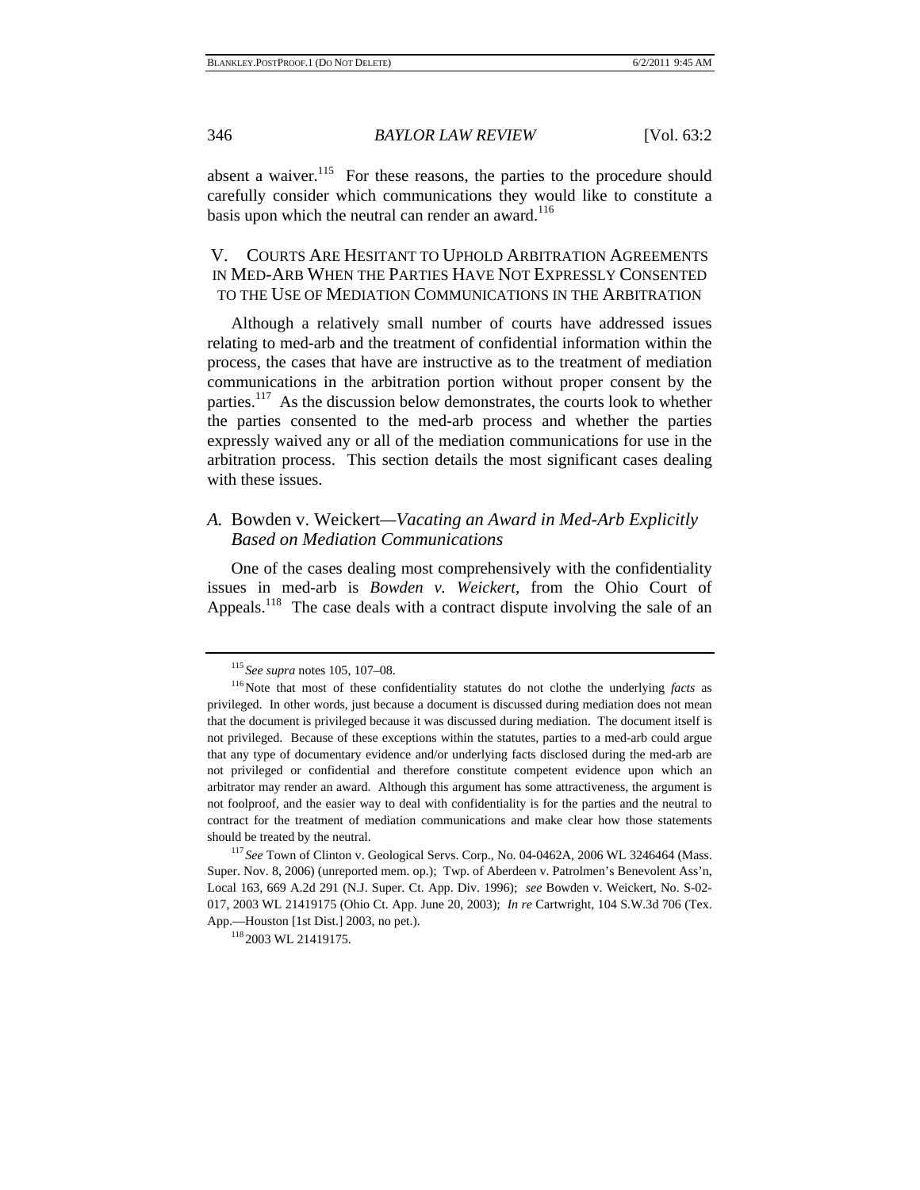absent a waiver.[115] For these reasons, the parties to the procedure should carefully consider which communications they would like to constitute a basis upon which the neutral can render an award.[116]

## V. Courts Are Hesitant to Uphold Arbitration Agreements in Med-Arb When the Parties Have Not Expressly Consented to the Use of Mediation Communications in the Arbitration

Although a relatively small number of courts have addressed issues relating to med-arb and the treatment of confidential information within the process, the cases that have are instructive as to the treatment of mediation communications in the arbitration portion without proper consent by the parties.[117] As the discussion below demonstrates, the courts look to whether the parties consented to the med-arb process and whether the parties expressly waived any or all of the mediation communications for use in the arbitration process. This section details the most significant cases dealing with these issues.

### *A.* Bowden v. Weickert*—Vacating an Award in Med-Arb Explicitly Based on Mediation Communications*

One of the cases dealing most comprehensively with the confidentiality issues in med-arb is *Bowden v. Weickert*, from the Ohio Court of Appeals.[118] The case deals with a contract dispute involving the sale of an

---

[115] *See supra* notes 105, 107–08.

[116] Note that most of these confidentiality statutes do not clothe the underlying *facts* as privileged. In other words, just because a document is discussed during mediation does not mean that the document is privileged because it was discussed during mediation. The document itself is not privileged. Because of these exceptions within the statutes, parties to a med-arb could argue that any type of documentary evidence and/or underlying facts disclosed during the med-arb are not privileged or confidential and therefore constitute competent evidence upon which an arbitrator may render an award. Although this argument has some attractiveness, the argument is not foolproof, and the easier way to deal with confidentiality is for the parties and the neutral to contract for the treatment of mediation communications and make clear how those statements should be treated by the neutral.

[117] *See* Town of Clinton v. Geological Servs. Corp., No. 04-0462A, 2006 WL 3246464 (Mass. Super. Nov. 8, 2006) (unreported mem. op.); Twp. of Aberdeen v. Patrolmen's Benevolent Ass'n, Local 163, 669 A.2d 291 (N.J. Super. Ct. App. Div. 1996); *see* Bowden v. Weickert, No. S-02-017, 2003 WL 21419175 (Ohio Ct. App. June 20, 2003); *In re* Cartwright, 104 S.W.3d 706 (Tex. App.—Houston [1st Dist.] 2003, no pet.).

[118] 2003 WL 21419175.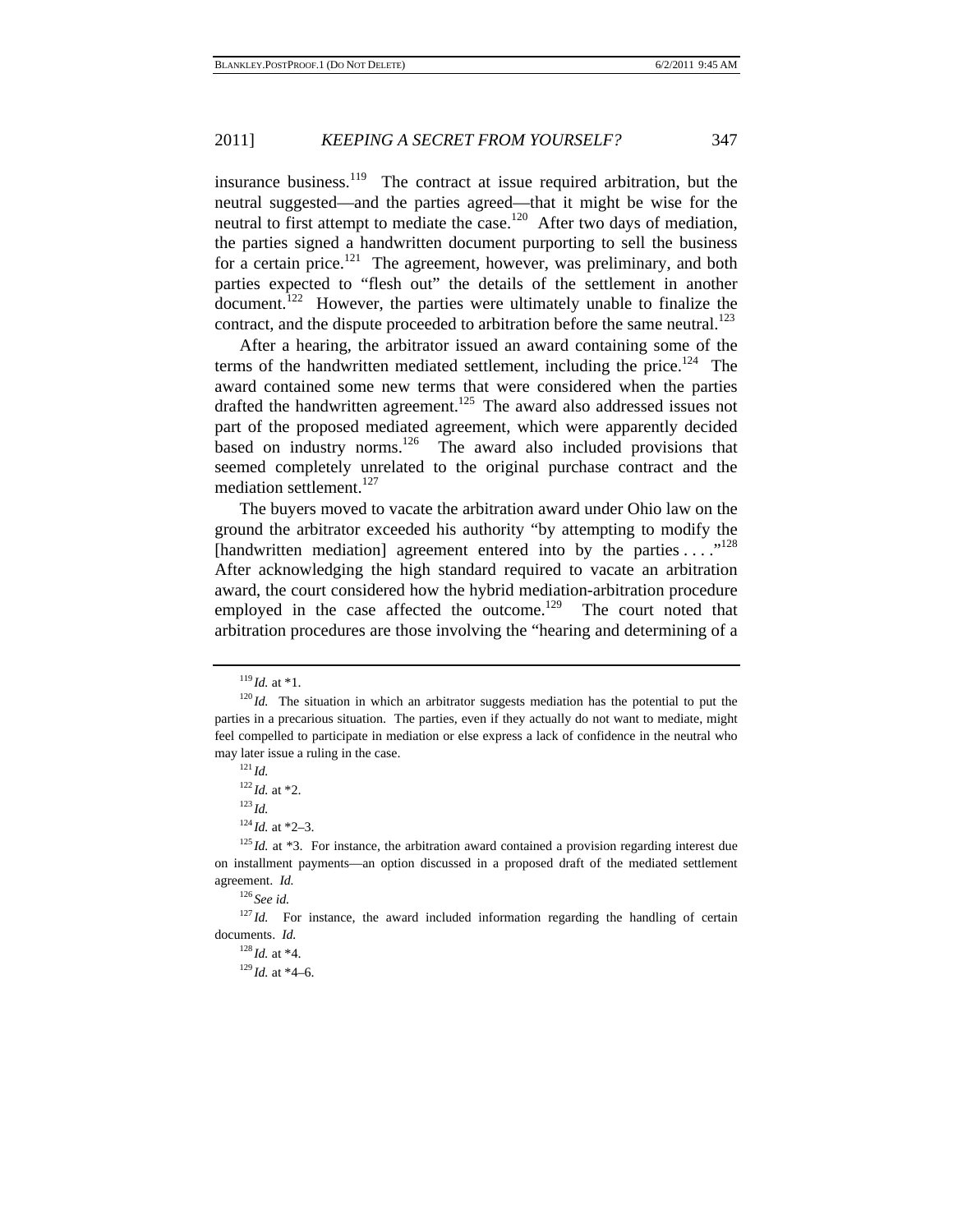insurance business.[119] The contract at issue required arbitration, but the neutral suggested—and the parties agreed—that it might be wise for the neutral to first attempt to mediate the case.[120] After two days of mediation, the parties signed a handwritten document purporting to sell the business for a certain price.[121] The agreement, however, was preliminary, and both parties expected to "flesh out" the details of the settlement in another document.[122] However, the parties were ultimately unable to finalize the contract, and the dispute proceeded to arbitration before the same neutral.[123]

After a hearing, the arbitrator issued an award containing some of the terms of the handwritten mediated settlement, including the price.[124] The award contained some new terms that were considered when the parties drafted the handwritten agreement.[125] The award also addressed issues not part of the proposed mediated agreement, which were apparently decided based on industry norms.[126] The award also included provisions that seemed completely unrelated to the original purchase contract and the mediation settlement.[127]

The buyers moved to vacate the arbitration award under Ohio law on the ground the arbitrator exceeded his authority "by attempting to modify the [handwritten mediation] agreement entered into by the parties . . . ."[128] After acknowledging the high standard required to vacate an arbitration award, the court considered how the hybrid mediation-arbitration procedure employed in the case affected the outcome.[129] The court noted that arbitration procedures are those involving the "hearing and determining of a

---

[119] *Id.* at *1.

[120] *Id.* The situation in which an arbitrator suggests mediation has the potential to put the parties in a precarious situation. The parties, even if they actually do not want to mediate, might feel compelled to participate in mediation or else express a lack of confidence in the neutral who may later issue a ruling in the case.

[121] *Id.*

[122] *Id.* at *2.

[123] *Id.*

[124] *Id.* at *2–3.

[125] *Id.* at *3. For instance, the arbitration award contained a provision regarding interest due on installment payments—an option discussed in a proposed draft of the mediated settlement agreement. *Id.*

[126] *See id.*

[127] *Id.* For instance, the award included information regarding the handling of certain documents. *Id.*

[128] *Id.* at *4.

[129] *Id.* at *4–6.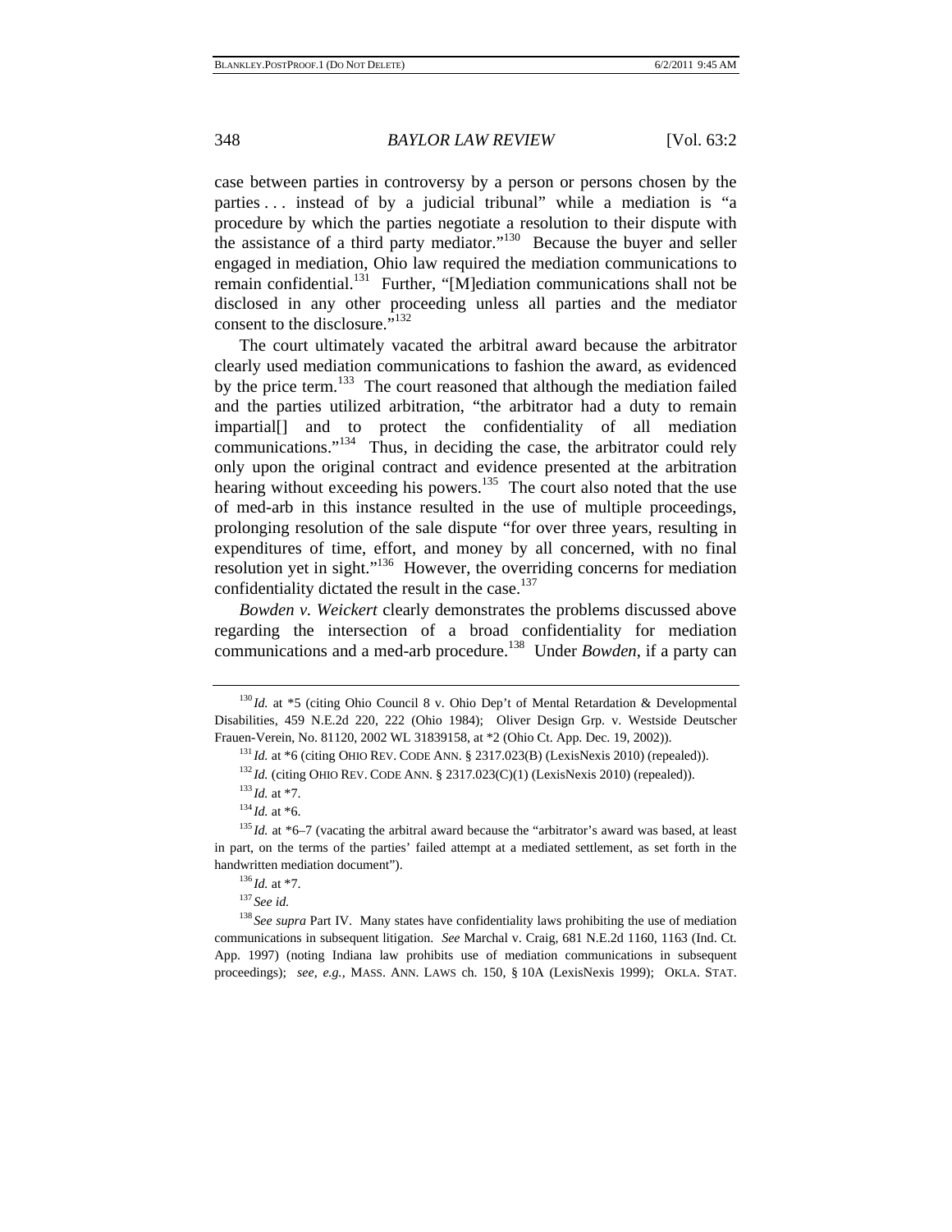case between parties in controversy by a person or persons chosen by the parties . . . instead of by a judicial tribunal" while a mediation is "a procedure by which the parties negotiate a resolution to their dispute with the assistance of a third party mediator."[130] Because the buyer and seller engaged in mediation, Ohio law required the mediation communications to remain confidential.[131] Further, "[M]ediation communications shall not be disclosed in any other proceeding unless all parties and the mediator consent to the disclosure."[132]

The court ultimately vacated the arbitral award because the arbitrator clearly used mediation communications to fashion the award, as evidenced by the price term.[133] The court reasoned that although the mediation failed and the parties utilized arbitration, "the arbitrator had a duty to remain impartial[] and to protect the confidentiality of all mediation communications."[134] Thus, in deciding the case, the arbitrator could rely only upon the original contract and evidence presented at the arbitration hearing without exceeding his powers.[135] The court also noted that the use of med-arb in this instance resulted in the use of multiple proceedings, prolonging resolution of the sale dispute "for over three years, resulting in expenditures of time, effort, and money by all concerned, with no final resolution yet in sight."[136] However, the overriding concerns for mediation confidentiality dictated the result in the case.[137]

*Bowden v. Weickert* clearly demonstrates the problems discussed above regarding the intersection of a broad confidentiality for mediation communications and a med-arb procedure.[138] Under *Bowden*, if a party can

---

[130] *Id.* at *5 (citing Ohio Council 8 v. Ohio Dep't of Mental Retardation & Developmental Disabilities, 459 N.E.2d 220, 222 (Ohio 1984); Oliver Design Grp. v. Westside Deutscher Frauen-Verein, No. 81120, 2002 WL 31839158, at *2 (Ohio Ct. App. Dec. 19, 2002)).

[131] *Id.* at *6 (citing OHIO REV. CODE ANN. § 2317.023(B) (LexisNexis 2010) (repealed)).

[132] *Id.* (citing OHIO REV. CODE ANN. § 2317.023(C)(1) (LexisNexis 2010) (repealed)).

[133] *Id.* at *7.

[134] *Id.* at *6.

[135] *Id.* at *6–7 (vacating the arbitral award because the "arbitrator's award was based, at least in part, on the terms of the parties' failed attempt at a mediated settlement, as set forth in the handwritten mediation document").

[136] *Id.* at *7.

[137] *See id.*

[138] *See supra* Part IV. Many states have confidentiality laws prohibiting the use of mediation communications in subsequent litigation. *See* Marchal v. Craig, 681 N.E.2d 1160, 1163 (Ind. Ct. App. 1997) (noting Indiana law prohibits use of mediation communications in subsequent proceedings); *see, e.g.*, MASS. ANN. LAWS ch. 150, § 10A (LexisNexis 1999); OKLA. STAT.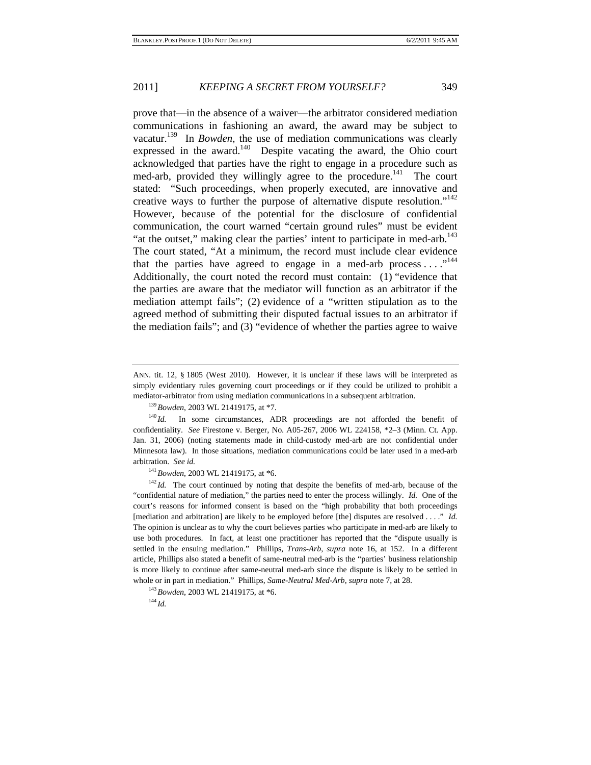prove that—in the absence of a waiver—the arbitrator considered mediation communications in fashioning an award, the award may be subject to vacatur.[139] In *Bowden*, the use of mediation communications was clearly expressed in the award.[140] Despite vacating the award, the Ohio court acknowledged that parties have the right to engage in a procedure such as med-arb, provided they willingly agree to the procedure.[141] The court stated: "Such proceedings, when properly executed, are innovative and creative ways to further the purpose of alternative dispute resolution."[142] However, because of the potential for the disclosure of confidential communication, the court warned "certain ground rules" must be evident "at the outset," making clear the parties' intent to participate in med-arb.[143] The court stated, "At a minimum, the record must include clear evidence that the parties have agreed to engage in a med-arb process . . . ."[144] Additionally, the court noted the record must contain: (1) "evidence that the parties are aware that the mediator will function as an arbitrator if the mediation attempt fails"; (2) evidence of a "written stipulation as to the agreed method of submitting their disputed factual issues to an arbitrator if the mediation fails"; and (3) "evidence of whether the parties agree to waive

---

ANN. tit. 12, § 1805 (West 2010). However, it is unclear if these laws will be interpreted as simply evidentiary rules governing court proceedings or if they could be utilized to prohibit a mediator-arbitrator from using mediation communications in a subsequent arbitration.

[139] *Bowden*, 2003 WL 21419175, at *7.

[140] *Id.* In some circumstances, ADR proceedings are not afforded the benefit of confidentiality. *See* Firestone v. Berger, No. A05-267, 2006 WL 224158, *2–3 (Minn. Ct. App. Jan. 31, 2006) (noting statements made in child-custody med-arb are not confidential under Minnesota law). In those situations, mediation communications could be later used in a med-arb arbitration. *See id.*

[141] *Bowden*, 2003 WL 21419175, at *6.

[142] *Id.* The court continued by noting that despite the benefits of med-arb, because of the "confidential nature of mediation," the parties need to enter the process willingly. *Id.* One of the court's reasons for informed consent is based on the "high probability that both proceedings [mediation and arbitration] are likely to be employed before [the] disputes are resolved . . . ." *Id.* The opinion is unclear as to why the court believes parties who participate in med-arb are likely to use both procedures. In fact, at least one practitioner has reported that the "dispute usually is settled in the ensuing mediation." Phillips, *Trans-Arb*, *supra* note 16, at 152. In a different article, Phillips also stated a benefit of same-neutral med-arb is the "parties' business relationship is more likely to continue after same-neutral med-arb since the dispute is likely to be settled in whole or in part in mediation." Phillips, *Same-Neutral Med-Arb*, *supra* note 7, at 28.

[143] *Bowden*, 2003 WL 21419175, at *6.

[144] *Id.*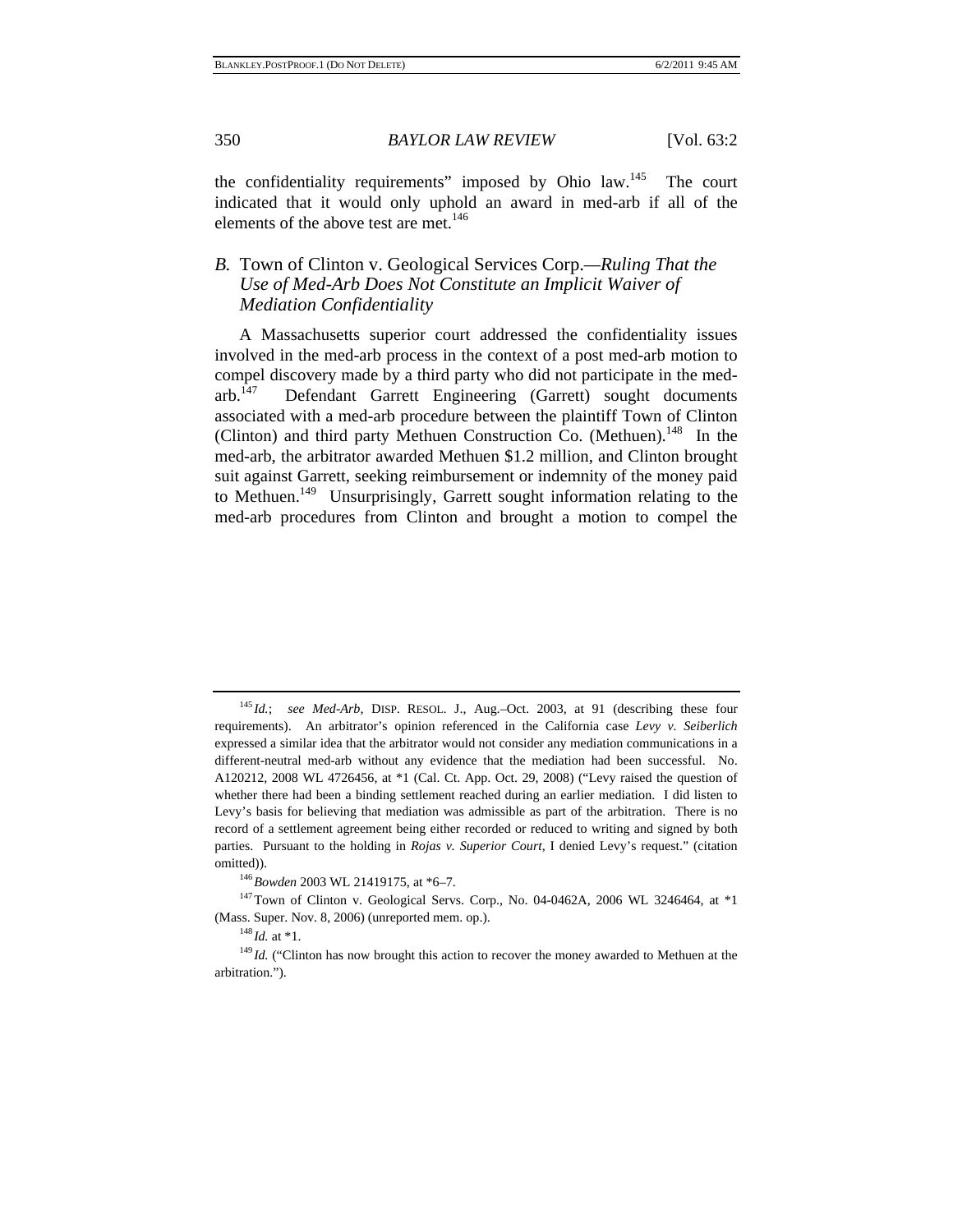the confidentiality requirements" imposed by Ohio law.[145] The court indicated that it would only uphold an award in med-arb if all of the elements of the above test are met.[146]

### *B.* Town of Clinton v. Geological Services Corp.—*Ruling That the Use of Med-Arb Does Not Constitute an Implicit Waiver of Mediation Confidentiality*

A Massachusetts superior court addressed the confidentiality issues involved in the med-arb process in the context of a post med-arb motion to compel discovery made by a third party who did not participate in the med-arb.[147] Defendant Garrett Engineering (Garrett) sought documents associated with a med-arb procedure between the plaintiff Town of Clinton (Clinton) and third party Methuen Construction Co. (Methuen).[148] In the med-arb, the arbitrator awarded Methuen $1.2 million, and Clinton brought suit against Garrett, seeking reimbursement or indemnity of the money paid to Methuen.[149] Unsurprisingly, Garrett sought information relating to the med-arb procedures from Clinton and brought a motion to compel the

---

[145] *Id.*; *see Med-Arb*, DISP. RESOL. J., Aug.–Oct. 2003, at 91 (describing these four requirements). An arbitrator's opinion referenced in the California case *Levy v. Seiberlich* expressed a similar idea that the arbitrator would not consider any mediation communications in a different-neutral med-arb without any evidence that the mediation had been successful. No. A120212, 2008 WL 4726456, at *1 (Cal. Ct. App. Oct. 29, 2008) ("Levy raised the question of whether there had been a binding settlement reached during an earlier mediation. I did listen to Levy's basis for believing that mediation was admissible as part of the arbitration. There is no record of a settlement agreement being either recorded or reduced to writing and signed by both parties. Pursuant to the holding in *Rojas v. Superior Court*, I denied Levy's request." (citation omitted)).

[146] *Bowden* 2003 WL 21419175, at *6–7.

[147] Town of Clinton v. Geological Servs. Corp., No. 04-0462A, 2006 WL 3246464, at *1 (Mass. Super. Nov. 8, 2006) (unreported mem. op.).

[148] *Id.* at *1.

[149] *Id.* ("Clinton has now brought this action to recover the money awarded to Methuen at the arbitration.").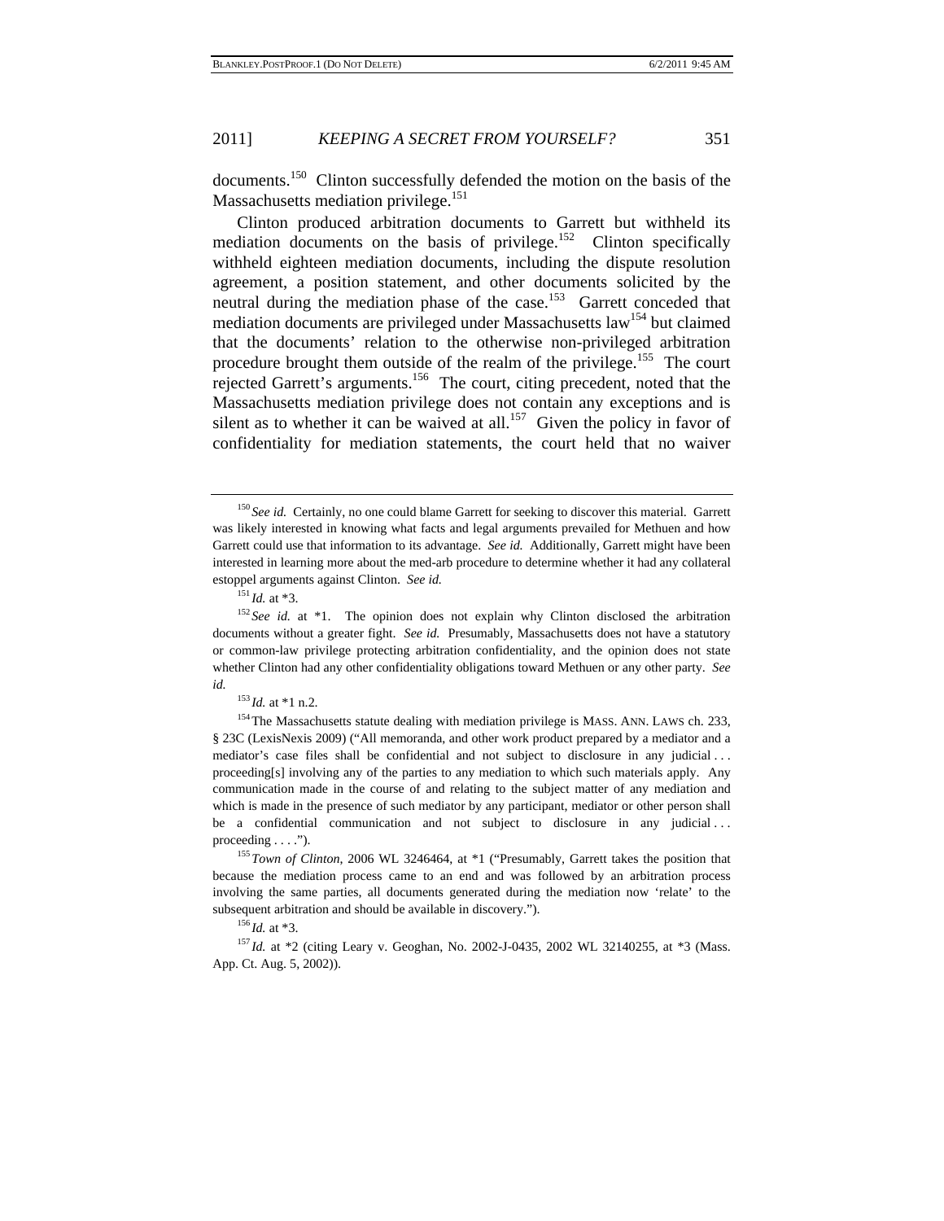documents.[150] Clinton successfully defended the motion on the basis of the Massachusetts mediation privilege.[151]

Clinton produced arbitration documents to Garrett but withheld its mediation documents on the basis of privilege.[152] Clinton specifically withheld eighteen mediation documents, including the dispute resolution agreement, a position statement, and other documents solicited by the neutral during the mediation phase of the case.[153] Garrett conceded that mediation documents are privileged under Massachusetts law[154] but claimed that the documents' relation to the otherwise non-privileged arbitration procedure brought them outside of the realm of the privilege.[155] The court rejected Garrett's arguments.[156] The court, citing precedent, noted that the Massachusetts mediation privilege does not contain any exceptions and is silent as to whether it can be waived at all.[157] Given the policy in favor of confidentiality for mediation statements, the court held that no waiver

---

[150] *See id.* Certainly, no one could blame Garrett for seeking to discover this material. Garrett was likely interested in knowing what facts and legal arguments prevailed for Methuen and how Garrett could use that information to its advantage. *See id.* Additionally, Garrett might have been interested in learning more about the med-arb procedure to determine whether it had any collateral estoppel arguments against Clinton. *See id.*

[151] *Id.* at *3.

[152] *See id.* at *1. The opinion does not explain why Clinton disclosed the arbitration documents without a greater fight. *See id.* Presumably, Massachusetts does not have a statutory or common-law privilege protecting arbitration confidentiality, and the opinion does not state whether Clinton had any other confidentiality obligations toward Methuen or any other party. *See id.*

[153] *Id.* at *1 n.2.

[154] The Massachusetts statute dealing with mediation privilege is MASS. ANN. LAWS ch. 233, § 23C (LexisNexis 2009) ("All memoranda, and other work product prepared by a mediator and a mediator's case files shall be confidential and not subject to disclosure in any judicial . . . proceeding[s] involving any of the parties to any mediation to which such materials apply. Any communication made in the course of and relating to the subject matter of any mediation and which is made in the presence of such mediator by any participant, mediator or other person shall be a confidential communication and not subject to disclosure in any judicial . . . proceeding . . . .").

[155] *Town of Clinton*, 2006 WL 3246464, at *1 ("Presumably, Garrett takes the position that because the mediation process came to an end and was followed by an arbitration process involving the same parties, all documents generated during the mediation now 'relate' to the subsequent arbitration and should be available in discovery.").

[156] *Id.* at *3.

[157] *Id.* at *2 (citing Leary v. Geoghan, No. 2002-J-0435, 2002 WL 32140255, at *3 (Mass. App. Ct. Aug. 5, 2002)).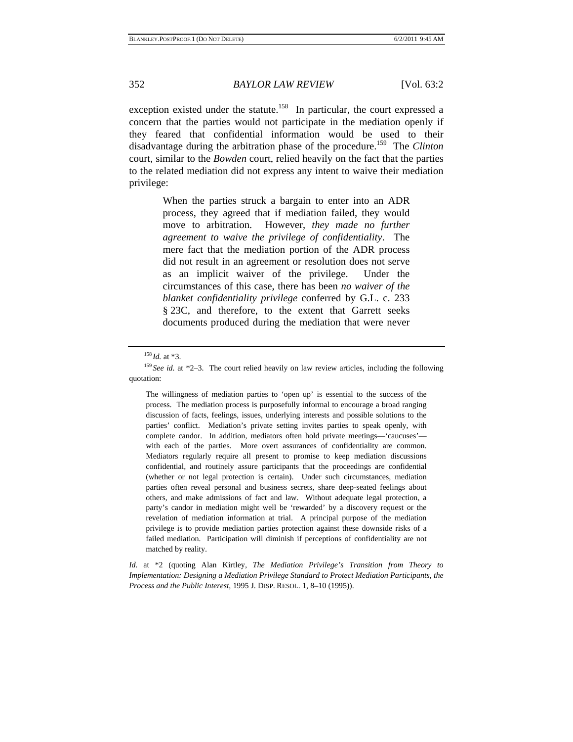exception existed under the statute.[158] In particular, the court expressed a concern that the parties would not participate in the mediation openly if they feared that confidential information would be used to their disadvantage during the arbitration phase of the procedure.[159] The *Clinton* court, similar to the *Bowden* court, relied heavily on the fact that the parties to the related mediation did not express any intent to waive their mediation privilege:

> When the parties struck a bargain to enter into an ADR process, they agreed that if mediation failed, they would move to arbitration. However, *they made no further agreement to waive the privilege of confidentiality*. The mere fact that the mediation portion of the ADR process did not result in an agreement or resolution does not serve as an implicit waiver of the privilege. Under the circumstances of this case, there has been *no waiver of the blanket confidentiality privilege* conferred by G.L. c. 233 § 23C, and therefore, to the extent that Garrett seeks documents produced during the mediation that were never

---

[158] *Id.* at *3.

[159] *See id.* at *2–3. The court relied heavily on law review articles, including the following quotation:

> The willingness of mediation parties to 'open up' is essential to the success of the process. The mediation process is purposefully informal to encourage a broad ranging discussion of facts, feelings, issues, underlying interests and possible solutions to the parties' conflict. Mediation's private setting invites parties to speak openly, with complete candor. In addition, mediators often hold private meetings—'caucuses'—with each of the parties. More overt assurances of confidentiality are common. Mediators regularly require all present to promise to keep mediation discussions confidential, and routinely assure participants that the proceedings are confidential (whether or not legal protection is certain). Under such circumstances, mediation parties often reveal personal and business secrets, share deep-seated feelings about others, and make admissions of fact and law. Without adequate legal protection, a party's candor in mediation might well be 'rewarded' by a discovery request or the revelation of mediation information at trial. A principal purpose of the mediation privilege is to provide mediation parties protection against these downside risks of a failed mediation. Participation will diminish if perceptions of confidentiality are not matched by reality.

*Id.* at *2 (quoting Alan Kirtley, *The Mediation Privilege's Transition from Theory to Implementation: Designing a Mediation Privilege Standard to Protect Mediation Participants, the Process and the Public Interest*, 1995 J. DISP. RESOL. 1, 8–10 (1995)).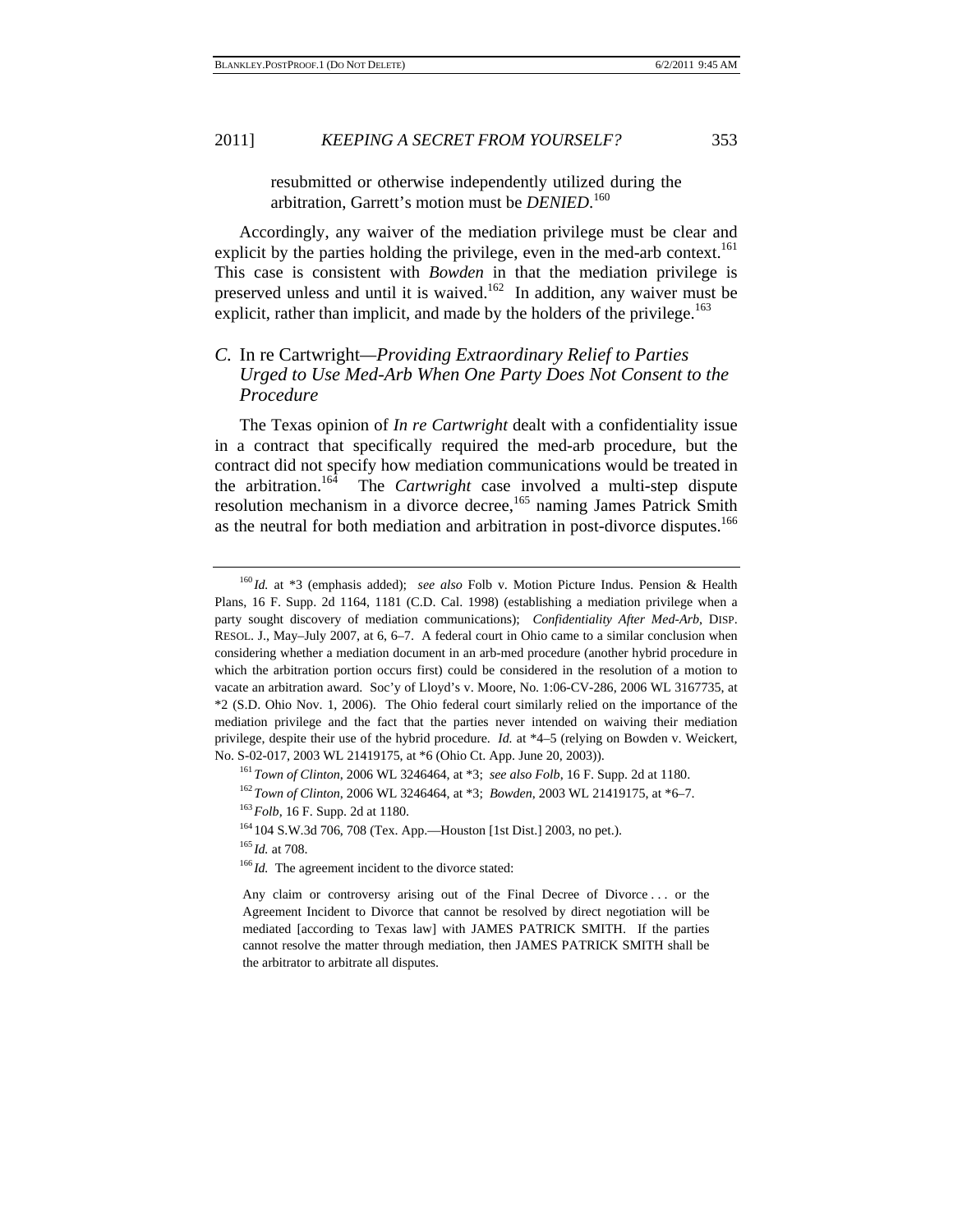resubmitted or otherwise independently utilized during the arbitration, Garrett's motion must be *DENIED*.[160]

Accordingly, any waiver of the mediation privilege must be clear and explicit by the parties holding the privilege, even in the med-arb context.[161] This case is consistent with *Bowden* in that the mediation privilege is preserved unless and until it is waived.[162] In addition, any waiver must be explicit, rather than implicit, and made by the holders of the privilege.[163]

### *C.* In re Cartwright*—Providing Extraordinary Relief to Parties Urged to Use Med-Arb When One Party Does Not Consent to the Procedure*

The Texas opinion of *In re Cartwright* dealt with a confidentiality issue in a contract that specifically required the med-arb procedure, but the contract did not specify how mediation communications would be treated in the arbitration.[164] The *Cartwright* case involved a multi-step dispute resolution mechanism in a divorce decree,[165] naming James Patrick Smith as the neutral for both mediation and arbitration in post-divorce disputes.[166]

---

[160] *Id.* at *3 (emphasis added); *see also* Folb v. Motion Picture Indus. Pension & Health Plans, 16 F. Supp. 2d 1164, 1181 (C.D. Cal. 1998) (establishing a mediation privilege when a party sought discovery of mediation communications); *Confidentiality After Med-Arb*, DISP. RESOL. J., May–July 2007, at 6, 6–7. A federal court in Ohio came to a similar conclusion when considering whether a mediation document in an arb-med procedure (another hybrid procedure in which the arbitration portion occurs first) could be considered in the resolution of a motion to vacate an arbitration award. Soc'y of Lloyd's v. Moore, No. 1:06-CV-286, 2006 WL 3167735, at *2 (S.D. Ohio Nov. 1, 2006). The Ohio federal court similarly relied on the importance of the mediation privilege and the fact that the parties never intended on waiving their mediation privilege, despite their use of the hybrid procedure. *Id.* at *4–5 (relying on Bowden v. Weickert, No. S-02-017, 2003 WL 21419175, at *6 (Ohio Ct. App. June 20, 2003)).

[161] *Town of Clinton*, 2006 WL 3246464, at *3; *see also Folb*, 16 F. Supp. 2d at 1180.

[162] *Town of Clinton*, 2006 WL 3246464, at *3; *Bowden*, 2003 WL 21419175, at *6–7.

[163] *Folb*, 16 F. Supp. 2d at 1180.

[164] 104 S.W.3d 706, 708 (Tex. App.—Houston [1st Dist.] 2003, no pet.).

[165] *Id.* at 708.

[166] *Id.* The agreement incident to the divorce stated:

> Any claim or controversy arising out of the Final Decree of Divorce . . . or the Agreement Incident to Divorce that cannot be resolved by direct negotiation will be mediated [according to Texas law] with JAMES PATRICK SMITH. If the parties cannot resolve the matter through mediation, then JAMES PATRICK SMITH shall be the arbitrator to arbitrate all disputes.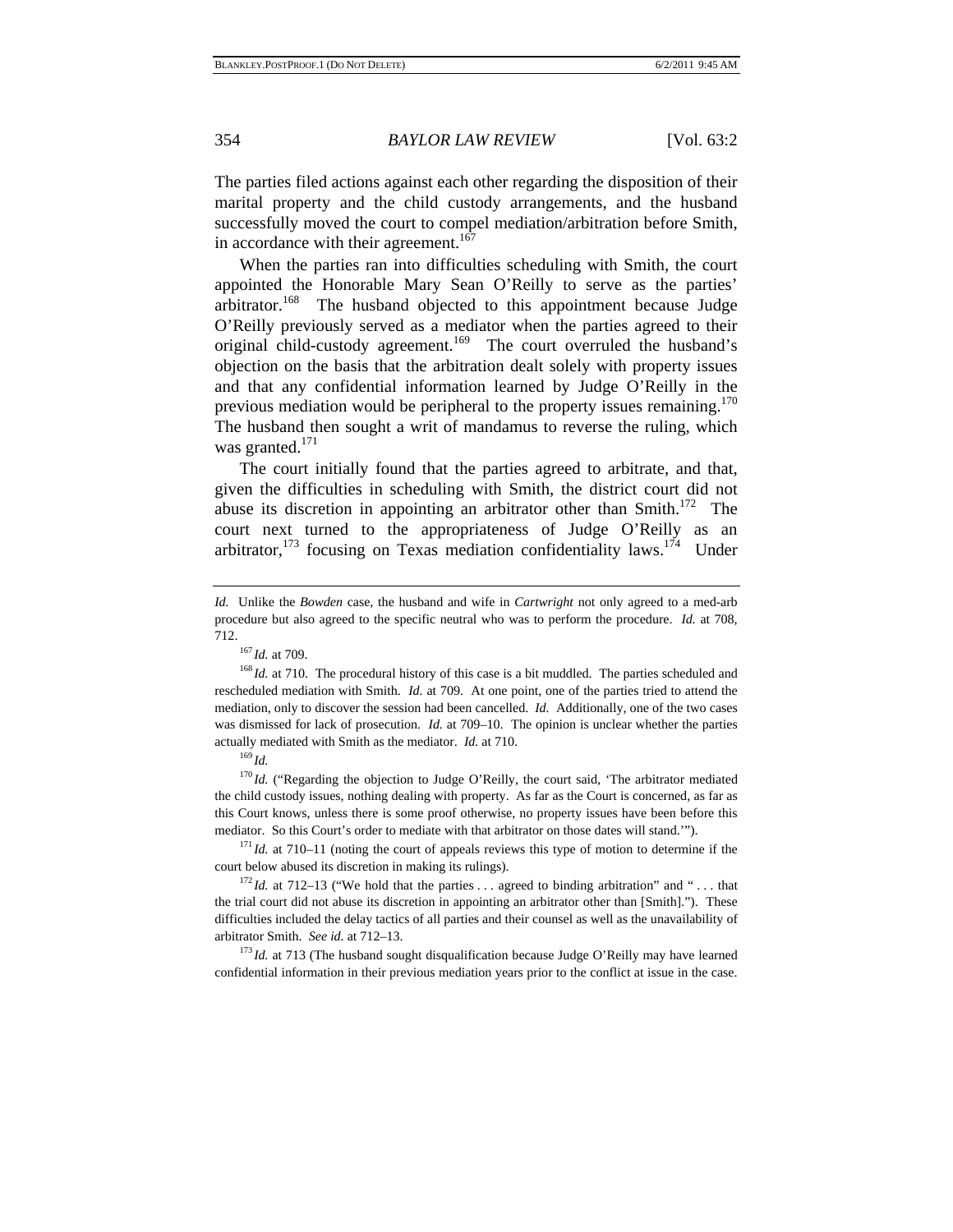The parties filed actions against each other regarding the disposition of their marital property and the child custody arrangements, and the husband successfully moved the court to compel mediation/arbitration before Smith, in accordance with their agreement.[167]

When the parties ran into difficulties scheduling with Smith, the court appointed the Honorable Mary Sean O'Reilly to serve as the parties' arbitrator.[168] The husband objected to this appointment because Judge O'Reilly previously served as a mediator when the parties agreed to their original child-custody agreement.[169] The court overruled the husband's objection on the basis that the arbitration dealt solely with property issues and that any confidential information learned by Judge O'Reilly in the previous mediation would be peripheral to the property issues remaining.[170] The husband then sought a writ of mandamus to reverse the ruling, which was granted.[171]

The court initially found that the parties agreed to arbitrate, and that, given the difficulties in scheduling with Smith, the district court did not abuse its discretion in appointing an arbitrator other than Smith.[172] The court next turned to the appropriateness of Judge O'Reilly as an arbitrator,[173] focusing on Texas mediation confidentiality laws.[174] Under

---

*Id.* Unlike the *Bowden* case, the husband and wife in *Cartwright* not only agreed to a med-arb procedure but also agreed to the specific neutral who was to perform the procedure. *Id.* at 708, 712.

[167] *Id.* at 709.

[168] *Id.* at 710. The procedural history of this case is a bit muddled. The parties scheduled and rescheduled mediation with Smith. *Id.* at 709. At one point, one of the parties tried to attend the mediation, only to discover the session had been cancelled. *Id.* Additionally, one of the two cases was dismissed for lack of prosecution. *Id.* at 709–10. The opinion is unclear whether the parties actually mediated with Smith as the mediator. *Id.* at 710.

[169] *Id.*

[170] *Id.* ("Regarding the objection to Judge O'Reilly, the court said, 'The arbitrator mediated the child custody issues, nothing dealing with property. As far as the Court is concerned, as far as this Court knows, unless there is some proof otherwise, no property issues have been before this mediator. So this Court's order to mediate with that arbitrator on those dates will stand.'").

[171] *Id.* at 710–11 (noting the court of appeals reviews this type of motion to determine if the court below abused its discretion in making its rulings).

[172] *Id.* at 712–13 ("We hold that the parties . . . agreed to binding arbitration" and " . . . that the trial court did not abuse its discretion in appointing an arbitrator other than [Smith]."). These difficulties included the delay tactics of all parties and their counsel as well as the unavailability of arbitrator Smith. *See id.* at 712–13.

[173] *Id.* at 713 (The husband sought disqualification because Judge O'Reilly may have learned confidential information in their previous mediation years prior to the conflict at issue in the case.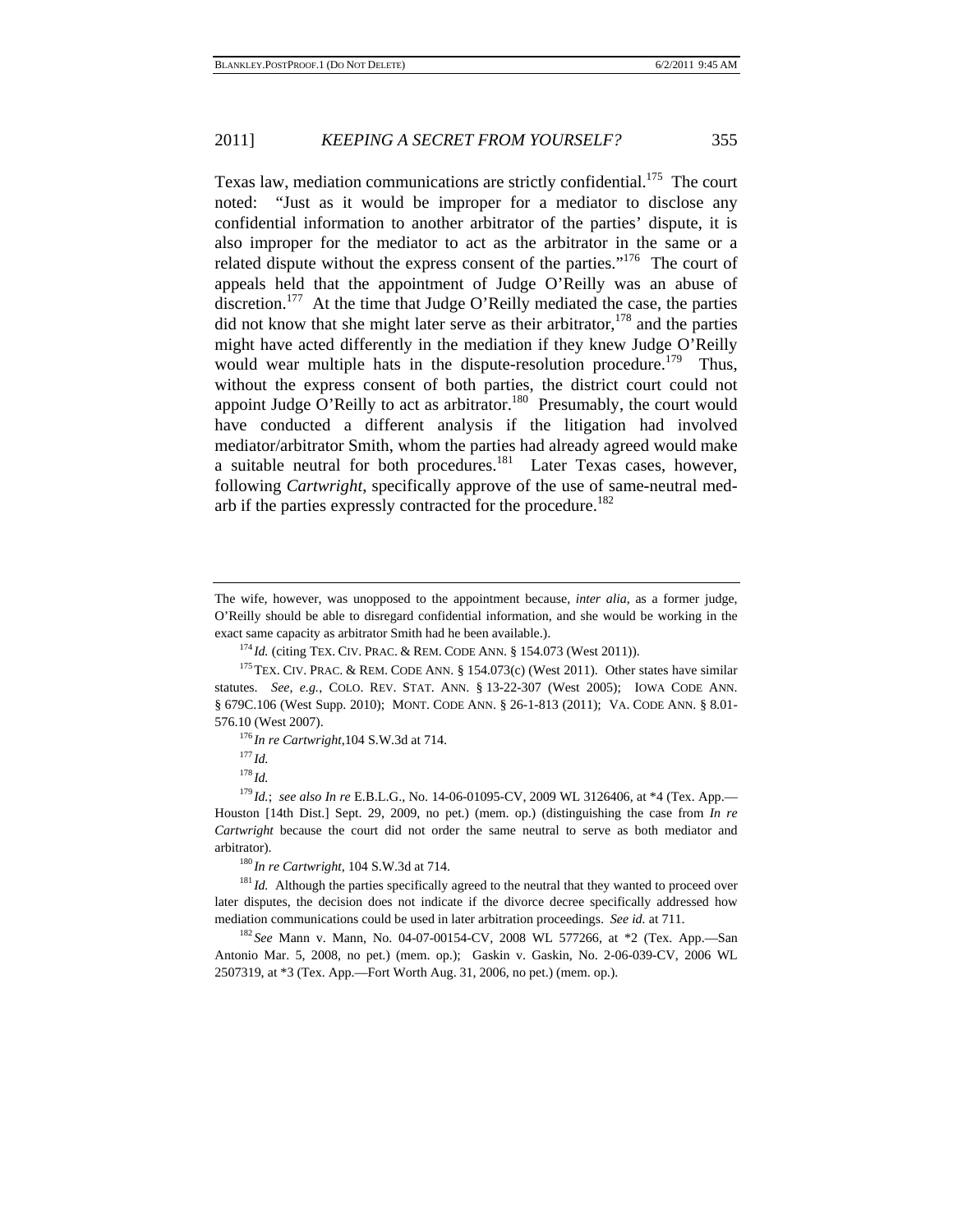Texas law, mediation communications are strictly confidential.[175] The court noted: "Just as it would be improper for a mediator to disclose any confidential information to another arbitrator of the parties' dispute, it is also improper for the mediator to act as the arbitrator in the same or a related dispute without the express consent of the parties."[176] The court of appeals held that the appointment of Judge O'Reilly was an abuse of discretion.[177] At the time that Judge O'Reilly mediated the case, the parties did not know that she might later serve as their arbitrator,[178] and the parties might have acted differently in the mediation if they knew Judge O'Reilly would wear multiple hats in the dispute-resolution procedure.[179] Thus, without the express consent of both parties, the district court could not appoint Judge O'Reilly to act as arbitrator.[180] Presumably, the court would have conducted a different analysis if the litigation had involved mediator/arbitrator Smith, whom the parties had already agreed would make a suitable neutral for both procedures.[181] Later Texas cases, however, following *Cartwright*, specifically approve of the use of same-neutral med-arb if the parties expressly contracted for the procedure.[182]

---

The wife, however, was unopposed to the appointment because, *inter alia*, as a former judge, O'Reilly should be able to disregard confidential information, and she would be working in the exact same capacity as arbitrator Smith had he been available.).

[174] *Id.* (citing TEX. CIV. PRAC. & REM. CODE ANN. § 154.073 (West 2011)).

[175] TEX. CIV. PRAC. & REM. CODE ANN. § 154.073(c) (West 2011). Other states have similar statutes. *See, e.g.*, COLO. REV. STAT. ANN. § 13-22-307 (West 2005); IOWA CODE ANN. § 679C.106 (West Supp. 2010); MONT. CODE ANN. § 26-1-813 (2011); VA. CODE ANN. § 8.01-576.10 (West 2007).

[176] *In re Cartwright*,104 S.W.3d at 714.

[177] *Id.*

[178] *Id.*

[179] *Id.*; *see also In re* E.B.L.G., No. 14-06-01095-CV, 2009 WL 3126406, at *4 (Tex. App.—Houston [14th Dist.] Sept. 29, 2009, no pet.) (mem. op.) (distinguishing the case from *In re Cartwright* because the court did not order the same neutral to serve as both mediator and arbitrator).

[180] *In re Cartwright*, 104 S.W.3d at 714.

[181] *Id.* Although the parties specifically agreed to the neutral that they wanted to proceed over later disputes, the decision does not indicate if the divorce decree specifically addressed how mediation communications could be used in later arbitration proceedings. *See id.* at 711.

[182] *See* Mann v. Mann, No. 04-07-00154-CV, 2008 WL 577266, at *2 (Tex. App.—San Antonio Mar. 5, 2008, no pet.) (mem. op.); Gaskin v. Gaskin, No. 2-06-039-CV, 2006 WL 2507319, at *3 (Tex. App.—Fort Worth Aug. 31, 2006, no pet.) (mem. op.).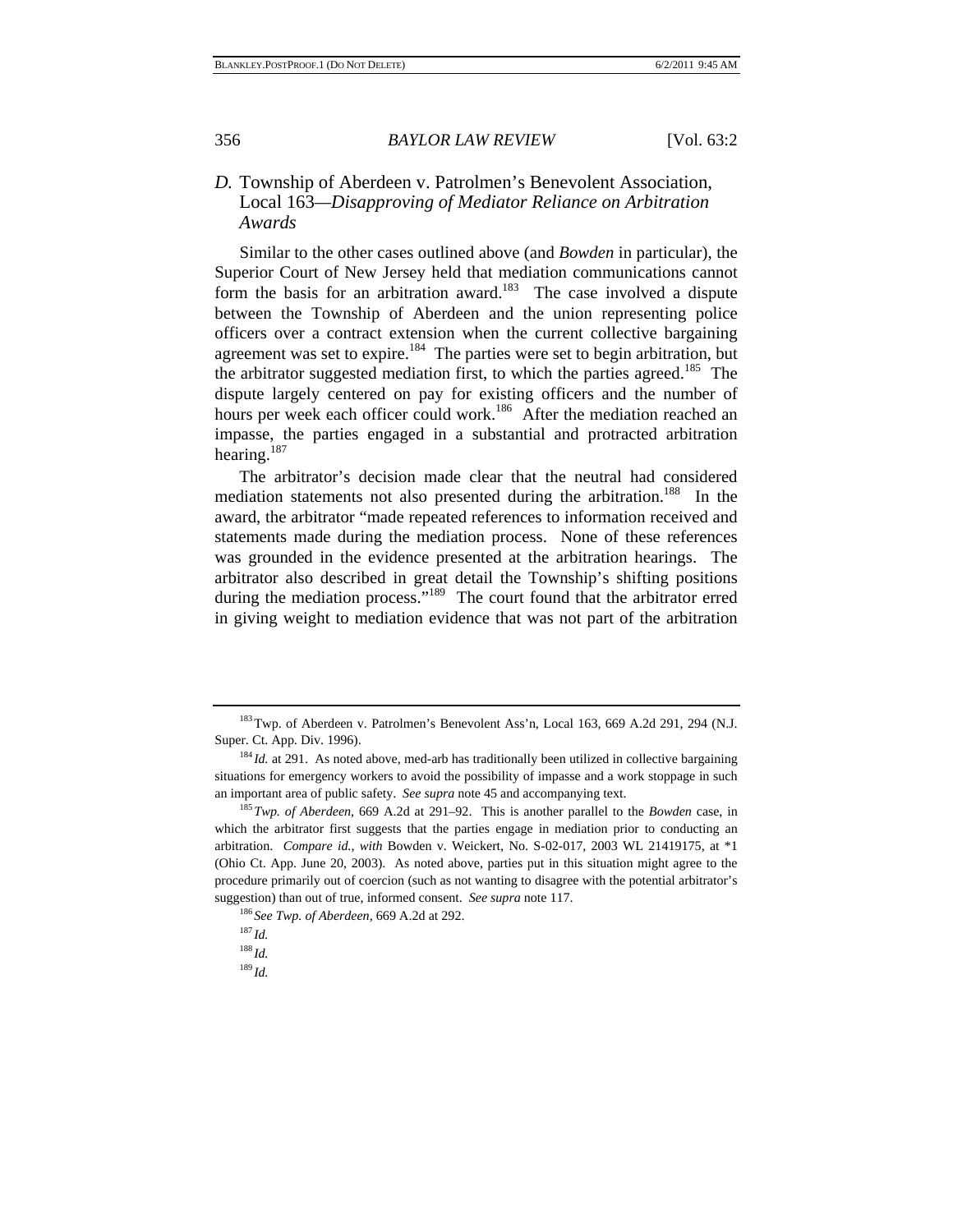### *D.* Township of Aberdeen v. Patrolmen's Benevolent Association, Local 163—*Disapproving of Mediator Reliance on Arbitration Awards*

Similar to the other cases outlined above (and *Bowden* in particular), the Superior Court of New Jersey held that mediation communications cannot form the basis for an arbitration award.[183] The case involved a dispute between the Township of Aberdeen and the union representing police officers over a contract extension when the current collective bargaining agreement was set to expire.[184] The parties were set to begin arbitration, but the arbitrator suggested mediation first, to which the parties agreed.[185] The dispute largely centered on pay for existing officers and the number of hours per week each officer could work.[186] After the mediation reached an impasse, the parties engaged in a substantial and protracted arbitration hearing.[187]

The arbitrator's decision made clear that the neutral had considered mediation statements not also presented during the arbitration.[188] In the award, the arbitrator "made repeated references to information received and statements made during the mediation process. None of these references was grounded in the evidence presented at the arbitration hearings. The arbitrator also described in great detail the Township's shifting positions during the mediation process."[189] The court found that the arbitrator erred in giving weight to mediation evidence that was not part of the arbitration

---

[183] Twp. of Aberdeen v. Patrolmen's Benevolent Ass'n, Local 163, 669 A.2d 291, 294 (N.J. Super. Ct. App. Div. 1996).

[184] *Id.* at 291. As noted above, med-arb has traditionally been utilized in collective bargaining situations for emergency workers to avoid the possibility of impasse and a work stoppage in such an important area of public safety. *See supra* note 45 and accompanying text.

[185] *Twp. of Aberdeen*, 669 A.2d at 291–92. This is another parallel to the *Bowden* case, in which the arbitrator first suggests that the parties engage in mediation prior to conducting an arbitration. *Compare id.*, *with* Bowden v. Weickert, No. S-02-017, 2003 WL 21419175, at *1 (Ohio Ct. App. June 20, 2003). As noted above, parties put in this situation might agree to the procedure primarily out of coercion (such as not wanting to disagree with the potential arbitrator's suggestion) than out of true, informed consent. *See supra* note 117.

[186] *See Twp. of Aberdeen*, 669 A.2d at 292.

[187] *Id.*

[188] *Id.*

[189] *Id.*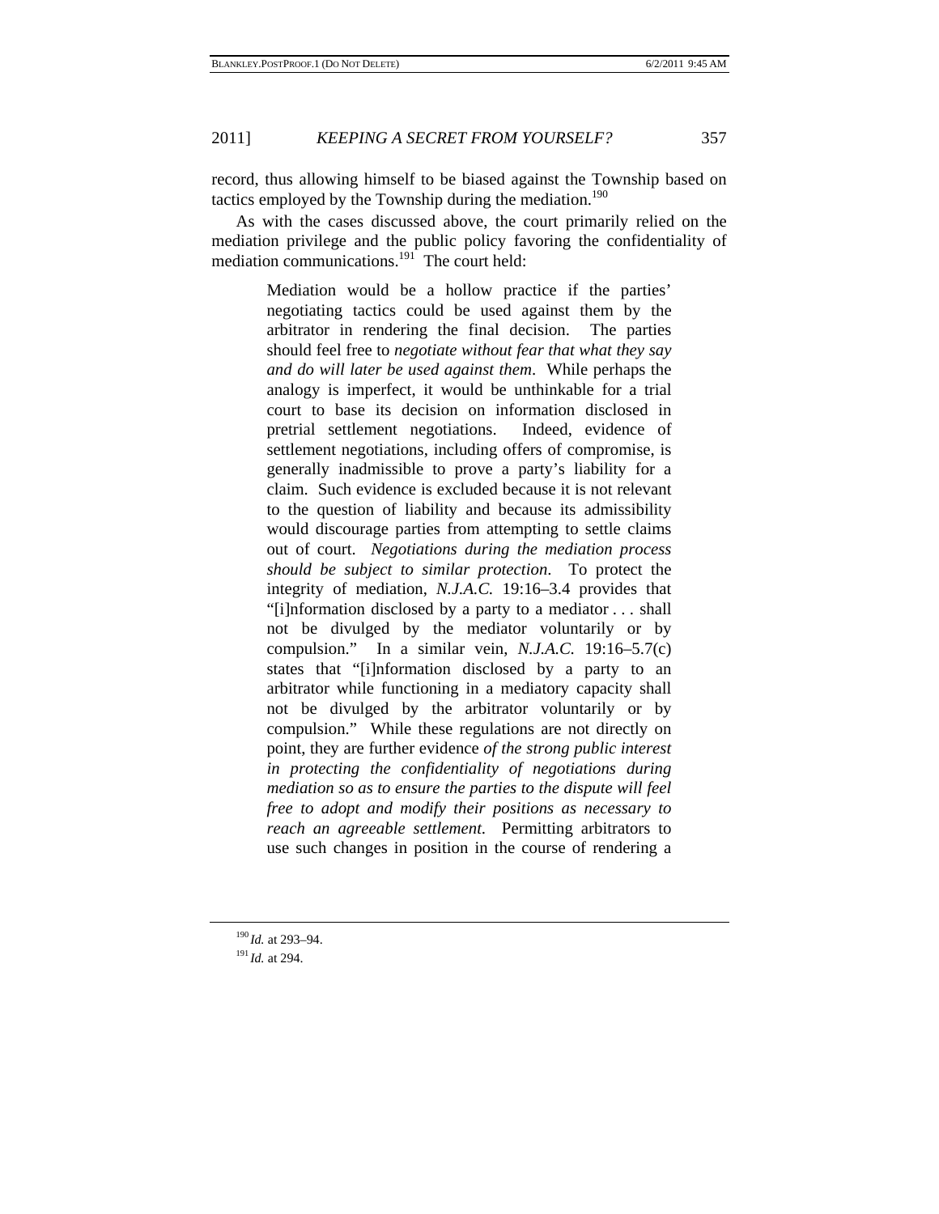record, thus allowing himself to be biased against the Township based on tactics employed by the Township during the mediation.[190]

As with the cases discussed above, the court primarily relied on the mediation privilege and the public policy favoring the confidentiality of mediation communications.[191] The court held:

> Mediation would be a hollow practice if the parties' negotiating tactics could be used against them by the arbitrator in rendering the final decision. The parties should feel free to *negotiate without fear that what they say and do will later be used against them*. While perhaps the analogy is imperfect, it would be unthinkable for a trial court to base its decision on information disclosed in pretrial settlement negotiations. Indeed, evidence of settlement negotiations, including offers of compromise, is generally inadmissible to prove a party's liability for a claim. Such evidence is excluded because it is not relevant to the question of liability and because its admissibility would discourage parties from attempting to settle claims out of court. *Negotiations during the mediation process should be subject to similar protection*. To protect the integrity of mediation, *N.J.A.C.* 19:16–3.4 provides that "[i]nformation disclosed by a party to a mediator . . . shall not be divulged by the mediator voluntarily or by compulsion." In a similar vein, *N.J.A.C.* 19:16–5.7(c) states that "[i]nformation disclosed by a party to an arbitrator while functioning in a mediatory capacity shall not be divulged by the arbitrator voluntarily or by compulsion." While these regulations are not directly on point, they are further evidence *of the strong public interest in protecting the confidentiality of negotiations during mediation so as to ensure the parties to the dispute will feel free to adopt and modify their positions as necessary to reach an agreeable settlement*. Permitting arbitrators to use such changes in position in the course of rendering a

---

[190] *Id.* at 293–94.

[191] *Id.* at 294.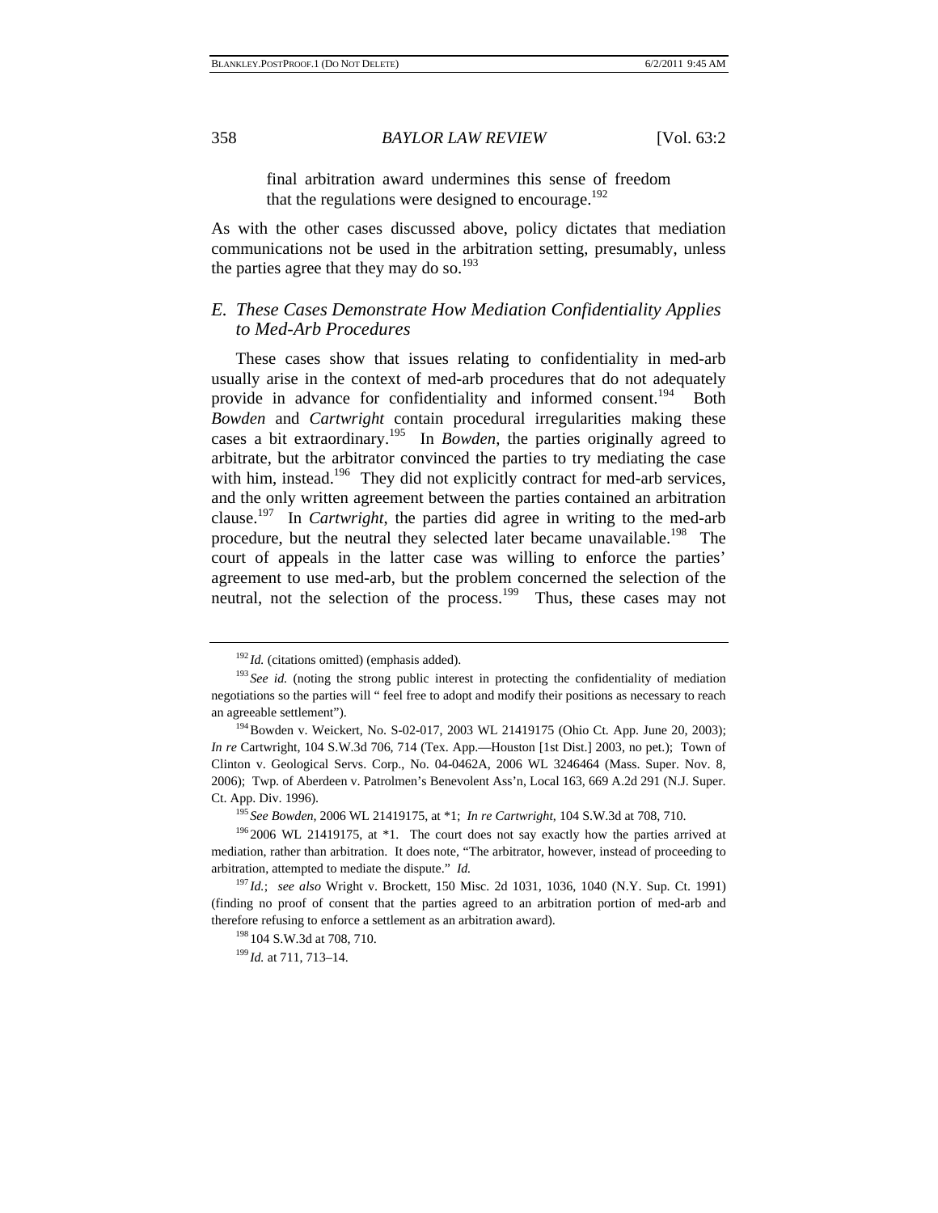final arbitration award undermines this sense of freedom that the regulations were designed to encourage.[192]

As with the other cases discussed above, policy dictates that mediation communications not be used in the arbitration setting, presumably, unless the parties agree that they may do so.[193]

### *E. These Cases Demonstrate How Mediation Confidentiality Applies to Med-Arb Procedures*

These cases show that issues relating to confidentiality in med-arb usually arise in the context of med-arb procedures that do not adequately provide in advance for confidentiality and informed consent.[194] Both *Bowden* and *Cartwright* contain procedural irregularities making these cases a bit extraordinary.[195] In *Bowden*, the parties originally agreed to arbitrate, but the arbitrator convinced the parties to try mediating the case with him, instead.[196] They did not explicitly contract for med-arb services, and the only written agreement between the parties contained an arbitration clause.[197] In *Cartwright*, the parties did agree in writing to the med-arb procedure, but the neutral they selected later became unavailable.[198] The court of appeals in the latter case was willing to enforce the parties' agreement to use med-arb, but the problem concerned the selection of the neutral, not the selection of the process.[199] Thus, these cases may not

---

[192] *Id.* (citations omitted) (emphasis added).

[193] *See id.* (noting the strong public interest in protecting the confidentiality of mediation negotiations so the parties will " feel free to adopt and modify their positions as necessary to reach an agreeable settlement").

[194] Bowden v. Weickert, No. S-02-017, 2003 WL 21419175 (Ohio Ct. App. June 20, 2003); *In re* Cartwright, 104 S.W.3d 706, 714 (Tex. App.—Houston [1st Dist.] 2003, no pet.); Town of Clinton v. Geological Servs. Corp., No. 04-0462A, 2006 WL 3246464 (Mass. Super. Nov. 8, 2006); Twp. of Aberdeen v. Patrolmen's Benevolent Ass'n, Local 163, 669 A.2d 291 (N.J. Super. Ct. App. Div. 1996).

[195] *See Bowden*, 2006 WL 21419175, at *1; *In re Cartwright*, 104 S.W.3d at 708, 710.

[196] 2006 WL 21419175, at *1. The court does not say exactly how the parties arrived at mediation, rather than arbitration. It does note, "The arbitrator, however, instead of proceeding to arbitration, attempted to mediate the dispute." *Id.*

[197] *Id.*; *see also* Wright v. Brockett, 150 Misc. 2d 1031, 1036, 1040 (N.Y. Sup. Ct. 1991) (finding no proof of consent that the parties agreed to an arbitration portion of med-arb and therefore refusing to enforce a settlement as an arbitration award).

[198] 104 S.W.3d at 708, 710.

[199] *Id.* at 711, 713–14.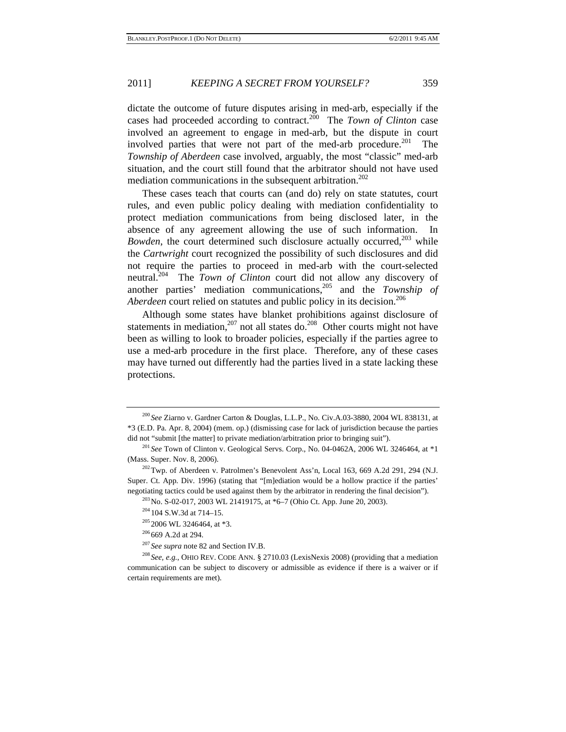dictate the outcome of future disputes arising in med-arb, especially if the cases had proceeded according to contract.[200] The *Town of Clinton* case involved an agreement to engage in med-arb, but the dispute in court involved parties that were not part of the med-arb procedure.[201] The *Township of Aberdeen* case involved, arguably, the most "classic" med-arb situation, and the court still found that the arbitrator should not have used mediation communications in the subsequent arbitration.[202]

These cases teach that courts can (and do) rely on state statutes, court rules, and even public policy dealing with mediation confidentiality to protect mediation communications from being disclosed later, in the absence of any agreement allowing the use of such information. In *Bowden*, the court determined such disclosure actually occurred,[203] while the *Cartwright* court recognized the possibility of such disclosures and did not require the parties to proceed in med-arb with the court-selected neutral.[204] The *Town of Clinton* court did not allow any discovery of another parties' mediation communications,[205] and the *Township of Aberdeen* court relied on statutes and public policy in its decision.[206]

Although some states have blanket prohibitions against disclosure of statements in mediation,[207] not all states do.[208] Other courts might not have been as willing to look to broader policies, especially if the parties agree to use a med-arb procedure in the first place. Therefore, any of these cases may have turned out differently had the parties lived in a state lacking these protections.

---

[200] *See* Ziarno v. Gardner Carton & Douglas, L.L.P., No. Civ.A.03-3880, 2004 WL 838131, at *3 (E.D. Pa. Apr. 8, 2004) (mem. op.) (dismissing case for lack of jurisdiction because the parties did not "submit [the matter] to private mediation/arbitration prior to bringing suit").

[201] *See* Town of Clinton v. Geological Servs. Corp., No. 04-0462A, 2006 WL 3246464, at *1 (Mass. Super. Nov. 8, 2006).

[202] Twp. of Aberdeen v. Patrolmen's Benevolent Ass'n, Local 163, 669 A.2d 291, 294 (N.J. Super. Ct. App. Div. 1996) (stating that "[m]ediation would be a hollow practice if the parties' negotiating tactics could be used against them by the arbitrator in rendering the final decision").

[203] No. S-02-017, 2003 WL 21419175, at *6–7 (Ohio Ct. App. June 20, 2003).

[204] 104 S.W.3d at 714–15.

[205] 2006 WL 3246464, at *3.

[206] 669 A.2d at 294.

[207] *See supra* note 82 and Section IV.B.

[208] *See, e.g.*, OHIO REV. CODE ANN. § 2710.03 (LexisNexis 2008) (providing that a mediation communication can be subject to discovery or admissible as evidence if there is a waiver or if certain requirements are met).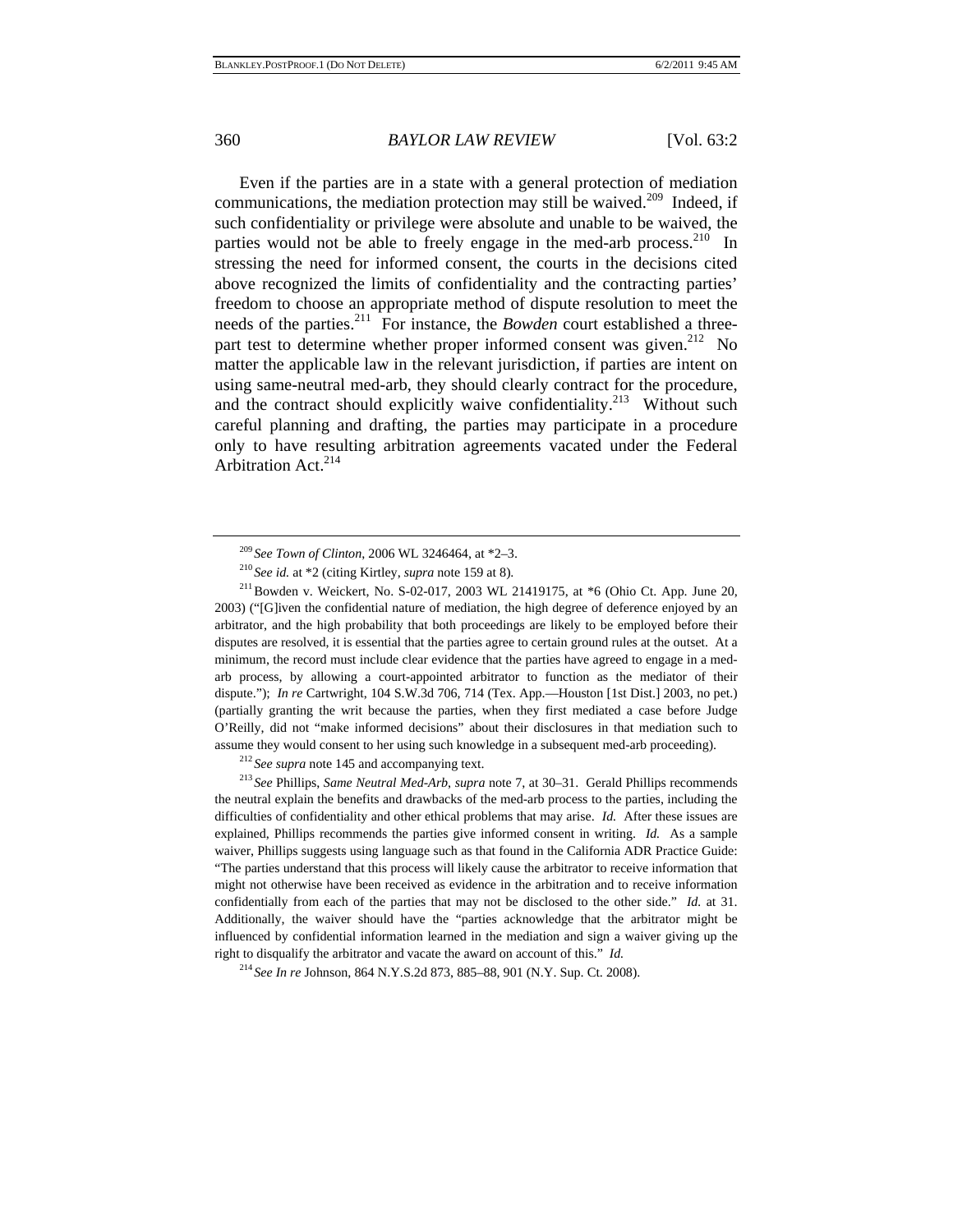Even if the parties are in a state with a general protection of mediation communications, the mediation protection may still be waived.[209] Indeed, if such confidentiality or privilege were absolute and unable to be waived, the parties would not be able to freely engage in the med-arb process.[210] In stressing the need for informed consent, the courts in the decisions cited above recognized the limits of confidentiality and the contracting parties' freedom to choose an appropriate method of dispute resolution to meet the needs of the parties.[211] For instance, the *Bowden* court established a three-part test to determine whether proper informed consent was given.[212] No matter the applicable law in the relevant jurisdiction, if parties are intent on using same-neutral med-arb, they should clearly contract for the procedure, and the contract should explicitly waive confidentiality.[213] Without such careful planning and drafting, the parties may participate in a procedure only to have resulting arbitration agreements vacated under the Federal Arbitration Act.[214]

---

[209] *See Town of Clinton*, 2006 WL 3246464, at *2–3.

[210] *See id.* at *2 (citing Kirtley, *supra* note 159 at 8).

[211] Bowden v. Weickert, No. S-02-017, 2003 WL 21419175, at *6 (Ohio Ct. App. June 20, 2003) ("[G]iven the confidential nature of mediation, the high degree of deference enjoyed by an arbitrator, and the high probability that both proceedings are likely to be employed before their disputes are resolved, it is essential that the parties agree to certain ground rules at the outset. At a minimum, the record must include clear evidence that the parties have agreed to engage in a med-arb process, by allowing a court-appointed arbitrator to function as the mediator of their dispute."); *In re* Cartwright, 104 S.W.3d 706, 714 (Tex. App.—Houston [1st Dist.] 2003, no pet.) (partially granting the writ because the parties, when they first mediated a case before Judge O'Reilly, did not "make informed decisions" about their disclosures in that mediation such to assume they would consent to her using such knowledge in a subsequent med-arb proceeding).

[212] *See supra* note 145 and accompanying text.

[213] *See* Phillips, *Same Neutral Med-Arb*, *supra* note 7, at 30–31. Gerald Phillips recommends the neutral explain the benefits and drawbacks of the med-arb process to the parties, including the difficulties of confidentiality and other ethical problems that may arise. *Id.* After these issues are explained, Phillips recommends the parties give informed consent in writing. *Id.* As a sample waiver, Phillips suggests using language such as that found in the California ADR Practice Guide: "The parties understand that this process will likely cause the arbitrator to receive information that might not otherwise have been received as evidence in the arbitration and to receive information confidentially from each of the parties that may not be disclosed to the other side." *Id.* at 31. Additionally, the waiver should have the "parties acknowledge that the arbitrator might be influenced by confidential information learned in the mediation and sign a waiver giving up the right to disqualify the arbitrator and vacate the award on account of this." *Id.*

[214] *See In re* Johnson, 864 N.Y.S.2d 873, 885–88, 901 (N.Y. Sup. Ct. 2008).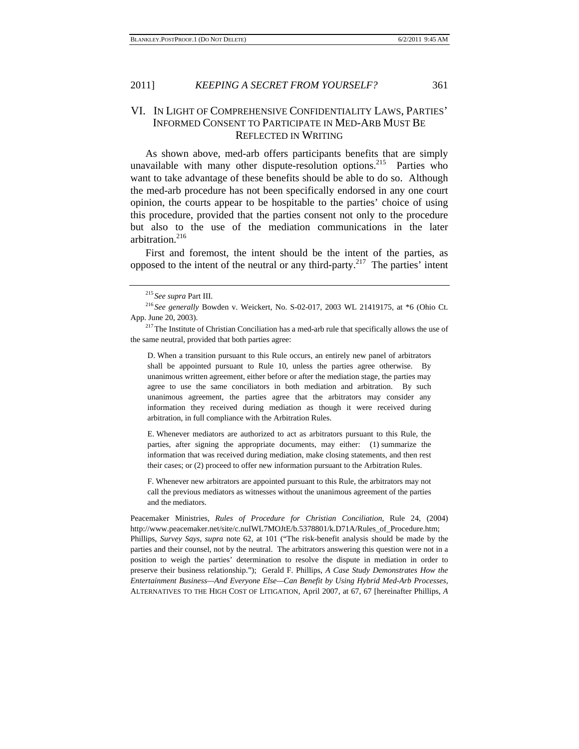## VI. IN LIGHT OF COMPREHENSIVE CONFIDENTIALITY LAWS, PARTIES' INFORMED CONSENT TO PARTICIPATE IN MED-ARB MUST BE REFLECTED IN WRITING

As shown above, med-arb offers participants benefits that are simply unavailable with many other dispute-resolution options.[215] Parties who want to take advantage of these benefits should be able to do so. Although the med-arb procedure has not been specifically endorsed in any one court opinion, the courts appear to be hospitable to the parties' choice of using this procedure, provided that the parties consent not only to the procedure but also to the use of the mediation communications in the later arbitration.[216]

First and foremost, the intent should be the intent of the parties, as opposed to the intent of the neutral or any third-party.[217] The parties' intent

---

[215] *See supra* Part III.

[216] *See generally* Bowden v. Weickert, No. S-02-017, 2003 WL 21419175, at *6 (Ohio Ct. App. June 20, 2003).

[217] The Institute of Christian Conciliation has a med-arb rule that specifically allows the use of the same neutral, provided that both parties agree:

> D. When a transition pursuant to this Rule occurs, an entirely new panel of arbitrators shall be appointed pursuant to Rule 10, unless the parties agree otherwise. By unanimous written agreement, either before or after the mediation stage, the parties may agree to use the same conciliators in both mediation and arbitration. By such unanimous agreement, the parties agree that the arbitrators may consider any information they received during mediation as though it were received during arbitration, in full compliance with the Arbitration Rules.
>
> E. Whenever mediators are authorized to act as arbitrators pursuant to this Rule, the parties, after signing the appropriate documents, may either: (1) summarize the information that was received during mediation, make closing statements, and then rest their cases; or (2) proceed to offer new information pursuant to the Arbitration Rules.
>
> F. Whenever new arbitrators are appointed pursuant to this Rule, the arbitrators may not call the previous mediators as witnesses without the unanimous agreement of the parties and the mediators.

Peacemaker Ministries, *Rules of Procedure for Christian Conciliation*, Rule 24, (2004) http://www.peacemaker.net/site/c.nuIWL7MOJtE/b.5378801/k.D71A/Rules_of_Procedure.htm; Phillips, *Survey Says*, *supra* note 62, at 101 ("The risk-benefit analysis should be made by the parties and their counsel, not by the neutral. The arbitrators answering this question were not in a position to weigh the parties' determination to resolve the dispute in mediation in order to preserve their business relationship."); Gerald F. Phillips, *A Case Study Demonstrates How the Entertainment Business—And Everyone Else—Can Benefit by Using Hybrid Med-Arb Processes*, ALTERNATIVES TO THE HIGH COST OF LITIGATION, April 2007, at 67, 67 [hereinafter Phillips, *A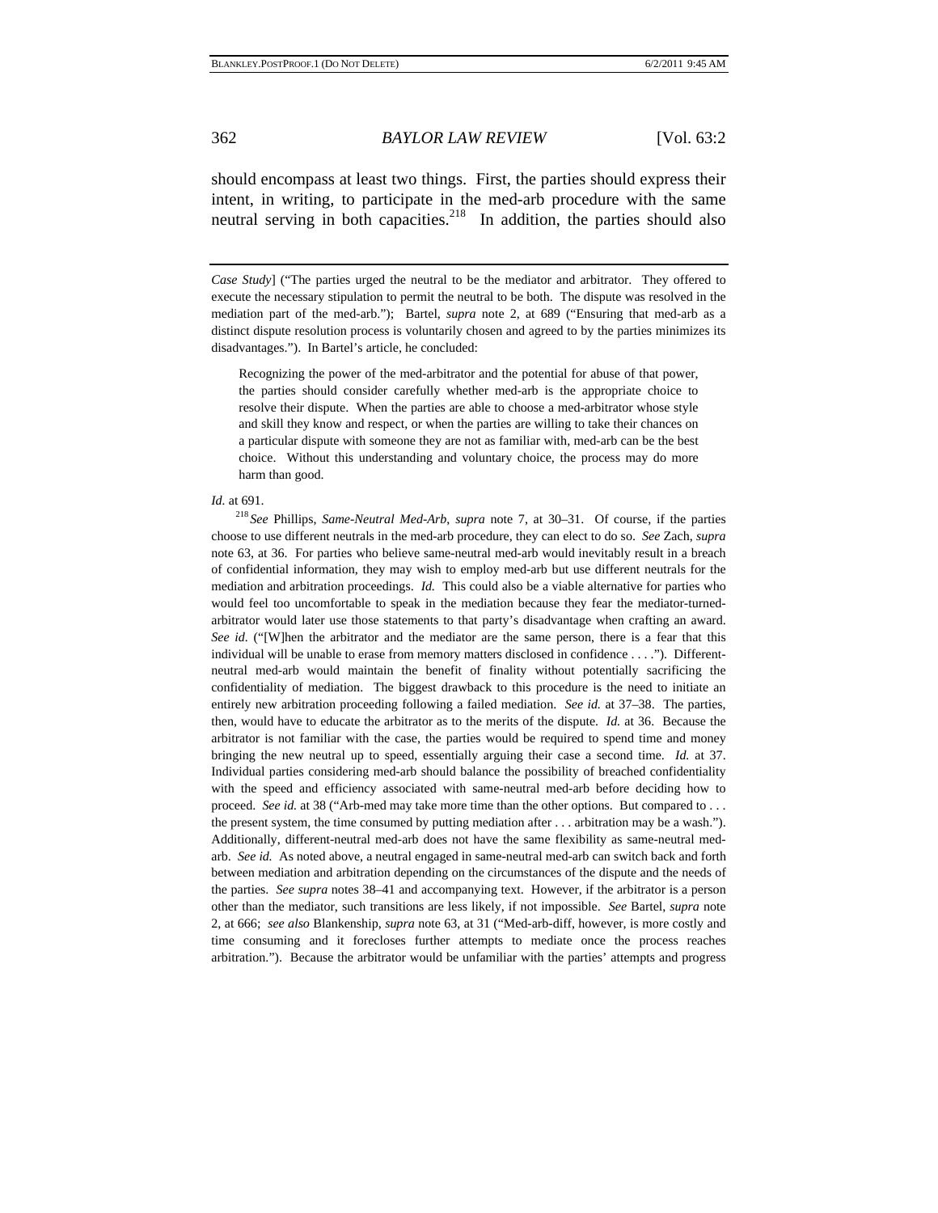should encompass at least two things. First, the parties should express their intent, in writing, to participate in the med-arb procedure with the same neutral serving in both capacities.[218] In addition, the parties should also

---

*Case Study*] ("The parties urged the neutral to be the mediator and arbitrator. They offered to execute the necessary stipulation to permit the neutral to be both. The dispute was resolved in the mediation part of the med-arb."); Bartel, *supra* note 2, at 689 ("Ensuring that med-arb as a distinct dispute resolution process is voluntarily chosen and agreed to by the parties minimizes its disadvantages."). In Bartel's article, he concluded:

> Recognizing the power of the med-arbitrator and the potential for abuse of that power, the parties should consider carefully whether med-arb is the appropriate choice to resolve their dispute. When the parties are able to choose a med-arbitrator whose style and skill they know and respect, or when the parties are willing to take their chances on a particular dispute with someone they are not as familiar with, med-arb can be the best choice. Without this understanding and voluntary choice, the process may do more harm than good.

*Id.* at 691.

[218] *See* Phillips, *Same-Neutral Med-Arb*, *supra* note 7, at 30–31. Of course, if the parties choose to use different neutrals in the med-arb procedure, they can elect to do so. *See* Zach, *supra* note 63, at 36. For parties who believe same-neutral med-arb would inevitably result in a breach of confidential information, they may wish to employ med-arb but use different neutrals for the mediation and arbitration proceedings. *Id.* This could also be a viable alternative for parties who would feel too uncomfortable to speak in the mediation because they fear the mediator-turned-arbitrator would later use those statements to that party's disadvantage when crafting an award. *See id*. ("[W]hen the arbitrator and the mediator are the same person, there is a fear that this individual will be unable to erase from memory matters disclosed in confidence . . . ."). Different-neutral med-arb would maintain the benefit of finality without potentially sacrificing the confidentiality of mediation. The biggest drawback to this procedure is the need to initiate an entirely new arbitration proceeding following a failed mediation. *See id.* at 37–38. The parties, then, would have to educate the arbitrator as to the merits of the dispute. *Id.* at 36. Because the arbitrator is not familiar with the case, the parties would be required to spend time and money bringing the new neutral up to speed, essentially arguing their case a second time. *Id.* at 37. Individual parties considering med-arb should balance the possibility of breached confidentiality with the speed and efficiency associated with same-neutral med-arb before deciding how to proceed. *See id.* at 38 ("Arb-med may take more time than the other options. But compared to . . . the present system, the time consumed by putting mediation after . . . arbitration may be a wash."). Additionally, different-neutral med-arb does not have the same flexibility as same-neutral med-arb. *See id.* As noted above, a neutral engaged in same-neutral med-arb can switch back and forth between mediation and arbitration depending on the circumstances of the dispute and the needs of the parties. *See supra* notes 38–41 and accompanying text. However, if the arbitrator is a person other than the mediator, such transitions are less likely, if not impossible. *See* Bartel, *supra* note 2, at 666; *see also* Blankenship, *supra* note 63, at 31 ("Med-arb-diff, however, is more costly and time consuming and it forecloses further attempts to mediate once the process reaches arbitration."). Because the arbitrator would be unfamiliar with the parties' attempts and progress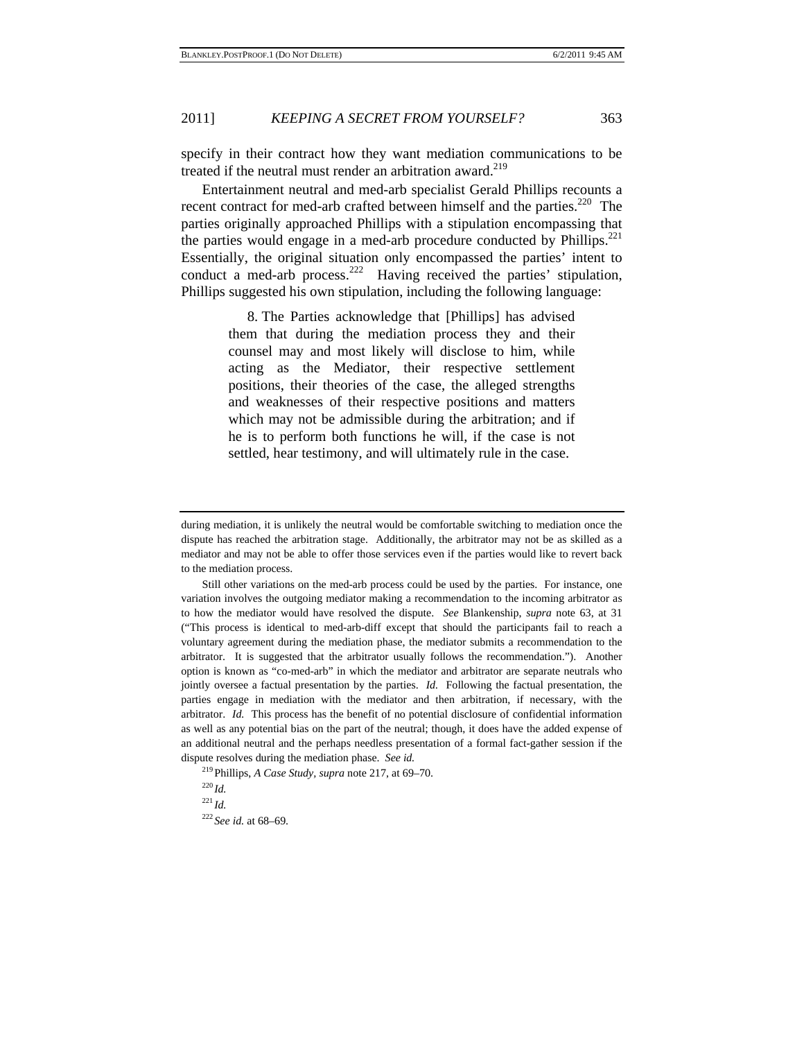specify in their contract how they want mediation communications to be treated if the neutral must render an arbitration award.[219]

Entertainment neutral and med-arb specialist Gerald Phillips recounts a recent contract for med-arb crafted between himself and the parties.[220] The parties originally approached Phillips with a stipulation encompassing that the parties would engage in a med-arb procedure conducted by Phillips.[221] Essentially, the original situation only encompassed the parties' intent to conduct a med-arb process.[222] Having received the parties' stipulation, Phillips suggested his own stipulation, including the following language:

> 8. The Parties acknowledge that [Phillips] has advised them that during the mediation process they and their counsel may and most likely will disclose to him, while acting as the Mediator, their respective settlement positions, their theories of the case, the alleged strengths and weaknesses of their respective positions and matters which may not be admissible during the arbitration; and if he is to perform both functions he will, if the case is not settled, hear testimony, and will ultimately rule in the case.

---

during mediation, it is unlikely the neutral would be comfortable switching to mediation once the dispute has reached the arbitration stage. Additionally, the arbitrator may not be as skilled as a mediator and may not be able to offer those services even if the parties would like to revert back to the mediation process.

Still other variations on the med-arb process could be used by the parties. For instance, one variation involves the outgoing mediator making a recommendation to the incoming arbitrator as to how the mediator would have resolved the dispute. *See* Blankenship, *supra* note 63, at 31 ("This process is identical to med-arb-diff except that should the participants fail to reach a voluntary agreement during the mediation phase, the mediator submits a recommendation to the arbitrator. It is suggested that the arbitrator usually follows the recommendation."). Another option is known as "co-med-arb" in which the mediator and arbitrator are separate neutrals who jointly oversee a factual presentation by the parties. *Id.* Following the factual presentation, the parties engage in mediation with the mediator and then arbitration, if necessary, with the arbitrator. *Id.* This process has the benefit of no potential disclosure of confidential information as well as any potential bias on the part of the neutral; though, it does have the added expense of an additional neutral and the perhaps needless presentation of a formal fact-gather session if the dispute resolves during the mediation phase. *See id.*

[219] Phillips, *A Case Study*, *supra* note 217, at 69–70.

[220] *Id.*

[221] *Id.*

[222] *See id.* at 68–69.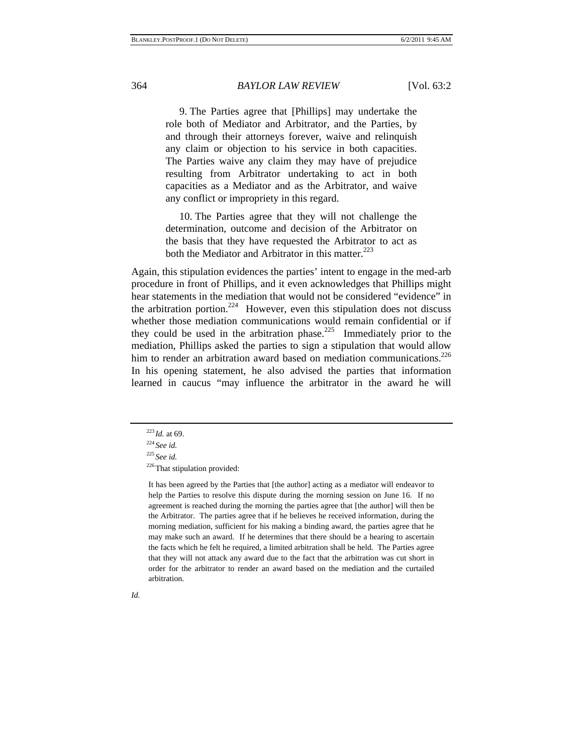> 9. The Parties agree that [Phillips] may undertake the role both of Mediator and Arbitrator, and the Parties, by and through their attorneys forever, waive and relinquish any claim or objection to his service in both capacities. The Parties waive any claim they may have of prejudice resulting from Arbitrator undertaking to act in both capacities as a Mediator and as the Arbitrator, and waive any conflict or impropriety in this regard.
>
> 10. The Parties agree that they will not challenge the determination, outcome and decision of the Arbitrator on the basis that they have requested the Arbitrator to act as both the Mediator and Arbitrator in this matter.[223]

Again, this stipulation evidences the parties' intent to engage in the med-arb procedure in front of Phillips, and it even acknowledges that Phillips might hear statements in the mediation that would not be considered "evidence" in the arbitration portion.[224] However, even this stipulation does not discuss whether those mediation communications would remain confidential or if they could be used in the arbitration phase.[225] Immediately prior to the mediation, Phillips asked the parties to sign a stipulation that would allow him to render an arbitration award based on mediation communications.[226] In his opening statement, he also advised the parties that information learned in caucus "may influence the arbitrator in the award he will

---

[223] *Id.* at 69.

[224] *See id.*

[225] *See id.*

[226] That stipulation provided:

> It has been agreed by the Parties that [the author] acting as a mediator will endeavor to help the Parties to resolve this dispute during the morning session on June 16. If no agreement is reached during the morning the parties agree that [the author] will then be the Arbitrator. The parties agree that if he believes he received information, during the morning mediation, sufficient for his making a binding award, the parties agree that he may make such an award. If he determines that there should be a hearing to ascertain the facts which he felt he required, a limited arbitration shall be held. The Parties agree that they will not attack any award due to the fact that the arbitration was cut short in order for the arbitrator to render an award based on the mediation and the curtailed arbitration.

*Id.*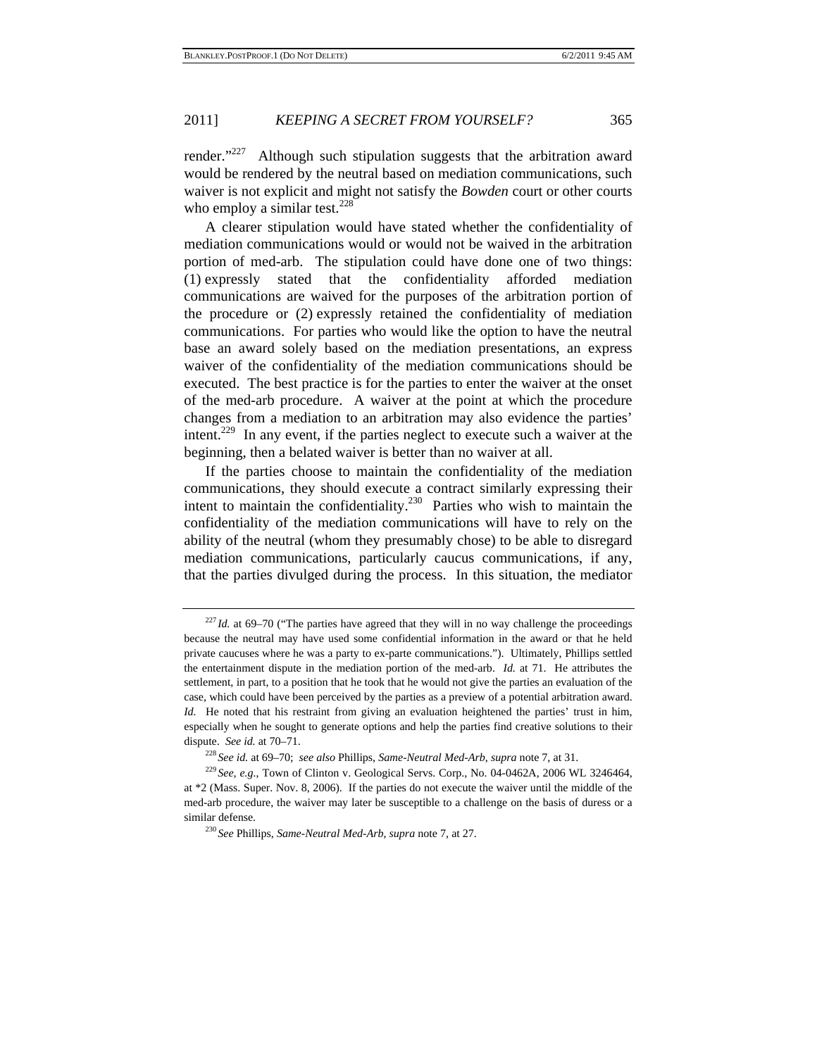render."[227] Although such stipulation suggests that the arbitration award would be rendered by the neutral based on mediation communications, such waiver is not explicit and might not satisfy the *Bowden* court or other courts who employ a similar test.[228]

A clearer stipulation would have stated whether the confidentiality of mediation communications would or would not be waived in the arbitration portion of med-arb. The stipulation could have done one of two things: (1) expressly stated that the confidentiality afforded mediation communications are waived for the purposes of the arbitration portion of the procedure or (2) expressly retained the confidentiality of mediation communications. For parties who would like the option to have the neutral base an award solely based on the mediation presentations, an express waiver of the confidentiality of the mediation communications should be executed. The best practice is for the parties to enter the waiver at the onset of the med-arb procedure. A waiver at the point at which the procedure changes from a mediation to an arbitration may also evidence the parties' intent.[229] In any event, if the parties neglect to execute such a waiver at the beginning, then a belated waiver is better than no waiver at all.

If the parties choose to maintain the confidentiality of the mediation communications, they should execute a contract similarly expressing their intent to maintain the confidentiality.[230] Parties who wish to maintain the confidentiality of the mediation communications will have to rely on the ability of the neutral (whom they presumably chose) to be able to disregard mediation communications, particularly caucus communications, if any, that the parties divulged during the process. In this situation, the mediator

---

[227] *Id.* at 69–70 ("The parties have agreed that they will in no way challenge the proceedings because the neutral may have used some confidential information in the award or that he held private caucuses where he was a party to ex-parte communications."). Ultimately, Phillips settled the entertainment dispute in the mediation portion of the med-arb. *Id.* at 71. He attributes the settlement, in part, to a position that he took that he would not give the parties an evaluation of the case, which could have been perceived by the parties as a preview of a potential arbitration award. *Id.* He noted that his restraint from giving an evaluation heightened the parties' trust in him, especially when he sought to generate options and help the parties find creative solutions to their dispute. *See id.* at 70–71.

[228] *See id.* at 69–70; *see also* Phillips, *Same-Neutral Med-Arb*, *supra* note 7, at 31.

[229] *See, e.g.*, Town of Clinton v. Geological Servs. Corp., No. 04-0462A, 2006 WL 3246464, at *2 (Mass. Super. Nov. 8, 2006). If the parties do not execute the waiver until the middle of the med-arb procedure, the waiver may later be susceptible to a challenge on the basis of duress or a similar defense.

[230] *See* Phillips, *Same-Neutral Med-Arb*, *supra* note 7, at 27.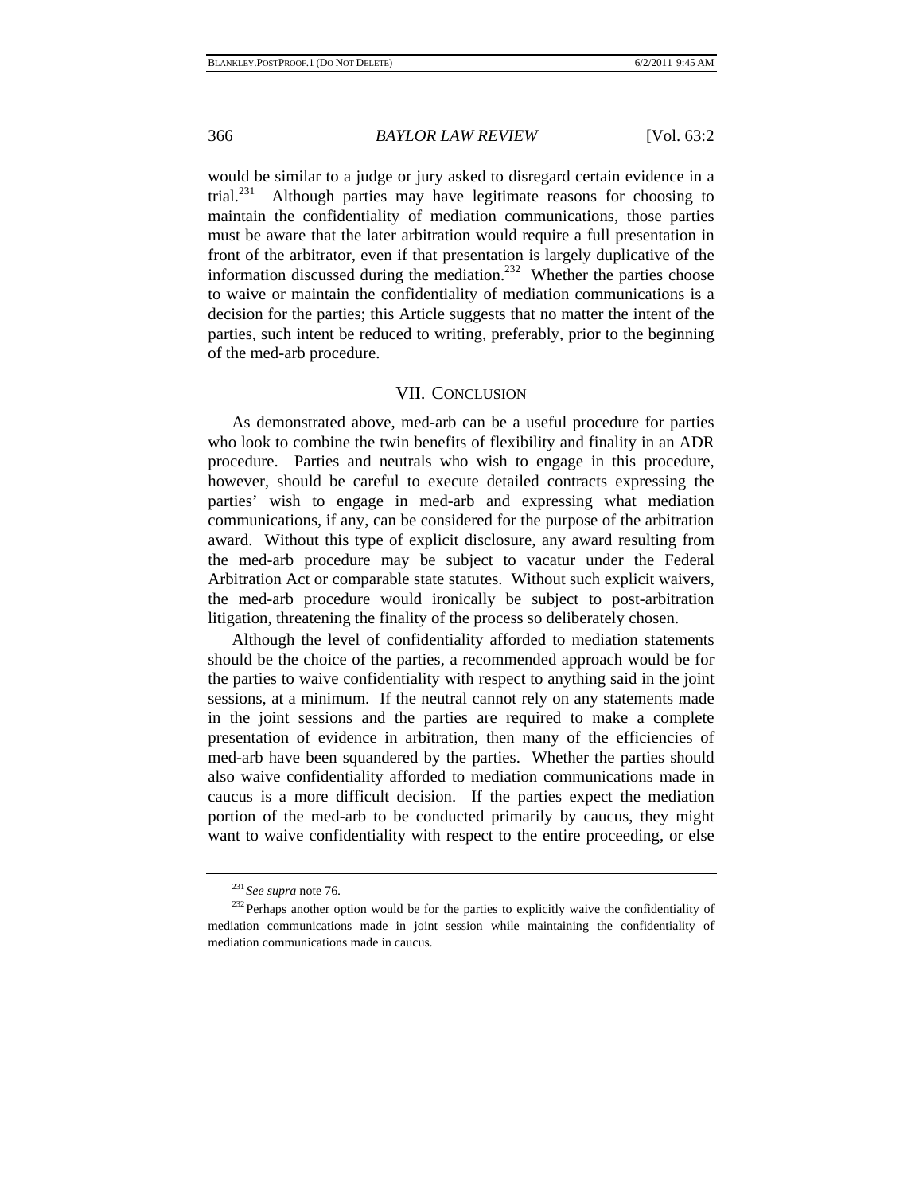would be similar to a judge or jury asked to disregard certain evidence in a trial.[231] Although parties may have legitimate reasons for choosing to maintain the confidentiality of mediation communications, those parties must be aware that the later arbitration would require a full presentation in front of the arbitrator, even if that presentation is largely duplicative of the information discussed during the mediation.[232] Whether the parties choose to waive or maintain the confidentiality of mediation communications is a decision for the parties; this Article suggests that no matter the intent of the parties, such intent be reduced to writing, preferably, prior to the beginning of the med-arb procedure.

## VII. Conclusion

As demonstrated above, med-arb can be a useful procedure for parties who look to combine the twin benefits of flexibility and finality in an ADR procedure. Parties and neutrals who wish to engage in this procedure, however, should be careful to execute detailed contracts expressing the parties' wish to engage in med-arb and expressing what mediation communications, if any, can be considered for the purpose of the arbitration award. Without this type of explicit disclosure, any award resulting from the med-arb procedure may be subject to vacatur under the Federal Arbitration Act or comparable state statutes. Without such explicit waivers, the med-arb procedure would ironically be subject to post-arbitration litigation, threatening the finality of the process so deliberately chosen.

Although the level of confidentiality afforded to mediation statements should be the choice of the parties, a recommended approach would be for the parties to waive confidentiality with respect to anything said in the joint sessions, at a minimum. If the neutral cannot rely on any statements made in the joint sessions and the parties are required to make a complete presentation of evidence in arbitration, then many of the efficiencies of med-arb have been squandered by the parties. Whether the parties should also waive confidentiality afforded to mediation communications made in caucus is a more difficult decision. If the parties expect the mediation portion of the med-arb to be conducted primarily by caucus, they might want to waive confidentiality with respect to the entire proceeding, or else

---

[231] *See supra* note 76.

[232] Perhaps another option would be for the parties to explicitly waive the confidentiality of mediation communications made in joint session while maintaining the confidentiality of mediation communications made in caucus.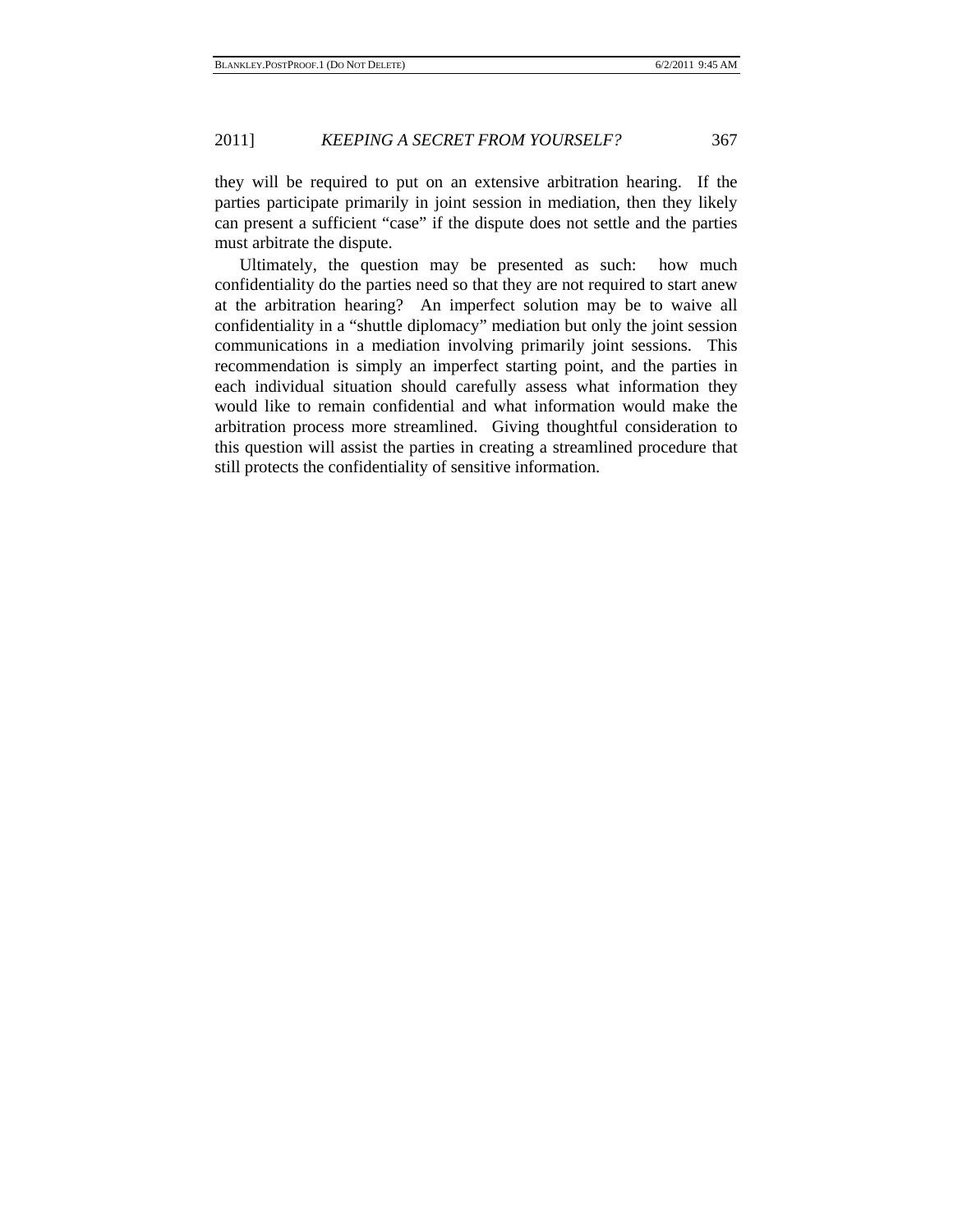they will be required to put on an extensive arbitration hearing. If the parties participate primarily in joint session in mediation, then they likely can present a sufficient "case" if the dispute does not settle and the parties must arbitrate the dispute.

Ultimately, the question may be presented as such: how much confidentiality do the parties need so that they are not required to start anew at the arbitration hearing? An imperfect solution may be to waive all confidentiality in a "shuttle diplomacy" mediation but only the joint session communications in a mediation involving primarily joint sessions. This recommendation is simply an imperfect starting point, and the parties in each individual situation should carefully assess what information they would like to remain confidential and what information would make the arbitration process more streamlined. Giving thoughtful consideration to this question will assist the parties in creating a streamlined procedure that still protects the confidentiality of sensitive information.